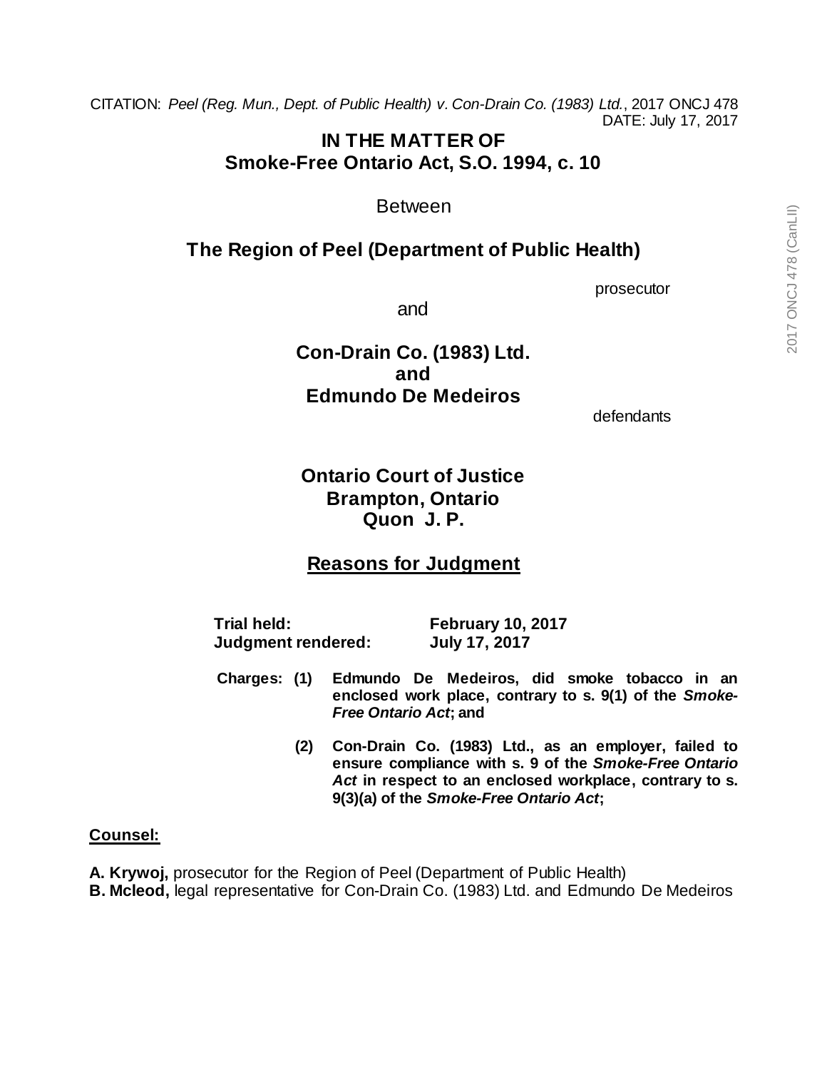CITATION: *Peel (Reg. Mun., Dept. of Public Health) v. Con-Drain Co. (1983) Ltd.*, 2017 ONCJ 478
DATE: July 17, 2017

# IN THE MATTER OF
# Smoke-Free Ontario Act, S.O. 1994, c. 10

Between

## The Region of Peel (Department of Public Health)

prosecutor

and

## Con-Drain Co. (1983) Ltd.
## and
## Edmundo De Medeiros

defendants

## Ontario Court of Justice
## Brampton, Ontario
## Quon J. P.

## Reasons for Judgment

**Trial held:** **February 10, 2017**
**Judgment rendered:** **July 17, 2017**

**Charges: (1) Edmundo De Medeiros, did smoke tobacco in an enclosed work place, contrary to s. 9(1) of the *Smoke-Free Ontario Act*; and**

**(2) Con-Drain Co. (1983) Ltd., as an employer, failed to ensure compliance with s. 9 of the *Smoke-Free Ontario Act* in respect to an enclosed workplace, contrary to s. 9(3)(a) of the *Smoke-Free Ontario Act*;**

**Counsel:**

**A. Krywoj,** prosecutor for the Region of Peel (Department of Public Health)
**B. Mcleod,** legal representative for Con-Drain Co. (1983) Ltd. and Edmundo De Medeiros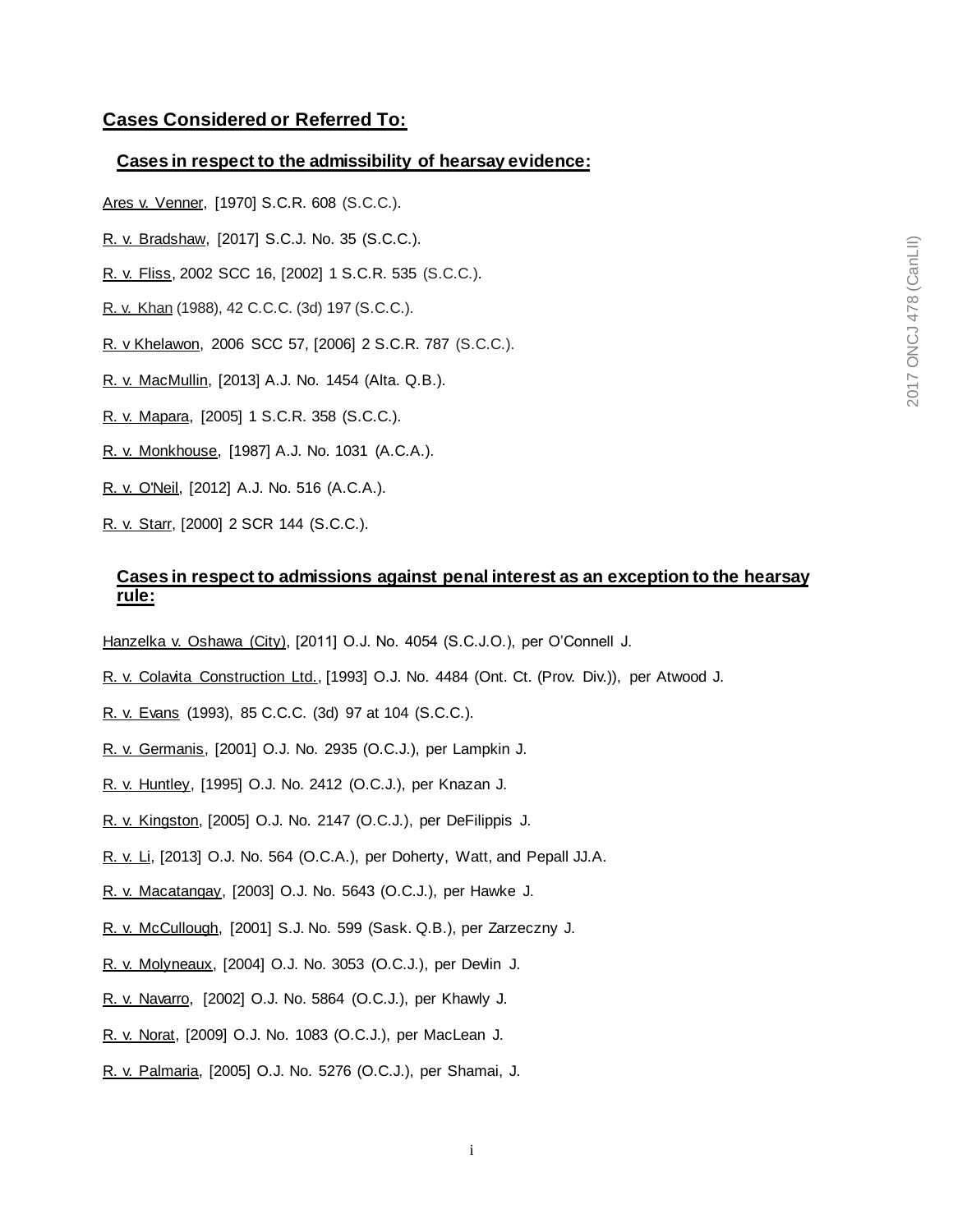## Cases Considered or Referred To:

### Cases in respect to the admissibility of hearsay evidence:

Ares v. Venner, [1970] S.C.R. 608 (S.C.C.).

R. v. Bradshaw, [2017] S.C.J. No. 35 (S.C.C.).

R. v. Fliss, 2002 SCC 16, [2002] 1 S.C.R. 535 (S.C.C.).

R. v. Khan (1988), 42 C.C.C. (3d) 197 (S.C.C.).

R. v Khelawon, 2006 SCC 57, [2006] 2 S.C.R. 787 (S.C.C.).

R. v. MacMullin, [2013] A.J. No. 1454 (Alta. Q.B.).

R. v. Mapara, [2005] 1 S.C.R. 358 (S.C.C.).

R. v. Monkhouse, [1987] A.J. No. 1031 (A.C.A.).

R. v. O'Neil, [2012] A.J. No. 516 (A.C.A.).

R. v. Starr, [2000] 2 SCR 144 (S.C.C.).

### Cases in respect to admissions against penal interest as an exception to the hearsay rule:

Hanzelka v. Oshawa (City), [2011] O.J. No. 4054 (S.C.J.O.), per O'Connell J.

R. v. Colavita Construction Ltd., [1993] O.J. No. 4484 (Ont. Ct. (Prov. Div.)), per Atwood J.

R. v. Evans (1993), 85 C.C.C. (3d) 97 at 104 (S.C.C.).

R. v. Germanis, [2001] O.J. No. 2935 (O.C.J.), per Lampkin J.

R. v. Huntley, [1995] O.J. No. 2412 (O.C.J.), per Knazan J.

R. v. Kingston, [2005] O.J. No. 2147 (O.C.J.), per DeFilippis J.

R. v. Li, [2013] O.J. No. 564 (O.C.A.), per Doherty, Watt, and Pepall JJ.A.

R. v. Macatangay, [2003] O.J. No. 5643 (O.C.J.), per Hawke J.

R. v. McCullough, [2001] S.J. No. 599 (Sask. Q.B.), per Zarzeczny J.

R. v. Molyneaux, [2004] O.J. No. 3053 (O.C.J.), per Devlin J.

R. v. Navarro, [2002] O.J. No. 5864 (O.C.J.), per Khawly J.

R. v. Norat, [2009] O.J. No. 1083 (O.C.J.), per MacLean J.

R. v. Palmaria, [2005] O.J. No. 5276 (O.C.J.), per Shamai, J.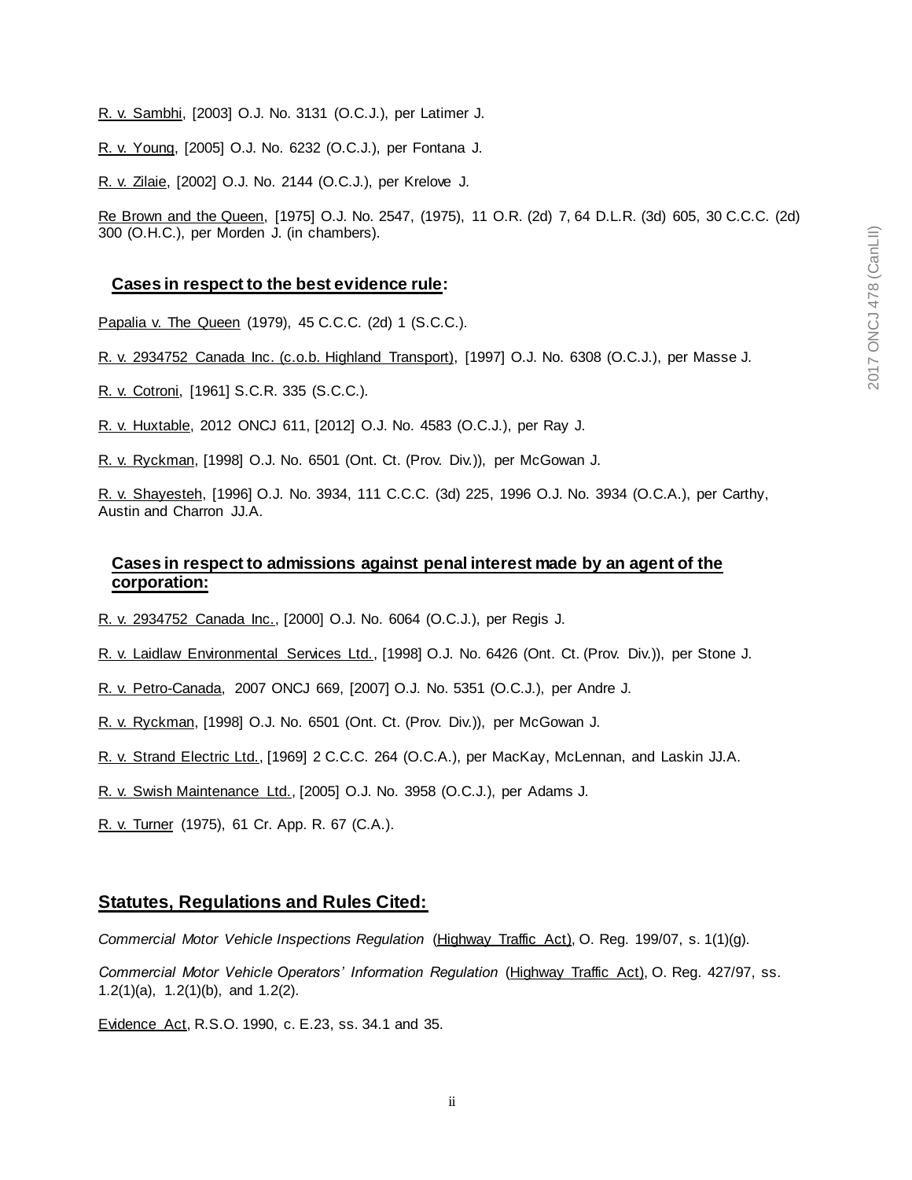R. v. Sambhi, [2003] O.J. No. 3131 (O.C.J.), per Latimer J.

R. v. Young, [2005] O.J. No. 6232 (O.C.J.), per Fontana J.

R. v. Zilaie, [2002] O.J. No. 2144 (O.C.J.), per Krelove J.

Re Brown and the Queen, [1975] O.J. No. 2547, (1975), 11 O.R. (2d) 7, 64 D.L.R. (3d) 605, 30 C.C.C. (2d) 300 (O.H.C.), per Morden J. (in chambers).

### Cases in respect to the best evidence rule:

Papalia v. The Queen (1979), 45 C.C.C. (2d) 1 (S.C.C.).

R. v. 2934752 Canada Inc. (c.o.b. Highland Transport), [1997] O.J. No. 6308 (O.C.J.), per Masse J.

R. v. Cotroni, [1961] S.C.R. 335 (S.C.C.).

R. v. Huxtable, 2012 ONCJ 611, [2012] O.J. No. 4583 (O.C.J.), per Ray J.

R. v. Ryckman, [1998] O.J. No. 6501 (Ont. Ct. (Prov. Div.)), per McGowan J.

R. v. Shayesteh, [1996] O.J. No. 3934, 111 C.C.C. (3d) 225, 1996 O.J. No. 3934 (O.C.A.), per Carthy, Austin and Charron JJ.A.

### Cases in respect to admissions against penal interest made by an agent of the corporation:

R. v. 2934752 Canada Inc., [2000] O.J. No. 6064 (O.C.J.), per Regis J.

R. v. Laidlaw Environmental Services Ltd., [1998] O.J. No. 6426 (Ont. Ct. (Prov. Div.)), per Stone J.

R. v. Petro-Canada, 2007 ONCJ 669, [2007] O.J. No. 5351 (O.C.J.), per Andre J.

R. v. Ryckman, [1998] O.J. No. 6501 (Ont. Ct. (Prov. Div.)), per McGowan J.

R. v. Strand Electric Ltd., [1969] 2 C.C.C. 264 (O.C.A.), per MacKay, McLennan, and Laskin JJ.A.

R. v. Swish Maintenance Ltd., [2005] O.J. No. 3958 (O.C.J.), per Adams J.

R. v. Turner (1975), 61 Cr. App. R. 67 (C.A.).

## Statutes, Regulations and Rules Cited:

*Commercial Motor Vehicle Inspections Regulation* (Highway Traffic Act), O. Reg. 199/07, s. 1(1)(g).

*Commercial Motor Vehicle Operators' Information Regulation* (Highway Traffic Act), O. Reg. 427/97, ss. 1.2(1)(a), 1.2(1)(b), and 1.2(2).

Evidence Act, R.S.O. 1990, c. E.23, ss. 34.1 and 35.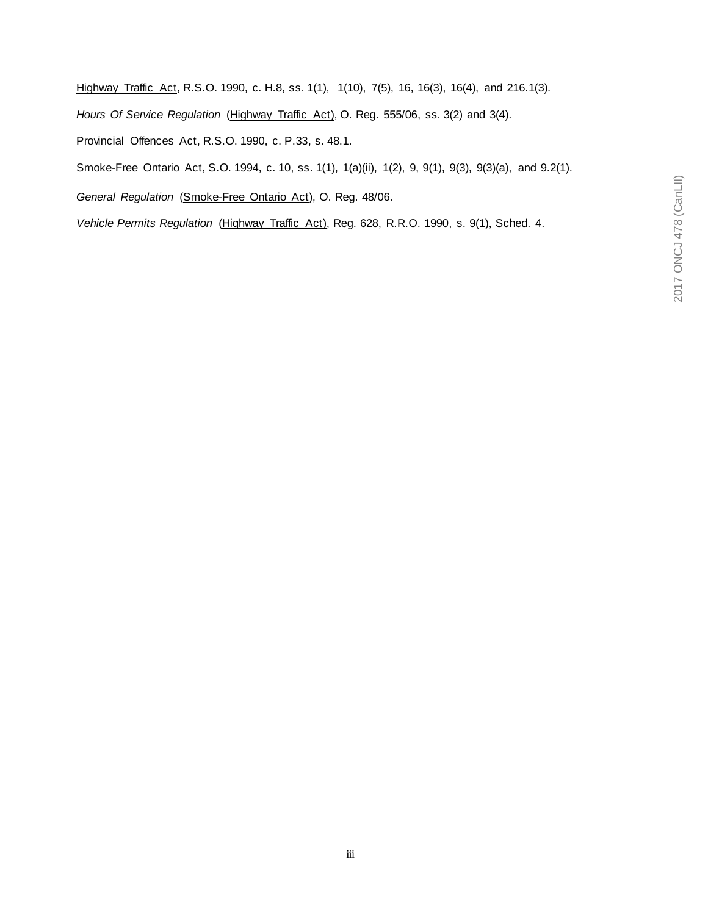Highway Traffic Act, R.S.O. 1990, c. H.8, ss. 1(1), 1(10), 7(5), 16, 16(3), 16(4), and 216.1(3).

*Hours Of Service Regulation* (Highway Traffic Act), O. Reg. 555/06, ss. 3(2) and 3(4).

Provincial Offences Act, R.S.O. 1990, c. P.33, s. 48.1.

Smoke-Free Ontario Act, S.O. 1994, c. 10, ss. 1(1), 1(a)(ii), 1(2), 9, 9(1), 9(3), 9(3)(a), and 9.2(1).

*General Regulation* (Smoke-Free Ontario Act), O. Reg. 48/06.

*Vehicle Permits Regulation* (Highway Traffic Act), Reg. 628, R.R.O. 1990, s. 9(1), Sched. 4.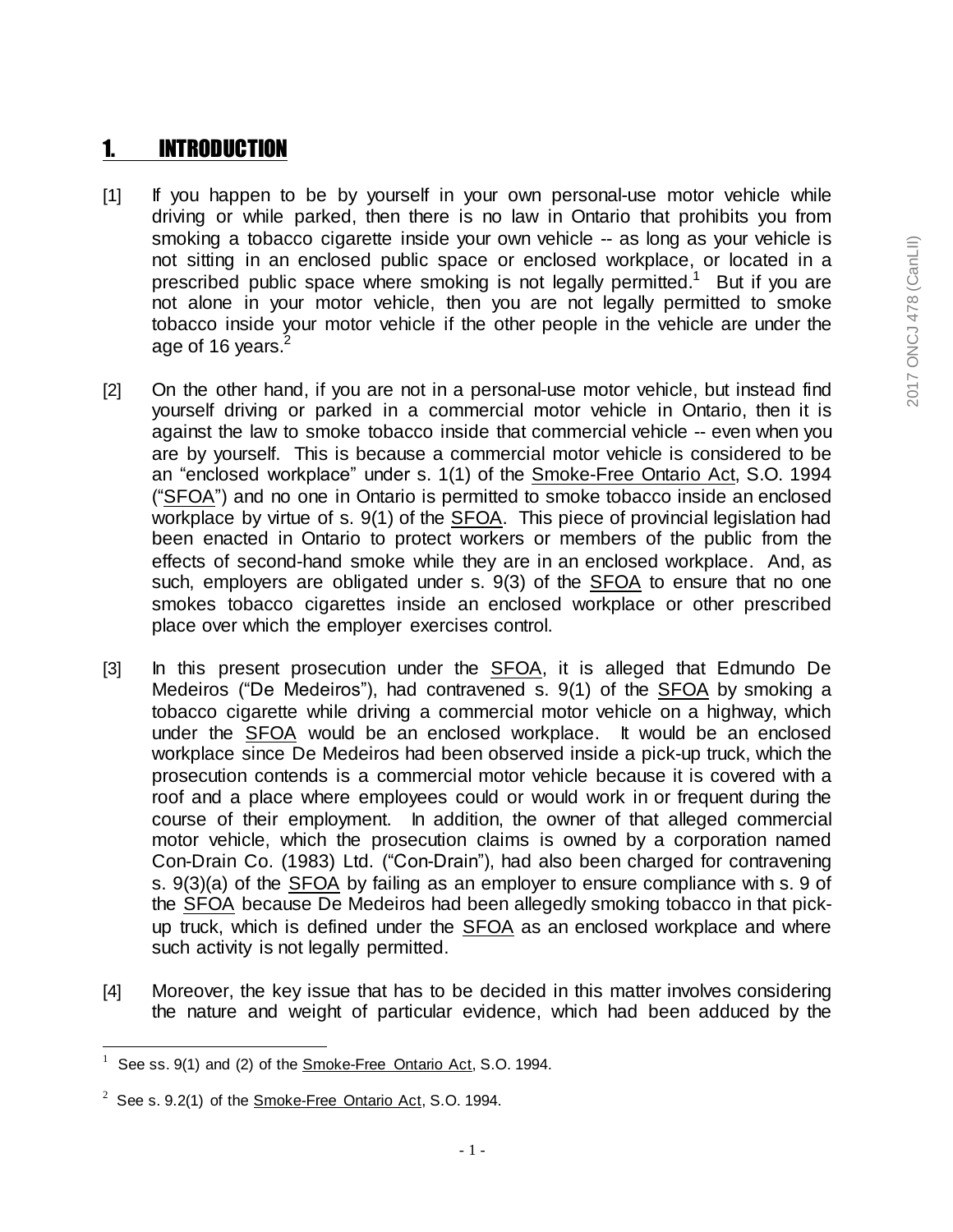## 1. INTRODUCTION

[1] If you happen to be by yourself in your own personal-use motor vehicle while driving or while parked, then there is no law in Ontario that prohibits you from smoking a tobacco cigarette inside your own vehicle -- as long as your vehicle is not sitting in an enclosed public space or enclosed workplace, or located in a prescribed public space where smoking is not legally permitted.[1] But if you are not alone in your motor vehicle, then you are not legally permitted to smoke tobacco inside your motor vehicle if the other people in the vehicle are under the age of 16 years.[2]

[2] On the other hand, if you are not in a personal-use motor vehicle, but instead find yourself driving or parked in a commercial motor vehicle in Ontario, then it is against the law to smoke tobacco inside that commercial vehicle -- even when you are by yourself. This is because a commercial motor vehicle is considered to be an "enclosed workplace" under s. 1(1) of the Smoke-Free Ontario Act, S.O. 1994 ("SFOA") and no one in Ontario is permitted to smoke tobacco inside an enclosed workplace by virtue of s. 9(1) of the SFOA. This piece of provincial legislation had been enacted in Ontario to protect workers or members of the public from the effects of second-hand smoke while they are in an enclosed workplace. And, as such, employers are obligated under s. 9(3) of the SFOA to ensure that no one smokes tobacco cigarettes inside an enclosed workplace or other prescribed place over which the employer exercises control.

[3] In this present prosecution under the SFOA, it is alleged that Edmundo De Medeiros ("De Medeiros"), had contravened s. 9(1) of the SFOA by smoking a tobacco cigarette while driving a commercial motor vehicle on a highway, which under the SFOA would be an enclosed workplace. It would be an enclosed workplace since De Medeiros had been observed inside a pick-up truck, which the prosecution contends is a commercial motor vehicle because it is covered with a roof and a place where employees could or would work in or frequent during the course of their employment. In addition, the owner of that alleged commercial motor vehicle, which the prosecution claims is owned by a corporation named Con-Drain Co. (1983) Ltd. ("Con-Drain"), had also been charged for contravening s. 9(3)(a) of the SFOA by failing as an employer to ensure compliance with s. 9 of the SFOA because De Medeiros had been allegedly smoking tobacco in that pick-up truck, which is defined under the SFOA as an enclosed workplace and where such activity is not legally permitted.

[4] Moreover, the key issue that has to be decided in this matter involves considering the nature and weight of particular evidence, which had been adduced by the

---

[1] See ss. 9(1) and (2) of the Smoke-Free Ontario Act, S.O. 1994.

[2] See s. 9.2(1) of the Smoke-Free Ontario Act, S.O. 1994.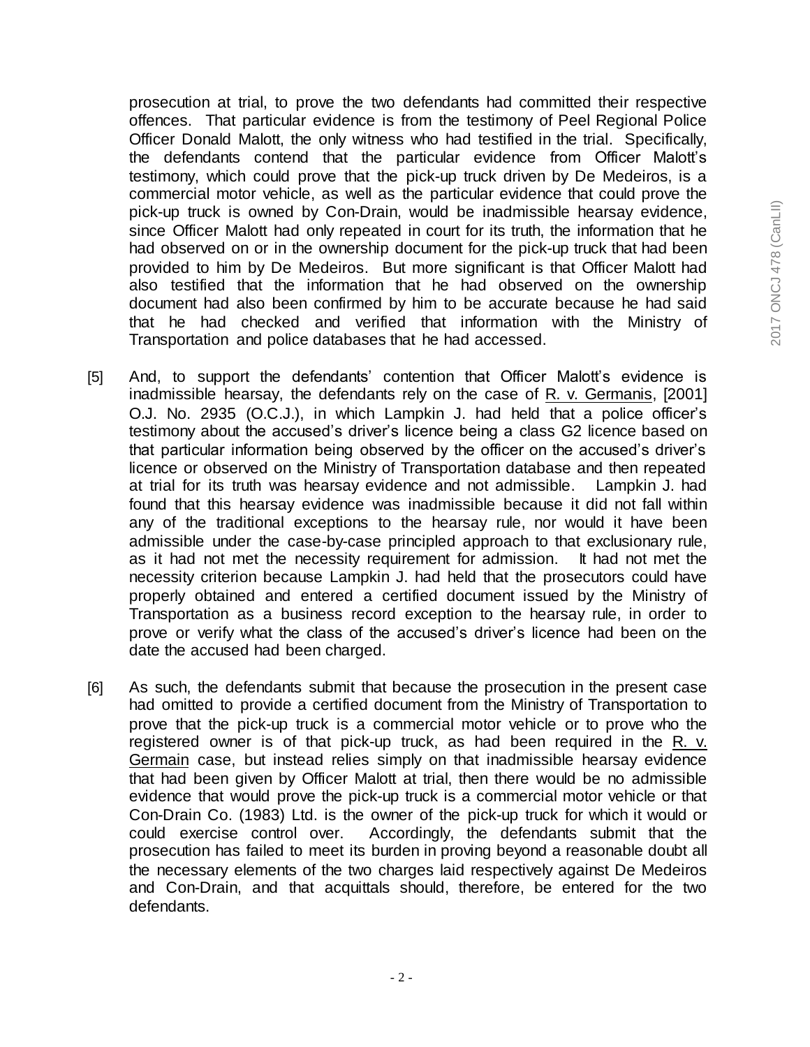prosecution at trial, to prove the two defendants had committed their respective offences. That particular evidence is from the testimony of Peel Regional Police Officer Donald Malott, the only witness who had testified in the trial. Specifically, the defendants contend that the particular evidence from Officer Malott's testimony, which could prove that the pick-up truck driven by De Medeiros, is a commercial motor vehicle, as well as the particular evidence that could prove the pick-up truck is owned by Con-Drain, would be inadmissible hearsay evidence, since Officer Malott had only repeated in court for its truth, the information that he had observed on or in the ownership document for the pick-up truck that had been provided to him by De Medeiros. But more significant is that Officer Malott had also testified that the information that he had observed on the ownership document had also been confirmed by him to be accurate because he had said that he had checked and verified that information with the Ministry of Transportation and police databases that he had accessed.

[5] And, to support the defendants' contention that Officer Malott's evidence is inadmissible hearsay, the defendants rely on the case of R. v. Germanis, [2001] O.J. No. 2935 (O.C.J.), in which Lampkin J. had held that a police officer's testimony about the accused's driver's licence being a class G2 licence based on that particular information being observed by the officer on the accused's driver's licence or observed on the Ministry of Transportation database and then repeated at trial for its truth was hearsay evidence and not admissible. Lampkin J. had found that this hearsay evidence was inadmissible because it did not fall within any of the traditional exceptions to the hearsay rule, nor would it have been admissible under the case-by-case principled approach to that exclusionary rule, as it had not met the necessity requirement for admission. It had not met the necessity criterion because Lampkin J. had held that the prosecutors could have properly obtained and entered a certified document issued by the Ministry of Transportation as a business record exception to the hearsay rule, in order to prove or verify what the class of the accused's driver's licence had been on the date the accused had been charged.

[6] As such, the defendants submit that because the prosecution in the present case had omitted to provide a certified document from the Ministry of Transportation to prove that the pick-up truck is a commercial motor vehicle or to prove who the registered owner is of that pick-up truck, as had been required in the R. v. Germain case, but instead relies simply on that inadmissible hearsay evidence that had been given by Officer Malott at trial, then there would be no admissible evidence that would prove the pick-up truck is a commercial motor vehicle or that Con-Drain Co. (1983) Ltd. is the owner of the pick-up truck for which it would or could exercise control over. Accordingly, the defendants submit that the prosecution has failed to meet its burden in proving beyond a reasonable doubt all the necessary elements of the two charges laid respectively against De Medeiros and Con-Drain, and that acquittals should, therefore, be entered for the two defendants.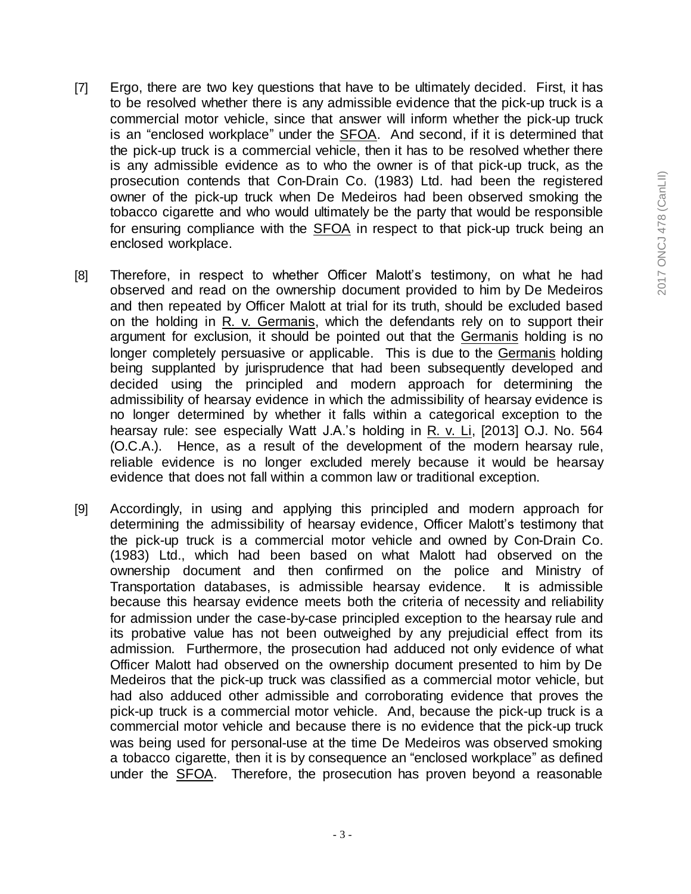[7] Ergo, there are two key questions that have to be ultimately decided. First, it has to be resolved whether there is any admissible evidence that the pick-up truck is a commercial motor vehicle, since that answer will inform whether the pick-up truck is an "enclosed workplace" under the SFOA. And second, if it is determined that the pick-up truck is a commercial vehicle, then it has to be resolved whether there is any admissible evidence as to who the owner is of that pick-up truck, as the prosecution contends that Con-Drain Co. (1983) Ltd. had been the registered owner of the pick-up truck when De Medeiros had been observed smoking the tobacco cigarette and who would ultimately be the party that would be responsible for ensuring compliance with the SFOA in respect to that pick-up truck being an enclosed workplace.

[8] Therefore, in respect to whether Officer Malott's testimony, on what he had observed and read on the ownership document provided to him by De Medeiros and then repeated by Officer Malott at trial for its truth, should be excluded based on the holding in R. v. Germanis, which the defendants rely on to support their argument for exclusion, it should be pointed out that the Germanis holding is no longer completely persuasive or applicable. This is due to the Germanis holding being supplanted by jurisprudence that had been subsequently developed and decided using the principled and modern approach for determining the admissibility of hearsay evidence in which the admissibility of hearsay evidence is no longer determined by whether it falls within a categorical exception to the hearsay rule: see especially Watt J.A.'s holding in R. v. Li, [2013] O.J. No. 564 (O.C.A.). Hence, as a result of the development of the modern hearsay rule, reliable evidence is no longer excluded merely because it would be hearsay evidence that does not fall within a common law or traditional exception.

[9] Accordingly, in using and applying this principled and modern approach for determining the admissibility of hearsay evidence, Officer Malott's testimony that the pick-up truck is a commercial motor vehicle and owned by Con-Drain Co. (1983) Ltd., which had been based on what Malott had observed on the ownership document and then confirmed on the police and Ministry of Transportation databases, is admissible hearsay evidence. It is admissible because this hearsay evidence meets both the criteria of necessity and reliability for admission under the case-by-case principled exception to the hearsay rule and its probative value has not been outweighed by any prejudicial effect from its admission. Furthermore, the prosecution had adduced not only evidence of what Officer Malott had observed on the ownership document presented to him by De Medeiros that the pick-up truck was classified as a commercial motor vehicle, but had also adduced other admissible and corroborating evidence that proves the pick-up truck is a commercial motor vehicle. And, because the pick-up truck is a commercial motor vehicle and because there is no evidence that the pick-up truck was being used for personal-use at the time De Medeiros was observed smoking a tobacco cigarette, then it is by consequence an "enclosed workplace" as defined under the SFOA. Therefore, the prosecution has proven beyond a reasonable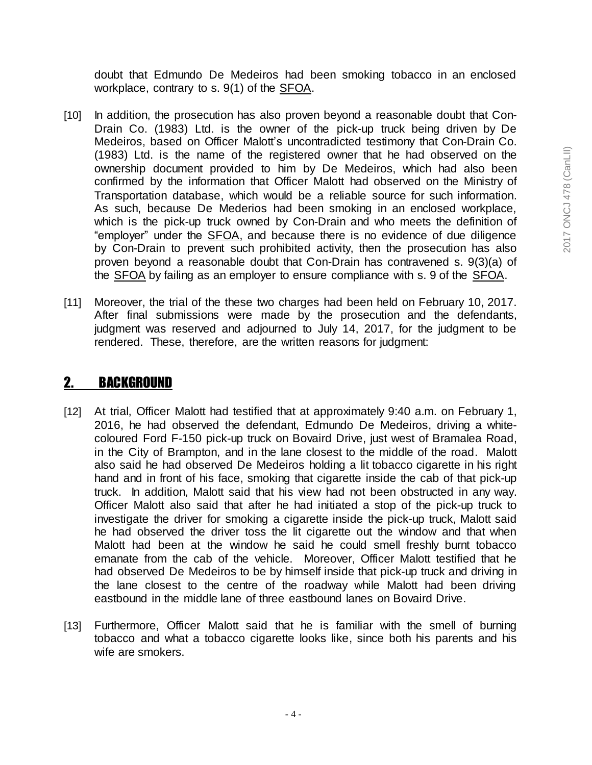doubt that Edmundo De Medeiros had been smoking tobacco in an enclosed workplace, contrary to s. 9(1) of the SFOA.

[10] In addition, the prosecution has also proven beyond a reasonable doubt that Con-Drain Co. (1983) Ltd. is the owner of the pick-up truck being driven by De Medeiros, based on Officer Malott's uncontradicted testimony that Con-Drain Co. (1983) Ltd. is the name of the registered owner that he had observed on the ownership document provided to him by De Medeiros, which had also been confirmed by the information that Officer Malott had observed on the Ministry of Transportation database, which would be a reliable source for such information. As such, because De Mederios had been smoking in an enclosed workplace, which is the pick-up truck owned by Con-Drain and who meets the definition of "employer" under the SFOA, and because there is no evidence of due diligence by Con-Drain to prevent such prohibited activity, then the prosecution has also proven beyond a reasonable doubt that Con-Drain has contravened s. 9(3)(a) of the SFOA by failing as an employer to ensure compliance with s. 9 of the SFOA.

[11] Moreover, the trial of the these two charges had been held on February 10, 2017. After final submissions were made by the prosecution and the defendants, judgment was reserved and adjourned to July 14, 2017, for the judgment to be rendered. These, therefore, are the written reasons for judgment:

## 2. BACKGROUND

[12] At trial, Officer Malott had testified that at approximately 9:40 a.m. on February 1, 2016, he had observed the defendant, Edmundo De Medeiros, driving a white-coloured Ford F-150 pick-up truck on Bovaird Drive, just west of Bramalea Road, in the City of Brampton, and in the lane closest to the middle of the road. Malott also said he had observed De Medeiros holding a lit tobacco cigarette in his right hand and in front of his face, smoking that cigarette inside the cab of that pick-up truck. In addition, Malott said that his view had not been obstructed in any way. Officer Malott also said that after he had initiated a stop of the pick-up truck to investigate the driver for smoking a cigarette inside the pick-up truck, Malott said he had observed the driver toss the lit cigarette out the window and that when Malott had been at the window he said he could smell freshly burnt tobacco emanate from the cab of the vehicle. Moreover, Officer Malott testified that he had observed De Medeiros to be by himself inside that pick-up truck and driving in the lane closest to the centre of the roadway while Malott had been driving eastbound in the middle lane of three eastbound lanes on Bovaird Drive.

[13] Furthermore, Officer Malott said that he is familiar with the smell of burning tobacco and what a tobacco cigarette looks like, since both his parents and his wife are smokers.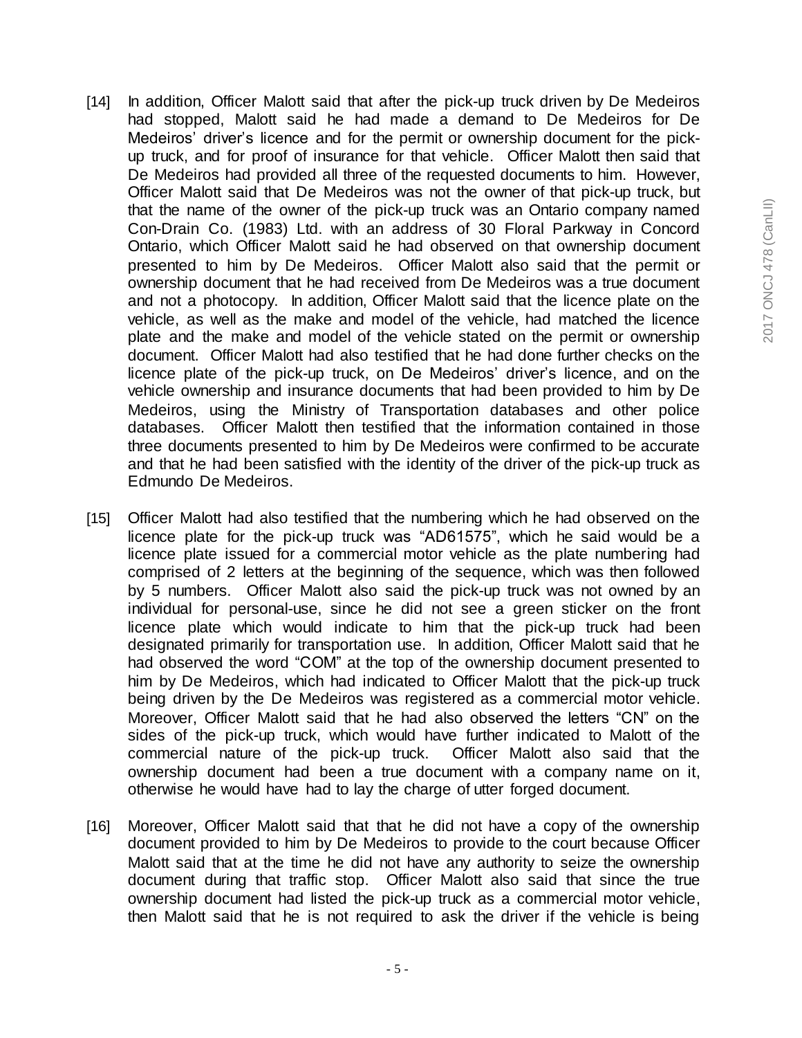[14] In addition, Officer Malott said that after the pick-up truck driven by De Medeiros had stopped, Malott said he had made a demand to De Medeiros for De Medeiros' driver's licence and for the permit or ownership document for the pick-up truck, and for proof of insurance for that vehicle. Officer Malott then said that De Medeiros had provided all three of the requested documents to him. However, Officer Malott said that De Medeiros was not the owner of that pick-up truck, but that the name of the owner of the pick-up truck was an Ontario company named Con-Drain Co. (1983) Ltd. with an address of 30 Floral Parkway in Concord Ontario, which Officer Malott said he had observed on that ownership document presented to him by De Medeiros. Officer Malott also said that the permit or ownership document that he had received from De Medeiros was a true document and not a photocopy. In addition, Officer Malott said that the licence plate on the vehicle, as well as the make and model of the vehicle, had matched the licence plate and the make and model of the vehicle stated on the permit or ownership document. Officer Malott had also testified that he had done further checks on the licence plate of the pick-up truck, on De Medeiros' driver's licence, and on the vehicle ownership and insurance documents that had been provided to him by De Medeiros, using the Ministry of Transportation databases and other police databases. Officer Malott then testified that the information contained in those three documents presented to him by De Medeiros were confirmed to be accurate and that he had been satisfied with the identity of the driver of the pick-up truck as Edmundo De Medeiros.

[15] Officer Malott had also testified that the numbering which he had observed on the licence plate for the pick-up truck was "AD61575", which he said would be a licence plate issued for a commercial motor vehicle as the plate numbering had comprised of 2 letters at the beginning of the sequence, which was then followed by 5 numbers. Officer Malott also said the pick-up truck was not owned by an individual for personal-use, since he did not see a green sticker on the front licence plate which would indicate to him that the pick-up truck had been designated primarily for transportation use. In addition, Officer Malott said that he had observed the word "COM" at the top of the ownership document presented to him by De Medeiros, which had indicated to Officer Malott that the pick-up truck being driven by the De Medeiros was registered as a commercial motor vehicle. Moreover, Officer Malott said that he had also observed the letters "CN" on the sides of the pick-up truck, which would have further indicated to Malott of the commercial nature of the pick-up truck. Officer Malott also said that the ownership document had been a true document with a company name on it, otherwise he would have had to lay the charge of utter forged document.

[16] Moreover, Officer Malott said that that he did not have a copy of the ownership document provided to him by De Medeiros to provide to the court because Officer Malott said that at the time he did not have any authority to seize the ownership document during that traffic stop. Officer Malott also said that since the true ownership document had listed the pick-up truck as a commercial motor vehicle, then Malott said that he is not required to ask the driver if the vehicle is being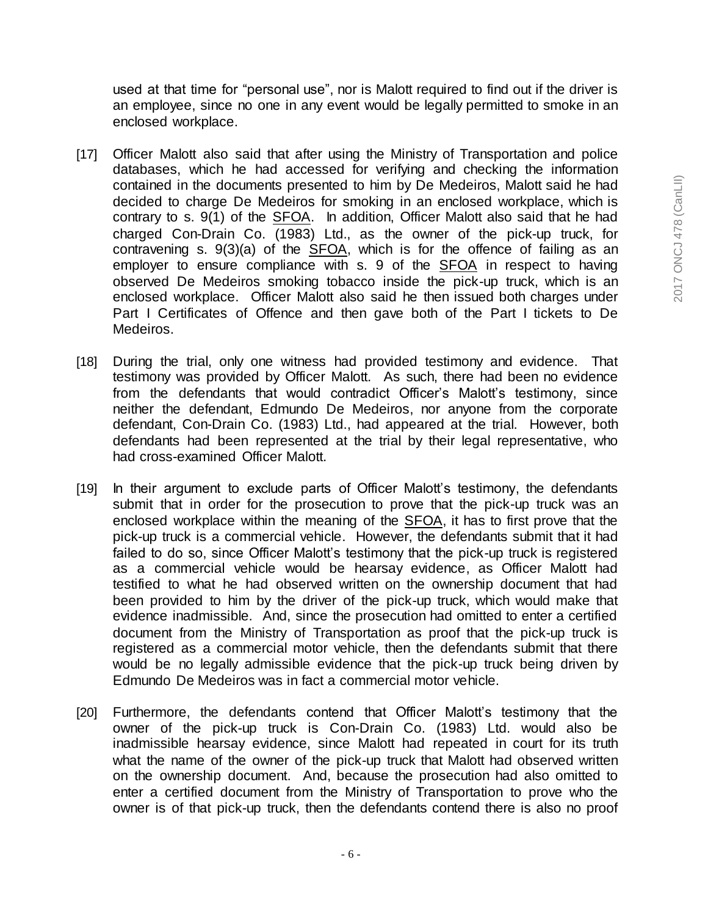used at that time for "personal use", nor is Malott required to find out if the driver is an employee, since no one in any event would be legally permitted to smoke in an enclosed workplace.

[17] Officer Malott also said that after using the Ministry of Transportation and police databases, which he had accessed for verifying and checking the information contained in the documents presented to him by De Medeiros, Malott said he had decided to charge De Medeiros for smoking in an enclosed workplace, which is contrary to s. 9(1) of the SFOA. In addition, Officer Malott also said that he had charged Con-Drain Co. (1983) Ltd., as the owner of the pick-up truck, for contravening s. 9(3)(a) of the SFOA, which is for the offence of failing as an employer to ensure compliance with s. 9 of the SFOA in respect to having observed De Medeiros smoking tobacco inside the pick-up truck, which is an enclosed workplace. Officer Malott also said he then issued both charges under Part I Certificates of Offence and then gave both of the Part I tickets to De Medeiros.

[18] During the trial, only one witness had provided testimony and evidence. That testimony was provided by Officer Malott. As such, there had been no evidence from the defendants that would contradict Officer's Malott's testimony, since neither the defendant, Edmundo De Medeiros, nor anyone from the corporate defendant, Con-Drain Co. (1983) Ltd., had appeared at the trial. However, both defendants had been represented at the trial by their legal representative, who had cross-examined Officer Malott.

[19] In their argument to exclude parts of Officer Malott's testimony, the defendants submit that in order for the prosecution to prove that the pick-up truck was an enclosed workplace within the meaning of the SFOA, it has to first prove that the pick-up truck is a commercial vehicle. However, the defendants submit that it had failed to do so, since Officer Malott's testimony that the pick-up truck is registered as a commercial vehicle would be hearsay evidence, as Officer Malott had testified to what he had observed written on the ownership document that had been provided to him by the driver of the pick-up truck, which would make that evidence inadmissible. And, since the prosecution had omitted to enter a certified document from the Ministry of Transportation as proof that the pick-up truck is registered as a commercial motor vehicle, then the defendants submit that there would be no legally admissible evidence that the pick-up truck being driven by Edmundo De Medeiros was in fact a commercial motor vehicle.

[20] Furthermore, the defendants contend that Officer Malott's testimony that the owner of the pick-up truck is Con-Drain Co. (1983) Ltd. would also be inadmissible hearsay evidence, since Malott had repeated in court for its truth what the name of the owner of the pick-up truck that Malott had observed written on the ownership document. And, because the prosecution had also omitted to enter a certified document from the Ministry of Transportation to prove who the owner is of that pick-up truck, then the defendants contend there is also no proof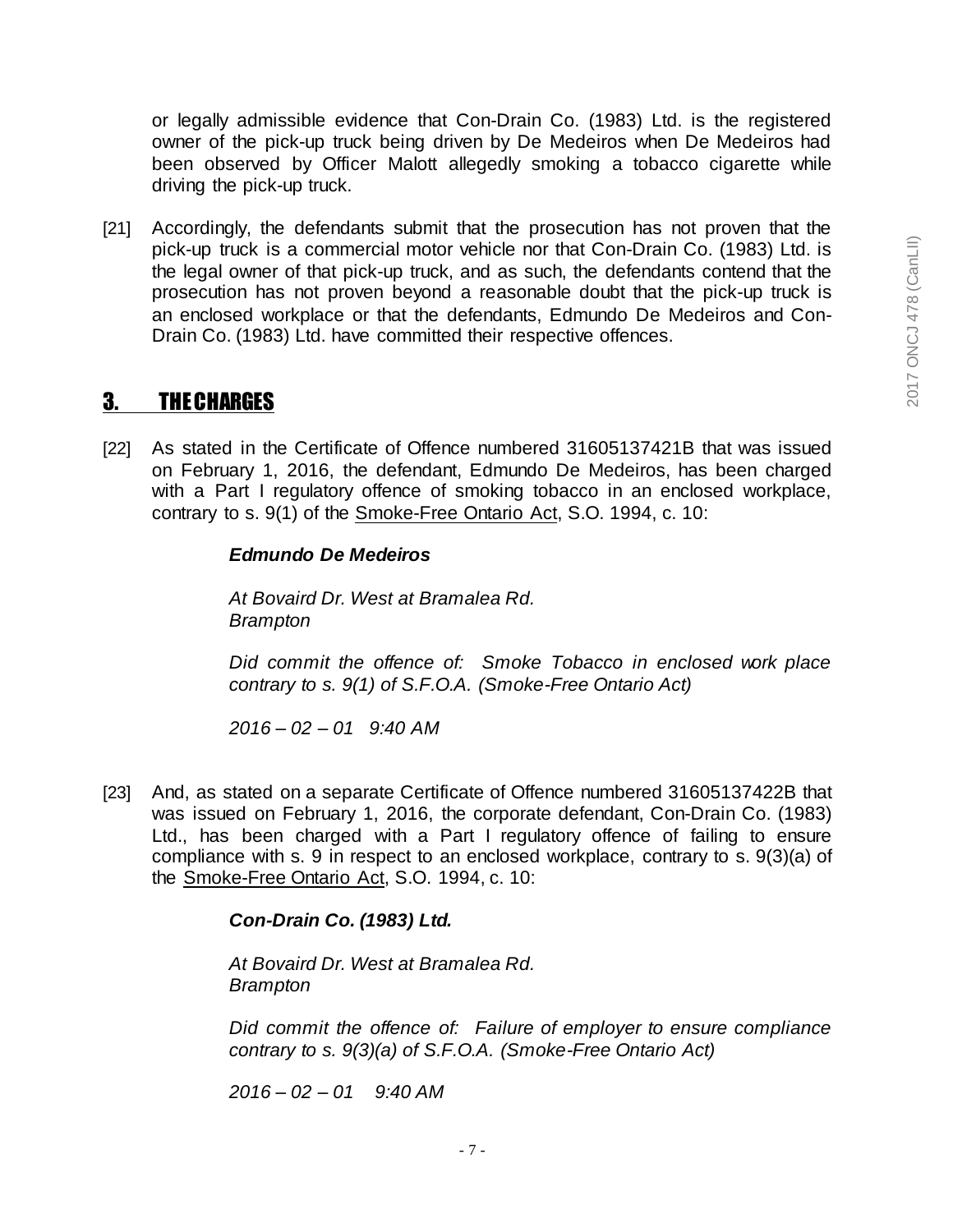or legally admissible evidence that Con-Drain Co. (1983) Ltd. is the registered owner of the pick-up truck being driven by De Medeiros when De Medeiros had been observed by Officer Malott allegedly smoking a tobacco cigarette while driving the pick-up truck.

[21] Accordingly, the defendants submit that the prosecution has not proven that the pick-up truck is a commercial motor vehicle nor that Con-Drain Co. (1983) Ltd. is the legal owner of that pick-up truck, and as such, the defendants contend that the prosecution has not proven beyond a reasonable doubt that the pick-up truck is an enclosed workplace or that the defendants, Edmundo De Medeiros and Con-Drain Co. (1983) Ltd. have committed their respective offences.

## 3. THE CHARGES

[22] As stated in the Certificate of Offence numbered 31605137421B that was issued on February 1, 2016, the defendant, Edmundo De Medeiros, has been charged with a Part I regulatory offence of smoking tobacco in an enclosed workplace, contrary to s. 9(1) of the Smoke-Free Ontario Act, S.O. 1994, c. 10:

> ***Edmundo De Medeiros***
>
> *At Bovaird Dr. West at Bramalea Rd.*
> *Brampton*
>
> *Did commit the offence of: Smoke Tobacco in enclosed work place contrary to s. 9(1) of S.F.O.A. (Smoke-Free Ontario Act)*
>
> *2016 – 02 – 01 9:40 AM*

[23] And, as stated on a separate Certificate of Offence numbered 31605137422B that was issued on February 1, 2016, the corporate defendant, Con-Drain Co. (1983) Ltd., has been charged with a Part I regulatory offence of failing to ensure compliance with s. 9 in respect to an enclosed workplace, contrary to s. 9(3)(a) of the Smoke-Free Ontario Act, S.O. 1994, c. 10:

> ***Con-Drain Co. (1983) Ltd.***
>
> *At Bovaird Dr. West at Bramalea Rd.*
> *Brampton*
>
> *Did commit the offence of: Failure of employer to ensure compliance contrary to s. 9(3)(a) of S.F.O.A. (Smoke-Free Ontario Act)*
>
> *2016 – 02 – 01 9:40 AM*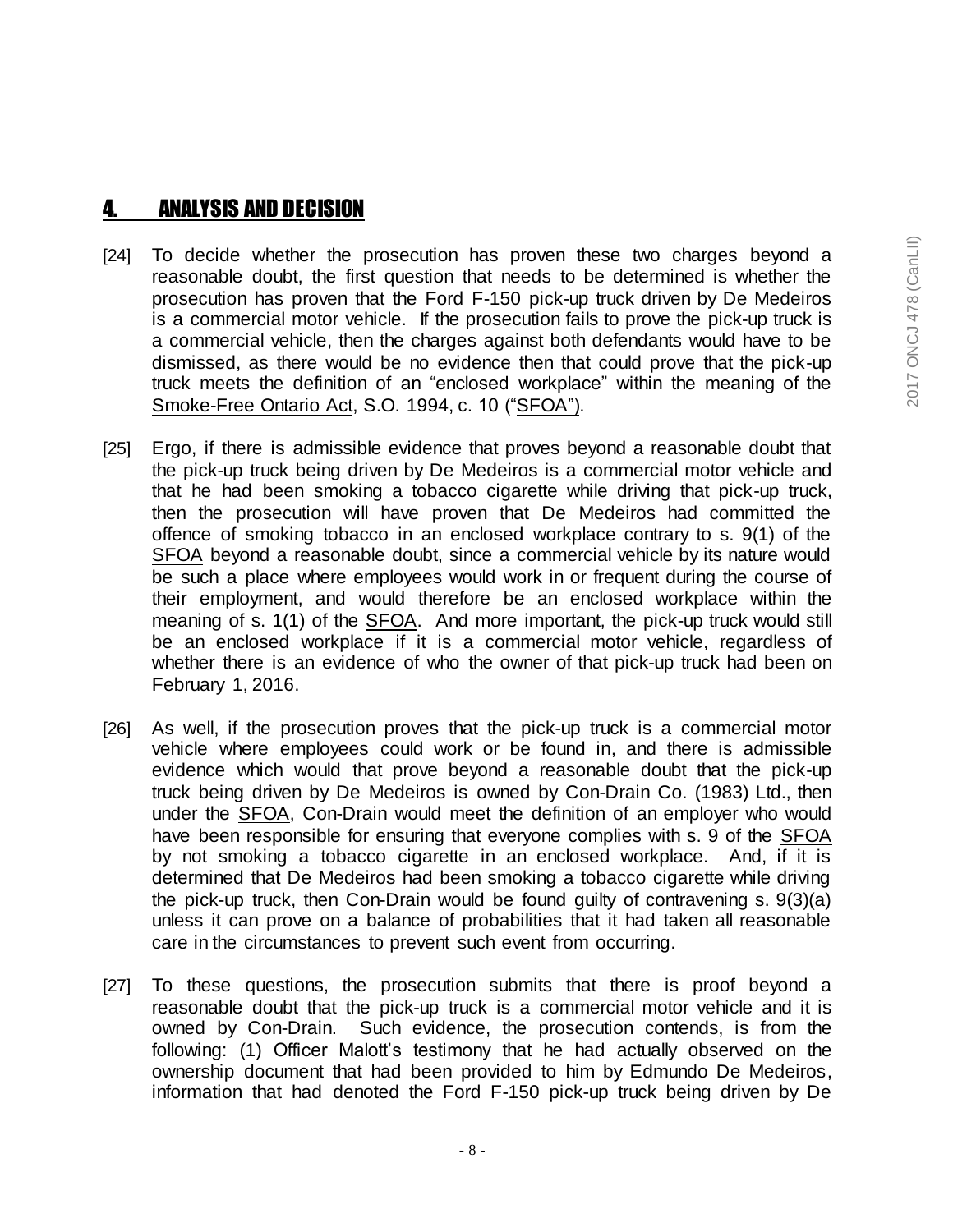## 4. ANALYSIS AND DECISION

[24] To decide whether the prosecution has proven these two charges beyond a reasonable doubt, the first question that needs to be determined is whether the prosecution has proven that the Ford F-150 pick-up truck driven by De Medeiros is a commercial motor vehicle. If the prosecution fails to prove the pick-up truck is a commercial vehicle, then the charges against both defendants would have to be dismissed, as there would be no evidence then that could prove that the pick-up truck meets the definition of an "enclosed workplace" within the meaning of the Smoke-Free Ontario Act, S.O. 1994, c. 10 ("SFOA").

[25] Ergo, if there is admissible evidence that proves beyond a reasonable doubt that the pick-up truck being driven by De Medeiros is a commercial motor vehicle and that he had been smoking a tobacco cigarette while driving that pick-up truck, then the prosecution will have proven that De Medeiros had committed the offence of smoking tobacco in an enclosed workplace contrary to s. 9(1) of the SFOA beyond a reasonable doubt, since a commercial vehicle by its nature would be such a place where employees would work in or frequent during the course of their employment, and would therefore be an enclosed workplace within the meaning of s. 1(1) of the SFOA. And more important, the pick-up truck would still be an enclosed workplace if it is a commercial motor vehicle, regardless of whether there is an evidence of who the owner of that pick-up truck had been on February 1, 2016.

[26] As well, if the prosecution proves that the pick-up truck is a commercial motor vehicle where employees could work or be found in, and there is admissible evidence which would that prove beyond a reasonable doubt that the pick-up truck being driven by De Medeiros is owned by Con-Drain Co. (1983) Ltd., then under the SFOA, Con-Drain would meet the definition of an employer who would have been responsible for ensuring that everyone complies with s. 9 of the SFOA by not smoking a tobacco cigarette in an enclosed workplace. And, if it is determined that De Medeiros had been smoking a tobacco cigarette while driving the pick-up truck, then Con-Drain would be found guilty of contravening s. 9(3)(a) unless it can prove on a balance of probabilities that it had taken all reasonable care in the circumstances to prevent such event from occurring.

[27] To these questions, the prosecution submits that there is proof beyond a reasonable doubt that the pick-up truck is a commercial motor vehicle and it is owned by Con-Drain. Such evidence, the prosecution contends, is from the following: (1) Officer Malott's testimony that he had actually observed on the ownership document that had been provided to him by Edmundo De Medeiros, information that had denoted the Ford F-150 pick-up truck being driven by De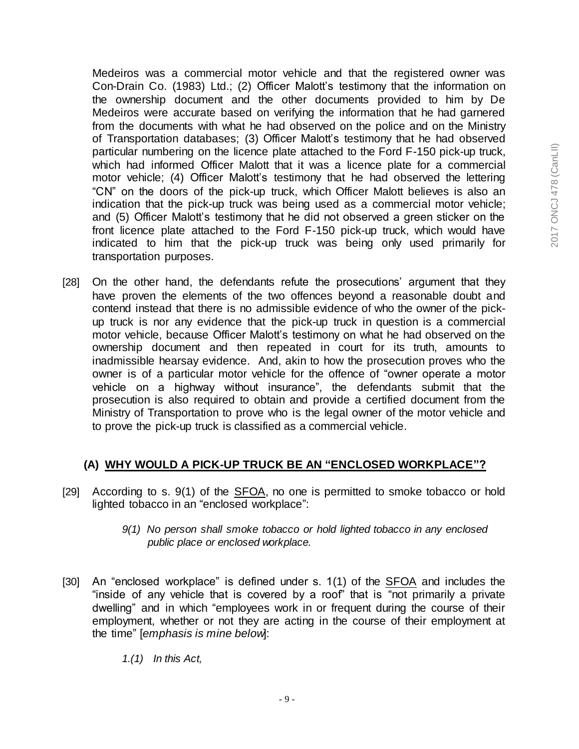Medeiros was a commercial motor vehicle and that the registered owner was Con-Drain Co. (1983) Ltd.; (2) Officer Malott's testimony that the information on the ownership document and the other documents provided to him by De Medeiros were accurate based on verifying the information that he had garnered from the documents with what he had observed on the police and on the Ministry of Transportation databases; (3) Officer Malott's testimony that he had observed particular numbering on the licence plate attached to the Ford F-150 pick-up truck, which had informed Officer Malott that it was a licence plate for a commercial motor vehicle; (4) Officer Malott's testimony that he had observed the lettering "CN" on the doors of the pick-up truck, which Officer Malott believes is also an indication that the pick-up truck was being used as a commercial motor vehicle; and (5) Officer Malott's testimony that he did not observed a green sticker on the front licence plate attached to the Ford F-150 pick-up truck, which would have indicated to him that the pick-up truck was being only used primarily for transportation purposes.

[28] On the other hand, the defendants refute the prosecutions' argument that they have proven the elements of the two offences beyond a reasonable doubt and contend instead that there is no admissible evidence of who the owner of the pick-up truck is nor any evidence that the pick-up truck in question is a commercial motor vehicle, because Officer Malott's testimony on what he had observed on the ownership document and then repeated in court for its truth, amounts to inadmissible hearsay evidence. And, akin to how the prosecution proves who the owner is of a particular motor vehicle for the offence of "owner operate a motor vehicle on a highway without insurance", the defendants submit that the prosecution is also required to obtain and provide a certified document from the Ministry of Transportation to prove who is the legal owner of the motor vehicle and to prove the pick-up truck is classified as a commercial vehicle.

## (A) WHY WOULD A PICK-UP TRUCK BE AN "ENCLOSED WORKPLACE"?

[29] According to s. 9(1) of the SFOA, no one is permitted to smoke tobacco or hold lighted tobacco in an "enclosed workplace":

> *9(1) No person shall smoke tobacco or hold lighted tobacco in any enclosed public place or enclosed workplace.*

[30] An "enclosed workplace" is defined under s. 1(1) of the SFOA and includes the "inside of any vehicle that is covered by a roof" that is "not primarily a private dwelling" and in which "employees work in or frequent during the course of their employment, whether or not they are acting in the course of their employment at the time" [*emphasis is mine below*]:

> *1.(1) In this Act,*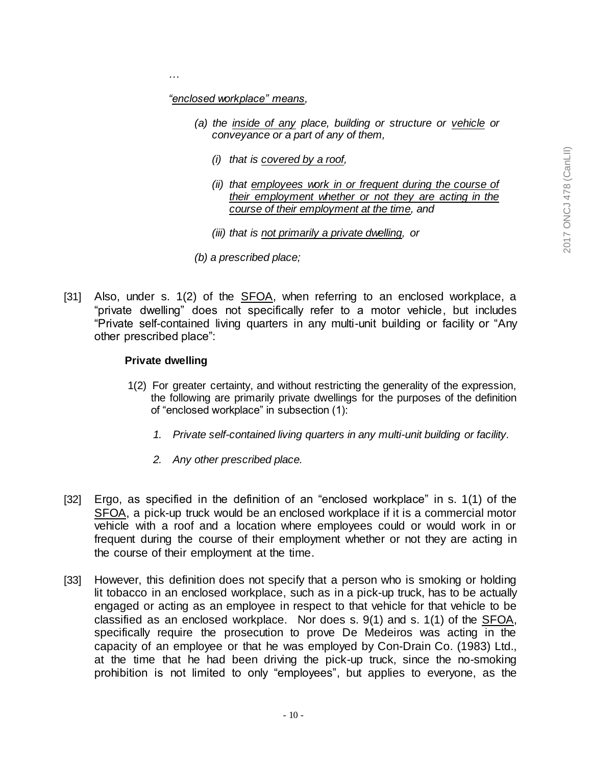…

*"<u>enclosed workplace</u>" <u>means</u>,*

> *(a) the <u>inside of any</u> place, building or structure or <u>vehicle</u> or conveyance or a part of any of them,*
>
> > *(i) that is <u>covered by a roof</u>,*
> >
> > *(ii) that <u>employees work in or frequent during the course of their employment whether or not they are acting in the course of their employment at the time</u>, and*
> >
> > *(iii) that is <u>not primarily a private dwelling</u>, or*
>
> *(b) a prescribed place;*

[31] Also, under s. 1(2) of the <u>SFOA</u>, when referring to an enclosed workplace, a "private dwelling" does not specifically refer to a motor vehicle, but includes "Private self-contained living quarters in any multi-unit building or facility or "Any other prescribed place":

**Private dwelling**

> 1(2) For greater certainty, and without restricting the generality of the expression, the following are primarily private dwellings for the purposes of the definition of "enclosed workplace" in subsection (1):
>
> 1. *Private self-contained living quarters in any multi-unit building or facility.*
> 2. *Any other prescribed place.*

[32] Ergo, as specified in the definition of an "enclosed workplace" in s. 1(1) of the <u>SFOA</u>, a pick-up truck would be an enclosed workplace if it is a commercial motor vehicle with a roof and a location where employees could or would work in or frequent during the course of their employment whether or not they are acting in the course of their employment at the time.

[33] However, this definition does not specify that a person who is smoking or holding lit tobacco in an enclosed workplace, such as in a pick-up truck, has to be actually engaged or acting as an employee in respect to that vehicle for that vehicle to be classified as an enclosed workplace. Nor does s. 9(1) and s. 1(1) of the <u>SFOA</u>, specifically require the prosecution to prove De Medeiros was acting in the capacity of an employee or that he was employed by Con-Drain Co. (1983) Ltd., at the time that he had been driving the pick-up truck, since the no-smoking prohibition is not limited to only "employees", but applies to everyone, as the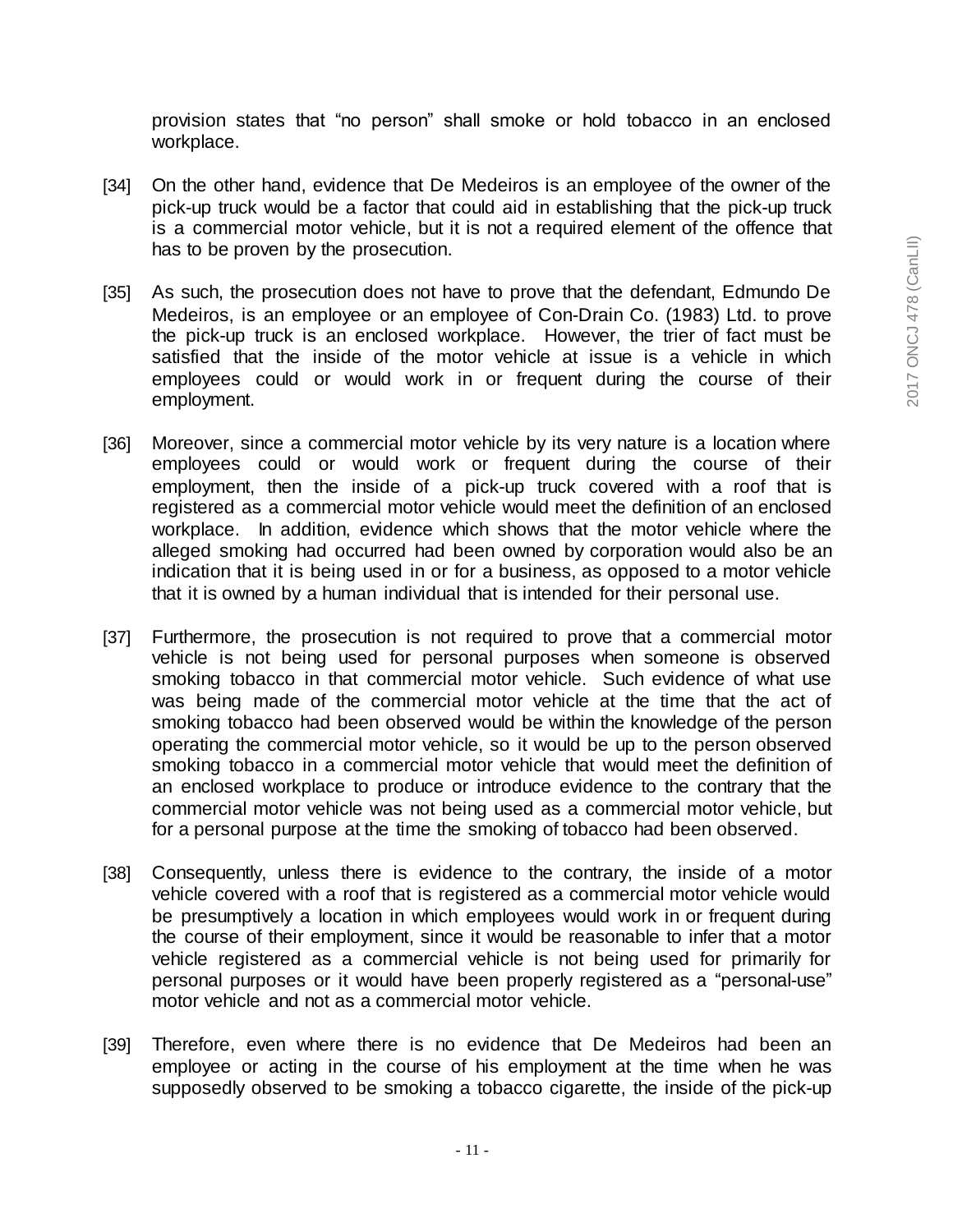provision states that "no person" shall smoke or hold tobacco in an enclosed workplace.

[34] On the other hand, evidence that De Medeiros is an employee of the owner of the pick-up truck would be a factor that could aid in establishing that the pick-up truck is a commercial motor vehicle, but it is not a required element of the offence that has to be proven by the prosecution.

[35] As such, the prosecution does not have to prove that the defendant, Edmundo De Medeiros, is an employee or an employee of Con-Drain Co. (1983) Ltd. to prove the pick-up truck is an enclosed workplace. However, the trier of fact must be satisfied that the inside of the motor vehicle at issue is a vehicle in which employees could or would work in or frequent during the course of their employment.

[36] Moreover, since a commercial motor vehicle by its very nature is a location where employees could or would work or frequent during the course of their employment, then the inside of a pick-up truck covered with a roof that is registered as a commercial motor vehicle would meet the definition of an enclosed workplace. In addition, evidence which shows that the motor vehicle where the alleged smoking had occurred had been owned by corporation would also be an indication that it is being used in or for a business, as opposed to a motor vehicle that it is owned by a human individual that is intended for their personal use.

[37] Furthermore, the prosecution is not required to prove that a commercial motor vehicle is not being used for personal purposes when someone is observed smoking tobacco in that commercial motor vehicle. Such evidence of what use was being made of the commercial motor vehicle at the time that the act of smoking tobacco had been observed would be within the knowledge of the person operating the commercial motor vehicle, so it would be up to the person observed smoking tobacco in a commercial motor vehicle that would meet the definition of an enclosed workplace to produce or introduce evidence to the contrary that the commercial motor vehicle was not being used as a commercial motor vehicle, but for a personal purpose at the time the smoking of tobacco had been observed.

[38] Consequently, unless there is evidence to the contrary, the inside of a motor vehicle covered with a roof that is registered as a commercial motor vehicle would be presumptively a location in which employees would work in or frequent during the course of their employment, since it would be reasonable to infer that a motor vehicle registered as a commercial vehicle is not being used for primarily for personal purposes or it would have been properly registered as a "personal-use" motor vehicle and not as a commercial motor vehicle.

[39] Therefore, even where there is no evidence that De Medeiros had been an employee or acting in the course of his employment at the time when he was supposedly observed to be smoking a tobacco cigarette, the inside of the pick-up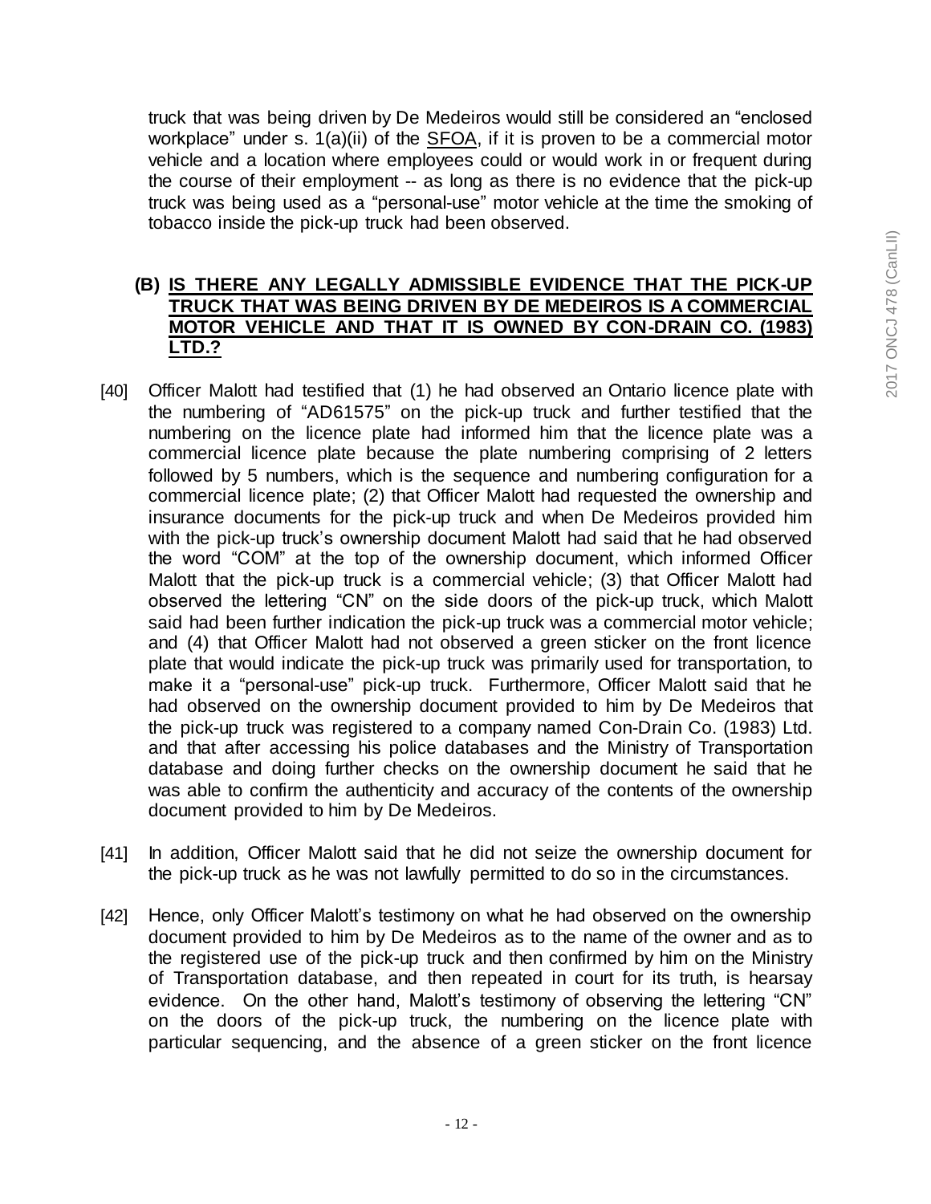truck that was being driven by De Medeiros would still be considered an "enclosed workplace" under s. 1(a)(ii) of the SFOA, if it is proven to be a commercial motor vehicle and a location where employees could or would work in or frequent during the course of their employment -- as long as there is no evidence that the pick-up truck was being used as a "personal-use" motor vehicle at the time the smoking of tobacco inside the pick-up truck had been observed.

### (B) IS THERE ANY LEGALLY ADMISSIBLE EVIDENCE THAT THE PICK-UP TRUCK THAT WAS BEING DRIVEN BY DE MEDEIROS IS A COMMERCIAL MOTOR VEHICLE AND THAT IT IS OWNED BY CON-DRAIN CO. (1983) LTD.?

[40] Officer Malott had testified that (1) he had observed an Ontario licence plate with the numbering of "AD61575" on the pick-up truck and further testified that the numbering on the licence plate had informed him that the licence plate was a commercial licence plate because the plate numbering comprising of 2 letters followed by 5 numbers, which is the sequence and numbering configuration for a commercial licence plate; (2) that Officer Malott had requested the ownership and insurance documents for the pick-up truck and when De Medeiros provided him with the pick-up truck's ownership document Malott had said that he had observed the word "COM" at the top of the ownership document, which informed Officer Malott that the pick-up truck is a commercial vehicle; (3) that Officer Malott had observed the lettering "CN" on the side doors of the pick-up truck, which Malott said had been further indication the pick-up truck was a commercial motor vehicle; and (4) that Officer Malott had not observed a green sticker on the front licence plate that would indicate the pick-up truck was primarily used for transportation, to make it a "personal-use" pick-up truck. Furthermore, Officer Malott said that he had observed on the ownership document provided to him by De Medeiros that the pick-up truck was registered to a company named Con-Drain Co. (1983) Ltd. and that after accessing his police databases and the Ministry of Transportation database and doing further checks on the ownership document he said that he was able to confirm the authenticity and accuracy of the contents of the ownership document provided to him by De Medeiros.

[41] In addition, Officer Malott said that he did not seize the ownership document for the pick-up truck as he was not lawfully permitted to do so in the circumstances.

[42] Hence, only Officer Malott's testimony on what he had observed on the ownership document provided to him by De Medeiros as to the name of the owner and as to the registered use of the pick-up truck and then confirmed by him on the Ministry of Transportation database, and then repeated in court for its truth, is hearsay evidence. On the other hand, Malott's testimony of observing the lettering "CN" on the doors of the pick-up truck, the numbering on the licence plate with particular sequencing, and the absence of a green sticker on the front licence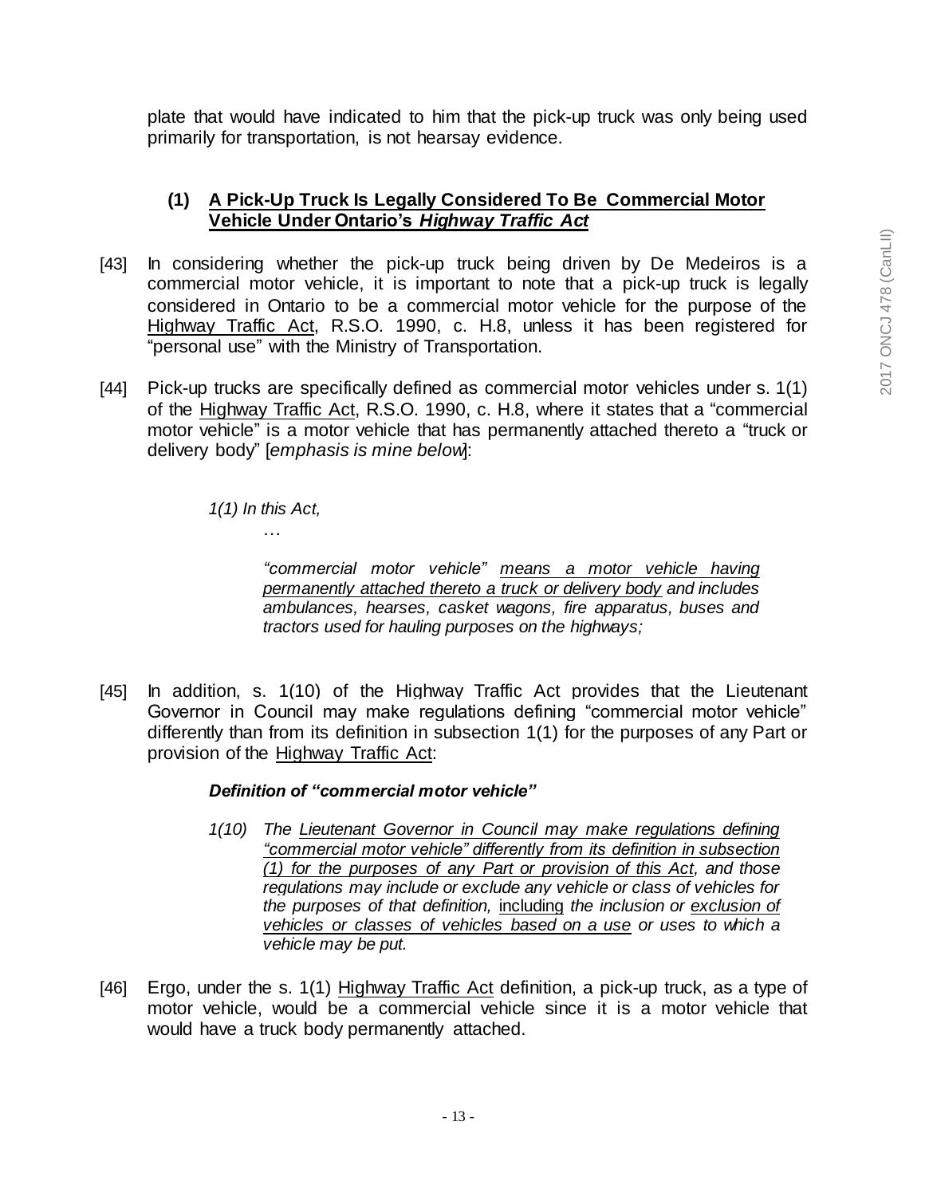plate that would have indicated to him that the pick-up truck was only being used primarily for transportation, is not hearsay evidence.

### (1) A Pick-Up Truck Is Legally Considered To Be Commercial Motor Vehicle Under Ontario's *Highway Traffic Act*

[43] In considering whether the pick-up truck being driven by De Medeiros is a commercial motor vehicle, it is important to note that a pick-up truck is legally considered in Ontario to be a commercial motor vehicle for the purpose of the Highway Traffic Act, R.S.O. 1990, c. H.8, unless it has been registered for "personal use" with the Ministry of Transportation.

[44] Pick-up trucks are specifically defined as commercial motor vehicles under s. 1(1) of the Highway Traffic Act, R.S.O. 1990, c. H.8, where it states that a "commercial motor vehicle" is a motor vehicle that has permanently attached thereto a "truck or delivery body" [*emphasis is mine below*]:

> *1(1) In this Act,*
>
> …
>
> *"commercial motor vehicle" means a motor vehicle having permanently attached thereto a truck or delivery body and includes ambulances, hearses, casket wagons, fire apparatus, buses and tractors used for hauling purposes on the highways;*

[45] In addition, s. 1(10) of the Highway Traffic Act provides that the Lieutenant Governor in Council may make regulations defining "commercial motor vehicle" differently than from its definition in subsection 1(1) for the purposes of any Part or provision of the Highway Traffic Act:

> ***Definition of "commercial motor vehicle"***
>
> *1(10) The Lieutenant Governor in Council may make regulations defining "commercial motor vehicle" differently from its definition in subsection (1) for the purposes of any Part or provision of this Act, and those regulations may include or exclude any vehicle or class of vehicles for the purposes of that definition,* including *the inclusion or exclusion of vehicles or classes of vehicles based on a use or uses to which a vehicle may be put.*

[46] Ergo, under the s. 1(1) Highway Traffic Act definition, a pick-up truck, as a type of motor vehicle, would be a commercial vehicle since it is a motor vehicle that would have a truck body permanently attached.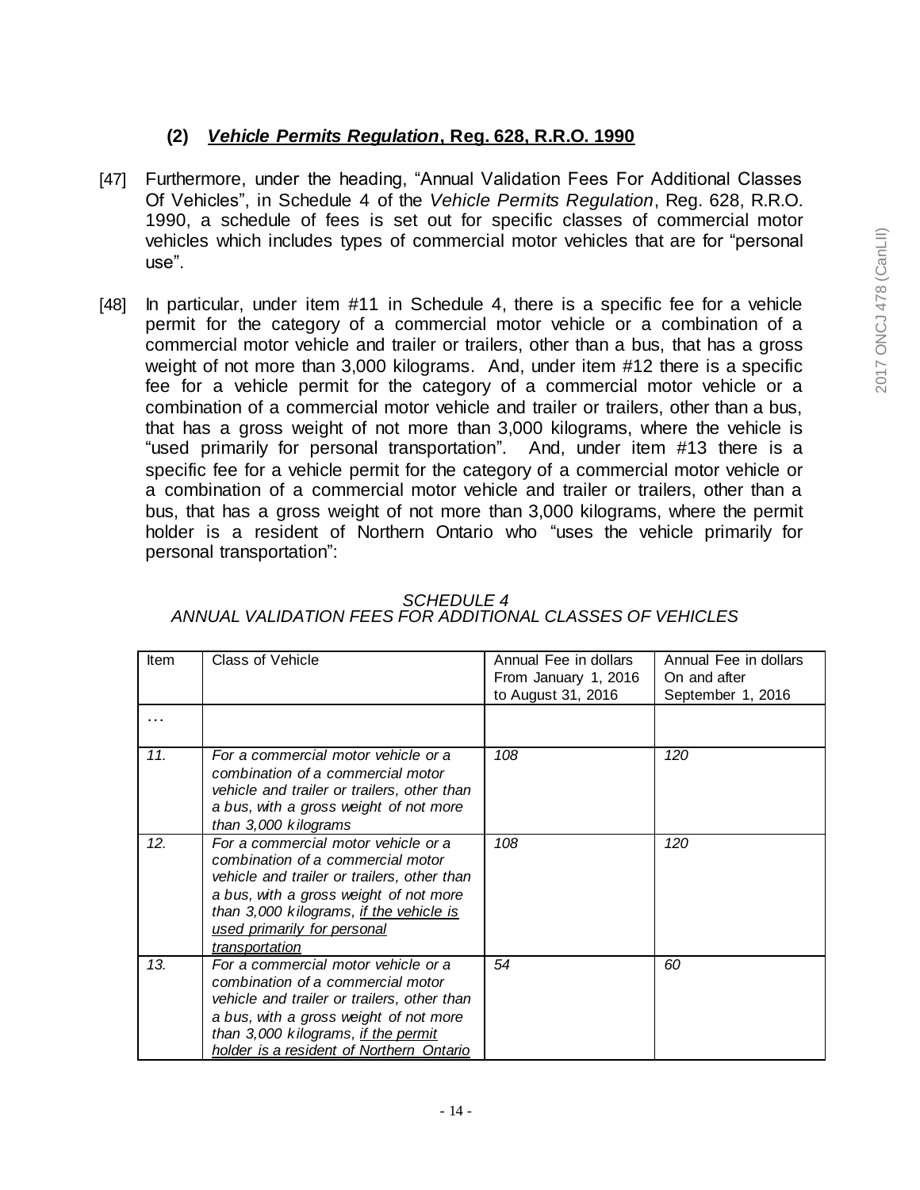### (2) ***Vehicle Permits Regulation*, Reg. 628, R.R.O. 1990**

[47] Furthermore, under the heading, "Annual Validation Fees For Additional Classes Of Vehicles", in Schedule 4 of the *Vehicle Permits Regulation*, Reg. 628, R.R.O. 1990, a schedule of fees is set out for specific classes of commercial motor vehicles which includes types of commercial motor vehicles that are for "personal use".

[48] In particular, under item #11 in Schedule 4, there is a specific fee for a vehicle permit for the category of a commercial motor vehicle or a combination of a commercial motor vehicle and trailer or trailers, other than a bus, that has a gross weight of not more than 3,000 kilograms. And, under item #12 there is a specific fee for a vehicle permit for the category of a commercial motor vehicle or a combination of a commercial motor vehicle and trailer or trailers, other than a bus, that has a gross weight of not more than 3,000 kilograms, where the vehicle is "used primarily for personal transportation". And, under item #13 there is a specific fee for a vehicle permit for the category of a commercial motor vehicle or a combination of a commercial motor vehicle and trailer or trailers, other than a bus, that has a gross weight of not more than 3,000 kilograms, where the permit holder is a resident of Northern Ontario who "uses the vehicle primarily for personal transportation":

*SCHEDULE 4*
*ANNUAL VALIDATION FEES FOR ADDITIONAL CLASSES OF VEHICLES*

| Item | Class of Vehicle | Annual Fee in dollars From January 1, 2016 to August 31, 2016 | Annual Fee in dollars On and after September 1, 2016 |
|---|---|---|---|
| … | | | |
| *11.* | *For a commercial motor vehicle or a combination of a commercial motor vehicle and trailer or trailers, other than a bus, with a gross weight of not more than 3,000 kilograms* | *108* | *120* |
| *12.* | *For a commercial motor vehicle or a combination of a commercial motor vehicle and trailer or trailers, other than a bus, with a gross weight of not more than 3,000 kilograms, <u>if the vehicle is used primarily for personal transportation</u>* | *108* | *120* |
| *13.* | *For a commercial motor vehicle or a combination of a commercial motor vehicle and trailer or trailers, other than a bus, with a gross weight of not more than 3,000 kilograms, <u>if the permit holder is a resident of Northern Ontario</u>* | *54* | *60* |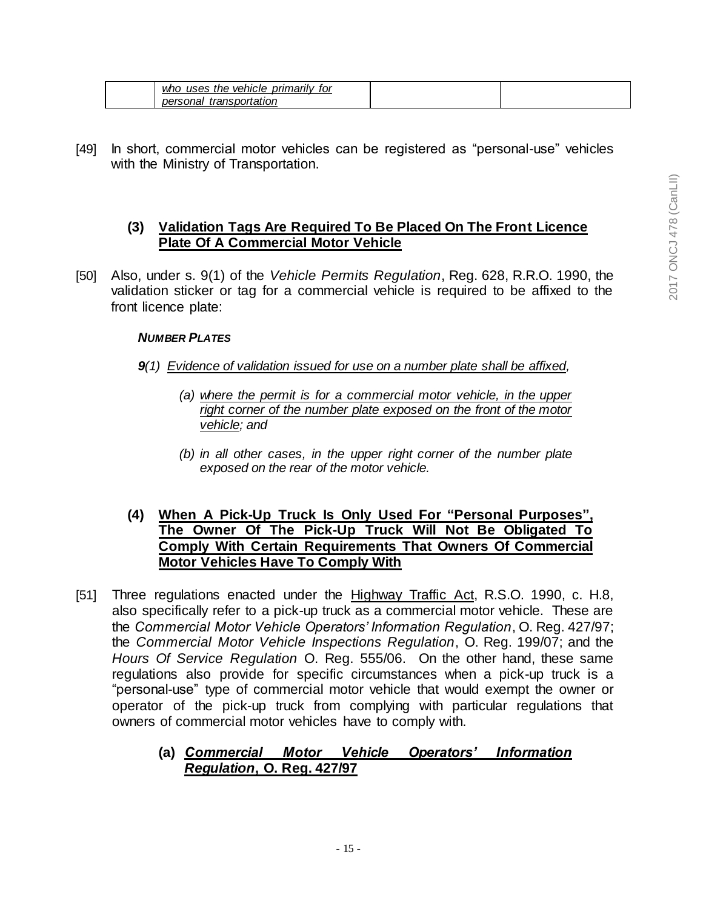|  | *who uses the vehicle primarily for personal transportation* |  |  |
|---|---|---|---|

[49] In short, commercial motor vehicles can be registered as "personal-use" vehicles with the Ministry of Transportation.

### (3) Validation Tags Are Required To Be Placed On The Front Licence Plate Of A Commercial Motor Vehicle

[50] Also, under s. 9(1) of the *Vehicle Permits Regulation*, Reg. 628, R.R.O. 1990, the validation sticker or tag for a commercial vehicle is required to be affixed to the front licence plate:

> ***NUMBER PLATES***
>
> ***9****(1) Evidence of validation issued for use on a number plate shall be affixed,*
>
> *(a) where the permit is for a commercial motor vehicle, in the upper right corner of the number plate exposed on the front of the motor vehicle; and*
>
> *(b) in all other cases, in the upper right corner of the number plate exposed on the rear of the motor vehicle.*

### (4) When A Pick-Up Truck Is Only Used For "Personal Purposes", The Owner Of The Pick-Up Truck Will Not Be Obligated To Comply With Certain Requirements That Owners Of Commercial Motor Vehicles Have To Comply With

[51] Three regulations enacted under the Highway Traffic Act, R.S.O. 1990, c. H.8, also specifically refer to a pick-up truck as a commercial motor vehicle. These are the *Commercial Motor Vehicle Operators' Information Regulation*, O. Reg. 427/97; the *Commercial Motor Vehicle Inspections Regulation*, O. Reg. 199/07; and the *Hours Of Service Regulation* O. Reg. 555/06. On the other hand, these same regulations also provide for specific circumstances when a pick-up truck is a "personal-use" type of commercial motor vehicle that would exempt the owner or operator of the pick-up truck from complying with particular regulations that owners of commercial motor vehicles have to comply with.

#### (a) *Commercial Motor Vehicle Operators' Information Regulation*, O. Reg. 427/97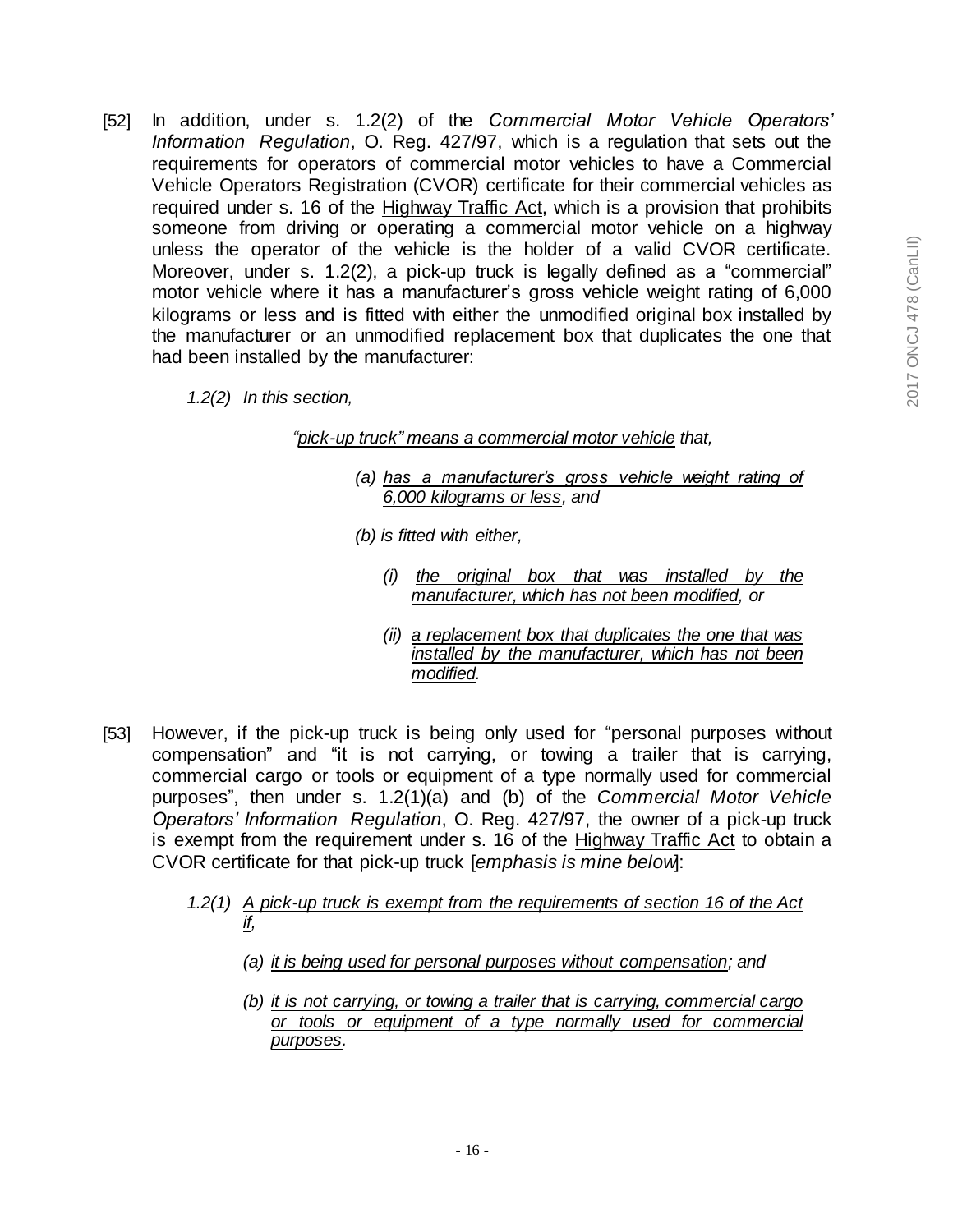[52] In addition, under s. 1.2(2) of the *Commercial Motor Vehicle Operators' Information Regulation*, O. Reg. 427/97, which is a regulation that sets out the requirements for operators of commercial motor vehicles to have a Commercial Vehicle Operators Registration (CVOR) certificate for their commercial vehicles as required under s. 16 of the Highway Traffic Act, which is a provision that prohibits someone from driving or operating a commercial motor vehicle on a highway unless the operator of the vehicle is the holder of a valid CVOR certificate. Moreover, under s. 1.2(2), a pick-up truck is legally defined as a "commercial" motor vehicle where it has a manufacturer's gross vehicle weight rating of 6,000 kilograms or less and is fitted with either the unmodified original box installed by the manufacturer or an unmodified replacement box that duplicates the one that had been installed by the manufacturer:

> *1.2(2) In this section,*
>
> *"pick-up truck" means a commercial motor vehicle that,*
>
> *(a) has a manufacturer's gross vehicle weight rating of 6,000 kilograms or less, and*
>
> *(b) is fitted with either,*
>
> *(i) the original box that was installed by the manufacturer, which has not been modified, or*
>
> *(ii) a replacement box that duplicates the one that was installed by the manufacturer, which has not been modified.*

[53] However, if the pick-up truck is being only used for "personal purposes without compensation" and "it is not carrying, or towing a trailer that is carrying, commercial cargo or tools or equipment of a type normally used for commercial purposes", then under s. 1.2(1)(a) and (b) of the *Commercial Motor Vehicle Operators' Information Regulation*, O. Reg. 427/97, the owner of a pick-up truck is exempt from the requirement under s. 16 of the Highway Traffic Act to obtain a CVOR certificate for that pick-up truck [*emphasis is mine below*]:

> *1.2(1) A pick-up truck is exempt from the requirements of section 16 of the Act if,*
>
> *(a) it is being used for personal purposes without compensation; and*
>
> *(b) it is not carrying, or towing a trailer that is carrying, commercial cargo or tools or equipment of a type normally used for commercial purposes.*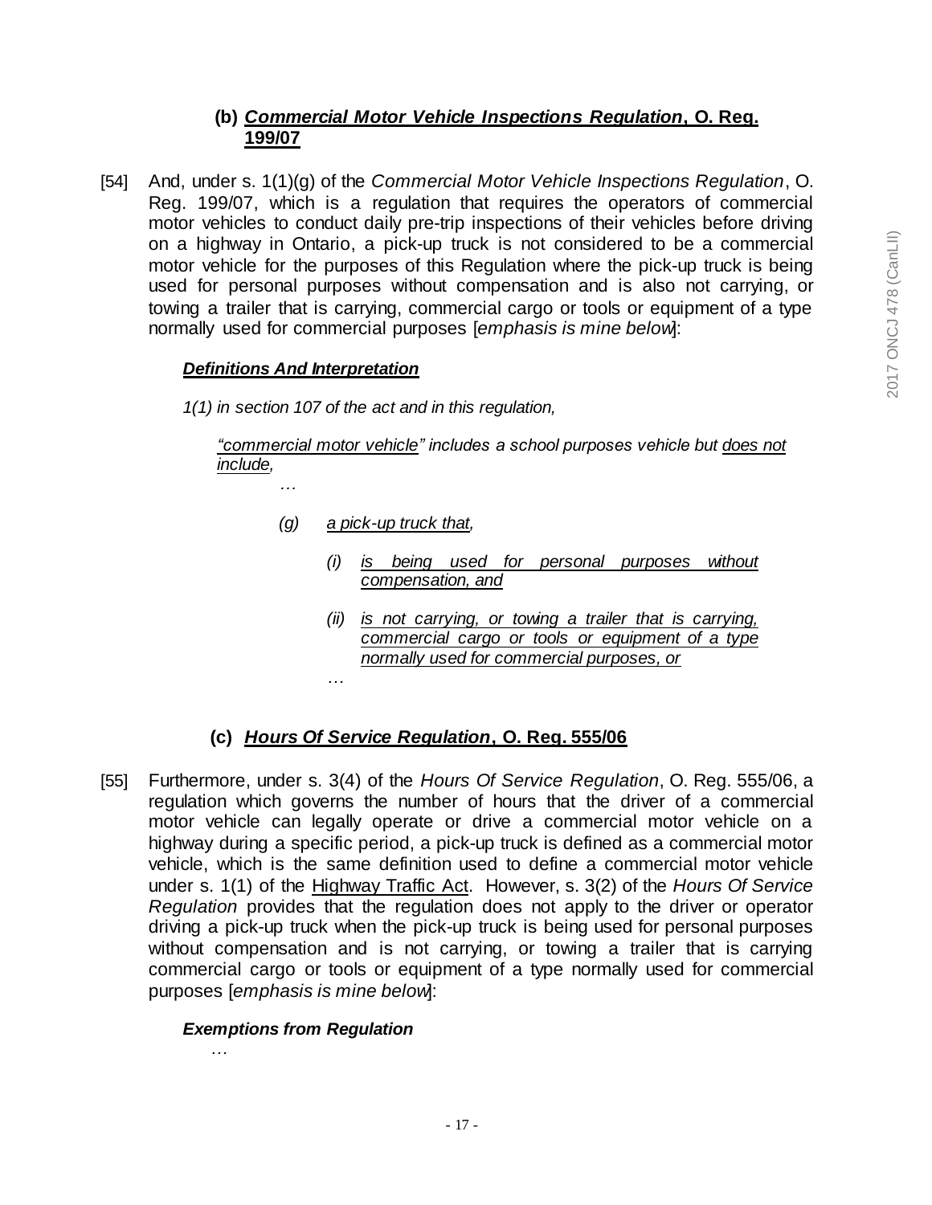### (b) ***Commercial Motor Vehicle Inspections Regulation*, O. Reg. 199/07**

[54] And, under s. 1(1)(g) of the *Commercial Motor Vehicle Inspections Regulation*, O. Reg. 199/07, which is a regulation that requires the operators of commercial motor vehicles to conduct daily pre-trip inspections of their vehicles before driving on a highway in Ontario, a pick-up truck is not considered to be a commercial motor vehicle for the purposes of this Regulation where the pick-up truck is being used for personal purposes without compensation and is also not carrying, or towing a trailer that is carrying, commercial cargo or tools or equipment of a type normally used for commercial purposes [*emphasis is mine below*]:

> ***Definitions And Interpretation***
>
> *1(1) in section 107 of the act and in this regulation,*
>
> *"commercial motor vehicle" includes a school purposes vehicle but does not include,*
>
> *…*
>
> *(g) a pick-up truck that,*
>
> *(i) is being used for personal purposes without compensation, and*
>
> *(ii) is not carrying, or towing a trailer that is carrying, commercial cargo or tools or equipment of a type normally used for commercial purposes, or*
>
> *…*

### (c) ***Hours Of Service Regulation*, O. Reg. 555/06**

[55] Furthermore, under s. 3(4) of the *Hours Of Service Regulation*, O. Reg. 555/06, a regulation which governs the number of hours that the driver of a commercial motor vehicle can legally operate or drive a commercial motor vehicle on a highway during a specific period, a pick-up truck is defined as a commercial motor vehicle, which is the same definition used to define a commercial motor vehicle under s. 1(1) of the Highway Traffic Act. However, s. 3(2) of the *Hours Of Service Regulation* provides that the regulation does not apply to the driver or operator driving a pick-up truck when the pick-up truck is being used for personal purposes without compensation and is not carrying, or towing a trailer that is carrying commercial cargo or tools or equipment of a type normally used for commercial purposes [*emphasis is mine below*]:

> ***Exemptions from Regulation***
>
> …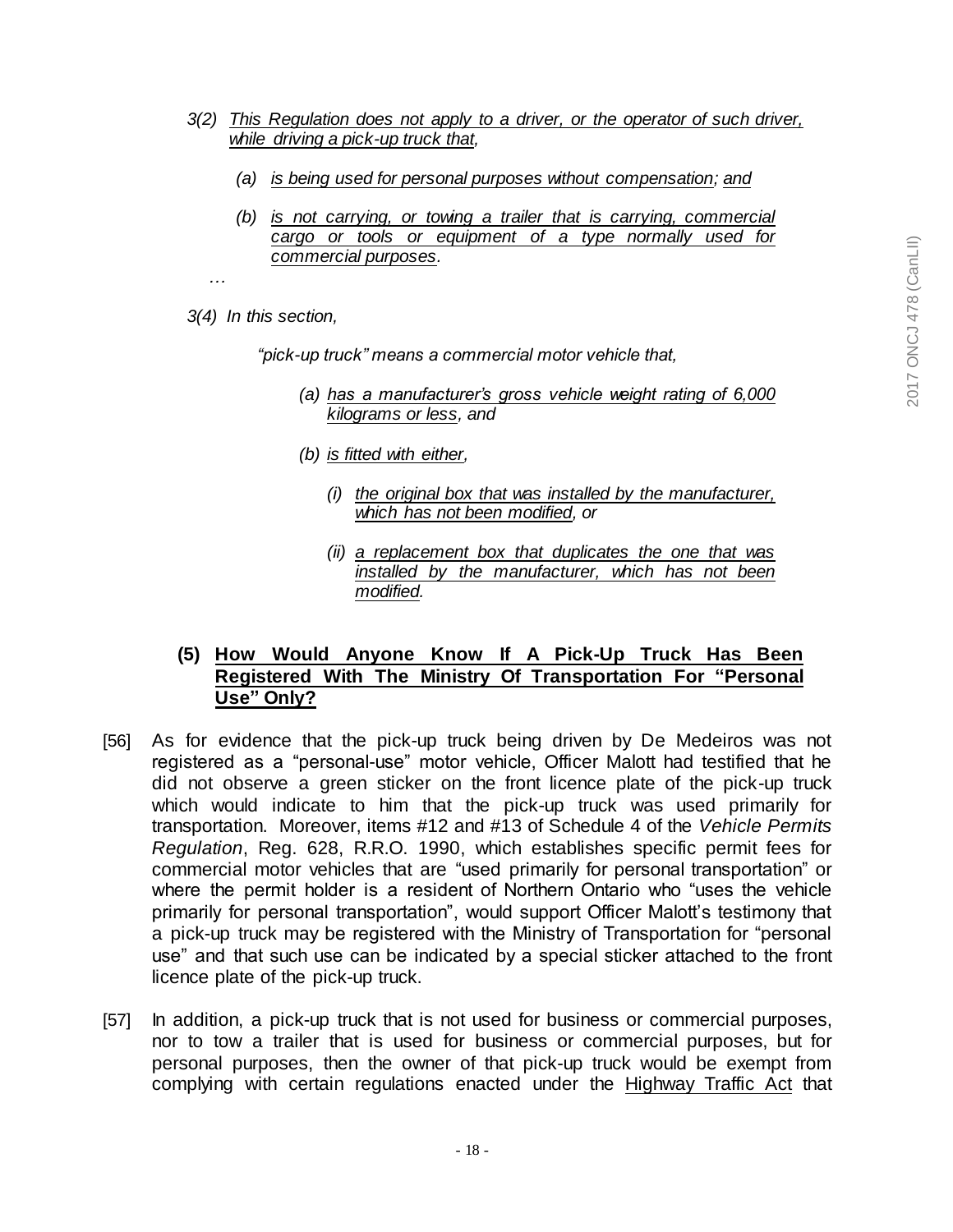*3(2) <u>This Regulation does not apply to a driver, or the operator of such driver, while driving a pick-up truck that,</u>*

*(a) <u>is being used for personal purposes without compensation</u>; <u>and</u>*

*(b) <u>is not carrying, or towing a trailer that is carrying, commercial cargo or tools or equipment of a type normally used for commercial purposes</u>.*

*…*

*3(4) In this section,*

*"pick-up truck" means a commercial motor vehicle that,*

*(a) <u>has a manufacturer's gross vehicle weight rating of 6,000 kilograms or less</u>, and*

*(b) <u>is fitted with either,</u>*

*(i) <u>the original box that was installed by the manufacturer, which has not been modified</u>, or*

*(ii) <u>a replacement box that duplicates the one that was installed by the manufacturer, which has not been modified</u>.*

### (5) <u>How Would Anyone Know If A Pick-Up Truck Has Been Registered With The Ministry Of Transportation For "Personal Use" Only?</u>

[56] As for evidence that the pick-up truck being driven by De Medeiros was not registered as a "personal-use" motor vehicle, Officer Malott had testified that he did not observe a green sticker on the front licence plate of the pick-up truck which would indicate to him that the pick-up truck was used primarily for transportation. Moreover, items #12 and #13 of Schedule 4 of the *Vehicle Permits Regulation*, Reg. 628, R.R.O. 1990, which establishes specific permit fees for commercial motor vehicles that are "used primarily for personal transportation" or where the permit holder is a resident of Northern Ontario who "uses the vehicle primarily for personal transportation", would support Officer Malott's testimony that a pick-up truck may be registered with the Ministry of Transportation for "personal use" and that such use can be indicated by a special sticker attached to the front licence plate of the pick-up truck.

[57] In addition, a pick-up truck that is not used for business or commercial purposes, nor to tow a trailer that is used for business or commercial purposes, but for personal purposes, then the owner of that pick-up truck would be exempt from complying with certain regulations enacted under the <u>Highway Traffic Act</u> that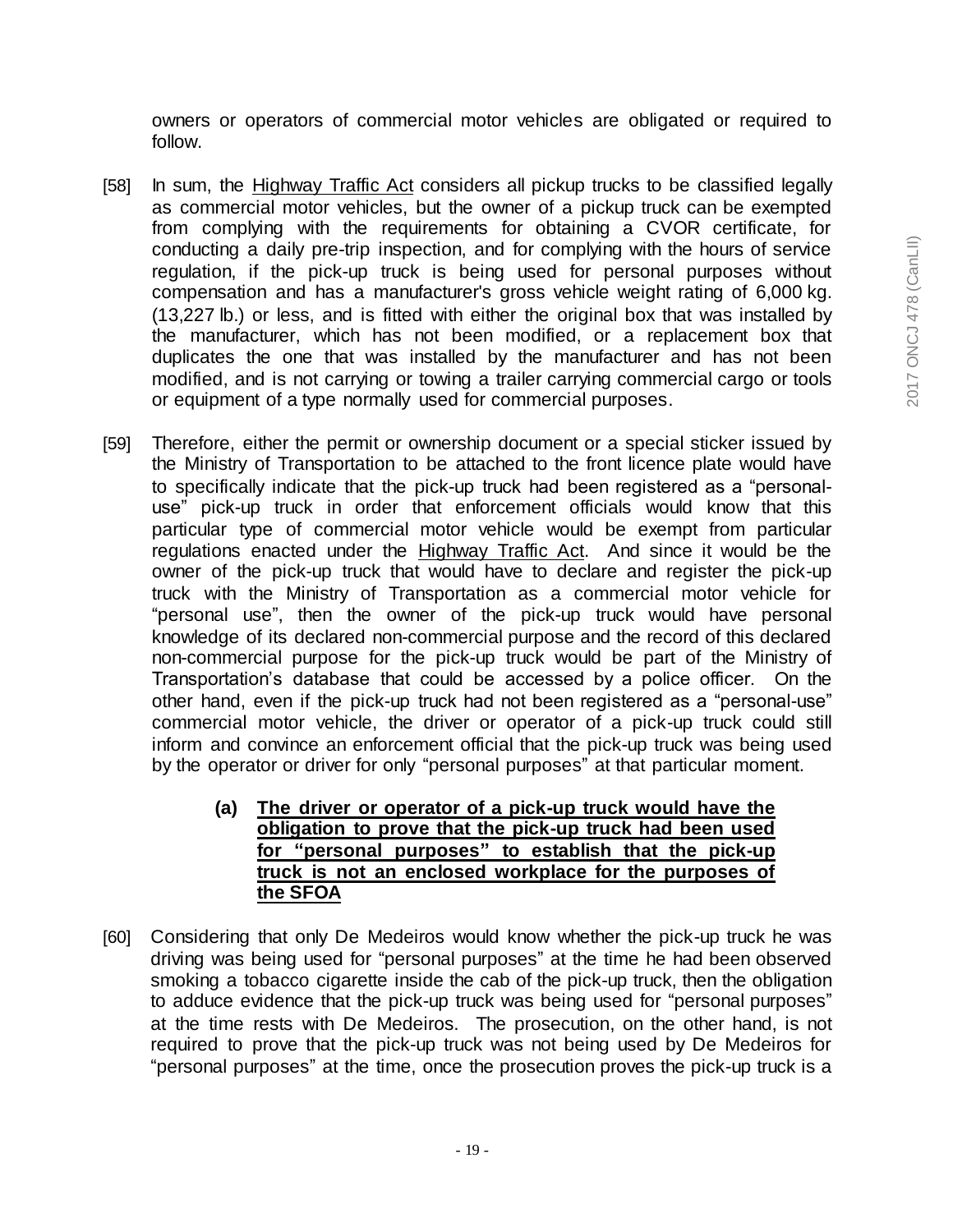owners or operators of commercial motor vehicles are obligated or required to follow.

[58] In sum, the Highway Traffic Act considers all pickup trucks to be classified legally as commercial motor vehicles, but the owner of a pickup truck can be exempted from complying with the requirements for obtaining a CVOR certificate, for conducting a daily pre-trip inspection, and for complying with the hours of service regulation, if the pick-up truck is being used for personal purposes without compensation and has a manufacturer's gross vehicle weight rating of 6,000 kg. (13,227 lb.) or less, and is fitted with either the original box that was installed by the manufacturer, which has not been modified, or a replacement box that duplicates the one that was installed by the manufacturer and has not been modified, and is not carrying or towing a trailer carrying commercial cargo or tools or equipment of a type normally used for commercial purposes.

[59] Therefore, either the permit or ownership document or a special sticker issued by the Ministry of Transportation to be attached to the front licence plate would have to specifically indicate that the pick-up truck had been registered as a "personal-use" pick-up truck in order that enforcement officials would know that this particular type of commercial motor vehicle would be exempt from particular regulations enacted under the Highway Traffic Act. And since it would be the owner of the pick-up truck that would have to declare and register the pick-up truck with the Ministry of Transportation as a commercial motor vehicle for "personal use", then the owner of the pick-up truck would have personal knowledge of its declared non-commercial purpose and the record of this declared non-commercial purpose for the pick-up truck would be part of the Ministry of Transportation's database that could be accessed by a police officer. On the other hand, even if the pick-up truck had not been registered as a "personal-use" commercial motor vehicle, the driver or operator of a pick-up truck could still inform and convince an enforcement official that the pick-up truck was being used by the operator or driver for only "personal purposes" at that particular moment.

**(a) The driver or operator of a pick-up truck would have the obligation to prove that the pick-up truck had been used for "personal purposes" to establish that the pick-up truck is not an enclosed workplace for the purposes of the SFOA**

[60] Considering that only De Medeiros would know whether the pick-up truck he was driving was being used for "personal purposes" at the time he had been observed smoking a tobacco cigarette inside the cab of the pick-up truck, then the obligation to adduce evidence that the pick-up truck was being used for "personal purposes" at the time rests with De Medeiros. The prosecution, on the other hand, is not required to prove that the pick-up truck was not being used by De Medeiros for "personal purposes" at the time, once the prosecution proves the pick-up truck is a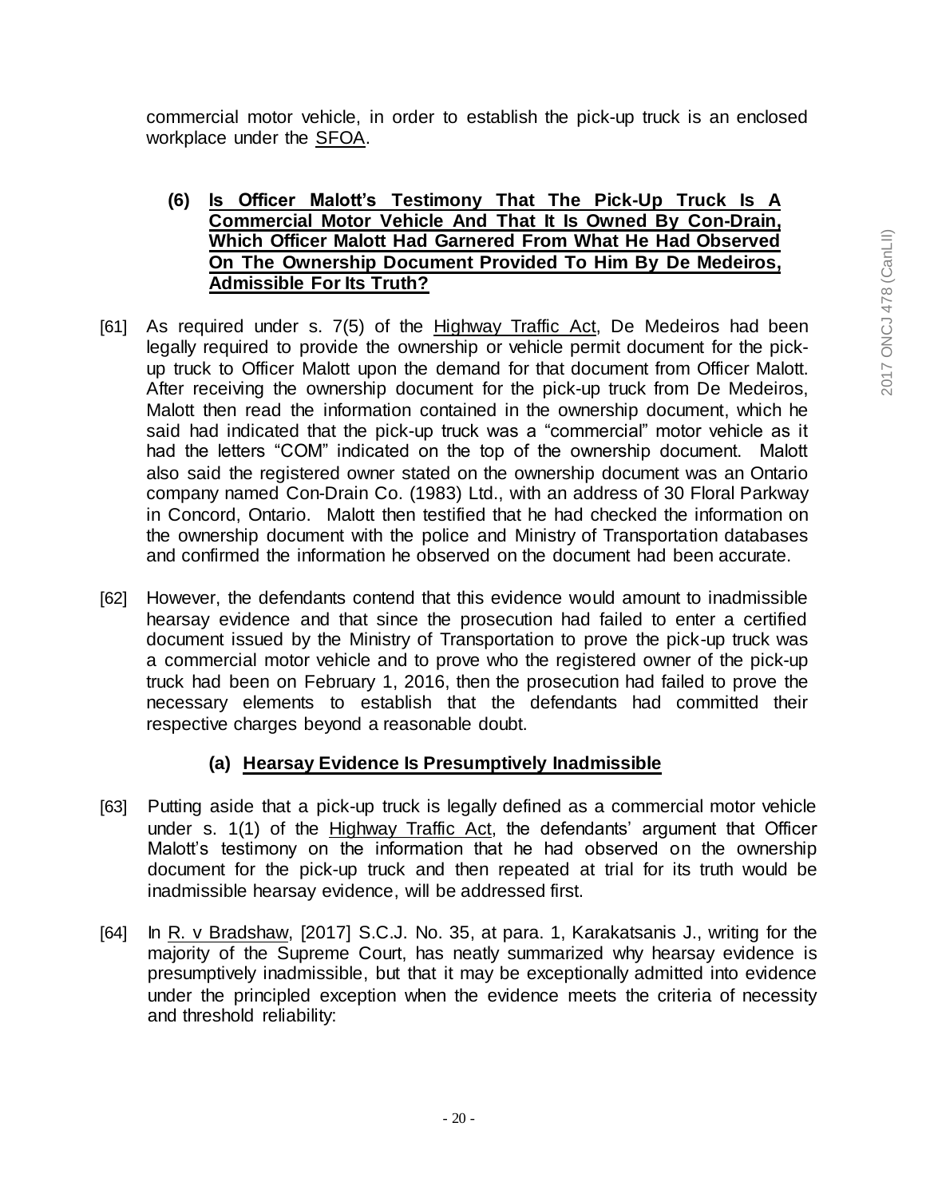commercial motor vehicle, in order to establish the pick-up truck is an enclosed workplace under the SFOA.

### (6) Is Officer Malott's Testimony That The Pick-Up Truck Is A Commercial Motor Vehicle And That It Is Owned By Con-Drain, Which Officer Malott Had Garnered From What He Had Observed On The Ownership Document Provided To Him By De Medeiros, Admissible For Its Truth?

[61] As required under s. 7(5) of the Highway Traffic Act, De Medeiros had been legally required to provide the ownership or vehicle permit document for the pick-up truck to Officer Malott upon the demand for that document from Officer Malott. After receiving the ownership document for the pick-up truck from De Medeiros, Malott then read the information contained in the ownership document, which he said had indicated that the pick-up truck was a "commercial" motor vehicle as it had the letters "COM" indicated on the top of the ownership document. Malott also said the registered owner stated on the ownership document was an Ontario company named Con-Drain Co. (1983) Ltd., with an address of 30 Floral Parkway in Concord, Ontario. Malott then testified that he had checked the information on the ownership document with the police and Ministry of Transportation databases and confirmed the information he observed on the document had been accurate.

[62] However, the defendants contend that this evidence would amount to inadmissible hearsay evidence and that since the prosecution had failed to enter a certified document issued by the Ministry of Transportation to prove the pick-up truck was a commercial motor vehicle and to prove who the registered owner of the pick-up truck had been on February 1, 2016, then the prosecution had failed to prove the necessary elements to establish that the defendants had committed their respective charges beyond a reasonable doubt.

#### (a) Hearsay Evidence Is Presumptively Inadmissible

[63] Putting aside that a pick-up truck is legally defined as a commercial motor vehicle under s. 1(1) of the Highway Traffic Act, the defendants' argument that Officer Malott's testimony on the information that he had observed on the ownership document for the pick-up truck and then repeated at trial for its truth would be inadmissible hearsay evidence, will be addressed first.

[64] In R. v Bradshaw, [2017] S.C.J. No. 35, at para. 1, Karakatsanis J., writing for the majority of the Supreme Court, has neatly summarized why hearsay evidence is presumptively inadmissible, but that it may be exceptionally admitted into evidence under the principled exception when the evidence meets the criteria of necessity and threshold reliability: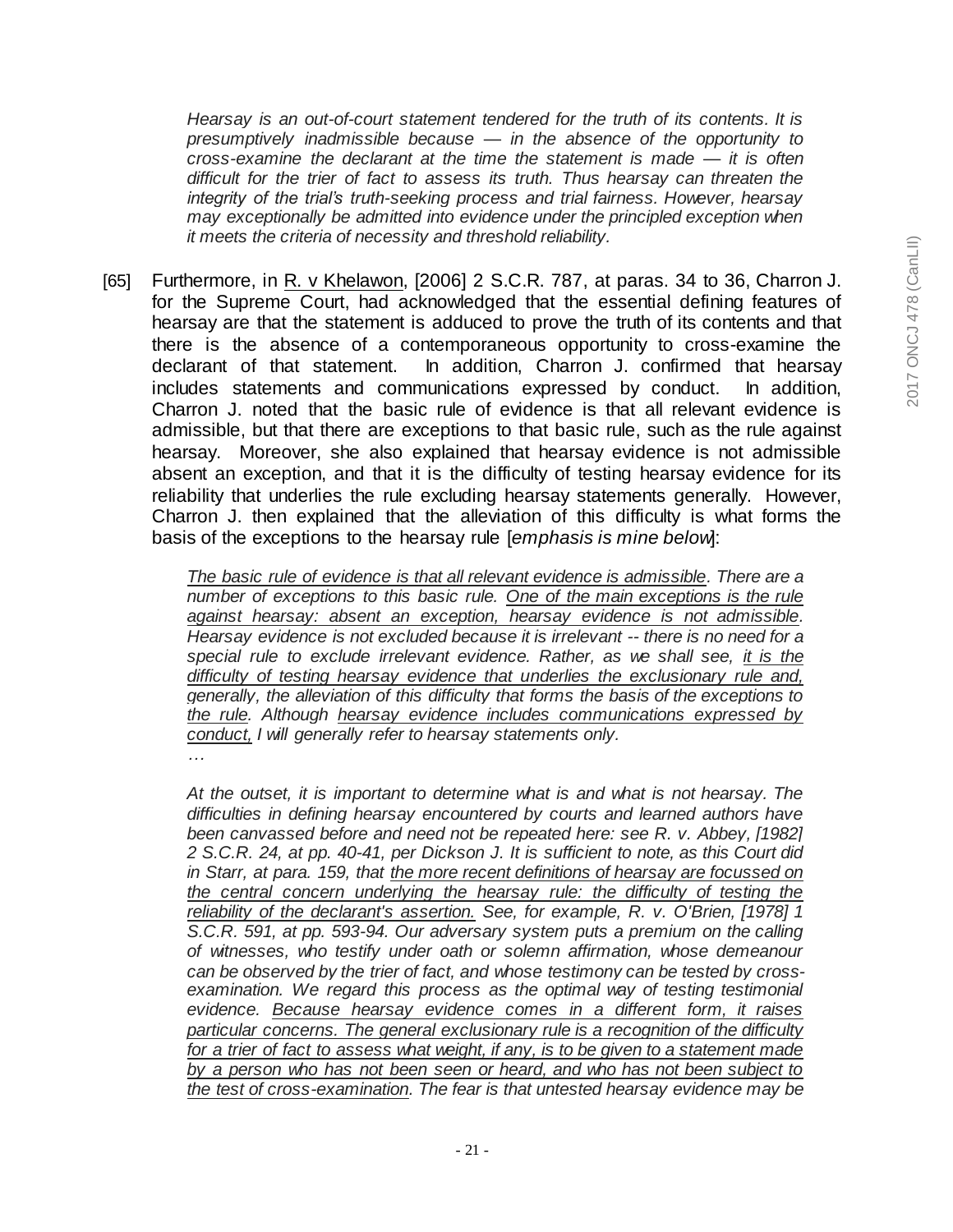> *Hearsay is an out-of-court statement tendered for the truth of its contents. It is presumptively inadmissible because — in the absence of the opportunity to cross-examine the declarant at the time the statement is made — it is often difficult for the trier of fact to assess its truth. Thus hearsay can threaten the integrity of the trial's truth-seeking process and trial fairness. However, hearsay may exceptionally be admitted into evidence under the principled exception when it meets the criteria of necessity and threshold reliability.*

[65] Furthermore, in R. v Khelawon, [2006] 2 S.C.R. 787, at paras. 34 to 36, Charron J. for the Supreme Court, had acknowledged that the essential defining features of hearsay are that the statement is adduced to prove the truth of its contents and that there is the absence of a contemporaneous opportunity to cross-examine the declarant of that statement. In addition, Charron J. confirmed that hearsay includes statements and communications expressed by conduct. In addition, Charron J. noted that the basic rule of evidence is that all relevant evidence is admissible, but that there are exceptions to that basic rule, such as the rule against hearsay. Moreover, she also explained that hearsay evidence is not admissible absent an exception, and that it is the difficulty of testing hearsay evidence for its reliability that underlies the rule excluding hearsay statements generally. However, Charron J. then explained that the alleviation of this difficulty is what forms the basis of the exceptions to the hearsay rule [*emphasis is mine below*]:

> *The basic rule of evidence is that all relevant evidence is admissible. There are a number of exceptions to this basic rule. One of the main exceptions is the rule against hearsay: absent an exception, hearsay evidence is not admissible. Hearsay evidence is not excluded because it is irrelevant -- there is no need for a special rule to exclude irrelevant evidence. Rather, as we shall see, it is the difficulty of testing hearsay evidence that underlies the exclusionary rule and, generally, the alleviation of this difficulty that forms the basis of the exceptions to the rule. Although hearsay evidence includes communications expressed by conduct, I will generally refer to hearsay statements only.*
>
> *…*
>
> *At the outset, it is important to determine what is and what is not hearsay. The difficulties in defining hearsay encountered by courts and learned authors have been canvassed before and need not be repeated here: see R. v. Abbey, [1982] 2 S.C.R. 24, at pp. 40-41, per Dickson J. It is sufficient to note, as this Court did in Starr, at para. 159, that the more recent definitions of hearsay are focussed on the central concern underlying the hearsay rule: the difficulty of testing the reliability of the declarant's assertion. See, for example, R. v. O'Brien, [1978] 1 S.C.R. 591, at pp. 593-94. Our adversary system puts a premium on the calling of witnesses, who testify under oath or solemn affirmation, whose demeanour can be observed by the trier of fact, and whose testimony can be tested by cross-examination. We regard this process as the optimal way of testing testimonial evidence. Because hearsay evidence comes in a different form, it raises particular concerns. The general exclusionary rule is a recognition of the difficulty for a trier of fact to assess what weight, if any, is to be given to a statement made by a person who has not been seen or heard, and who has not been subject to the test of cross-examination. The fear is that untested hearsay evidence may be*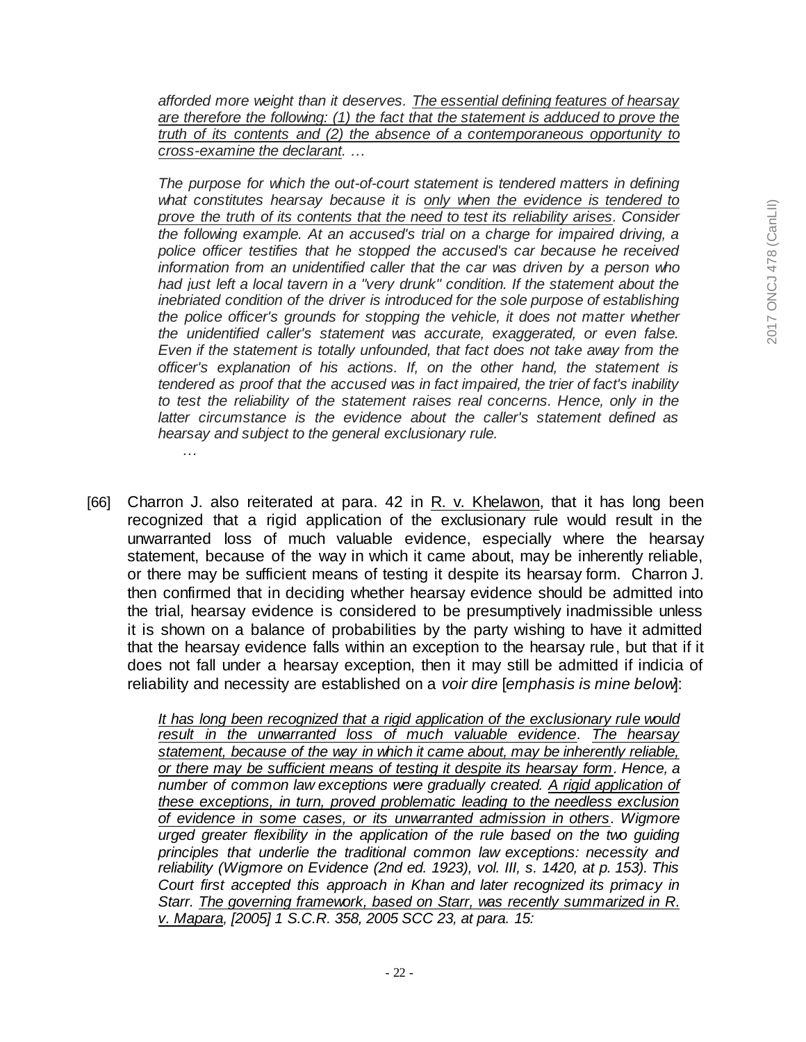> *afforded more weight than it deserves. The essential defining features of hearsay are therefore the following: (1) the fact that the statement is adduced to prove the truth of its contents and (2) the absence of a contemporaneous opportunity to cross-examine the declarant. …*
>
> *The purpose for which the out-of-court statement is tendered matters in defining what constitutes hearsay because it is only when the evidence is tendered to prove the truth of its contents that the need to test its reliability arises. Consider the following example. At an accused's trial on a charge for impaired driving, a police officer testifies that he stopped the accused's car because he received information from an unidentified caller that the car was driven by a person who had just left a local tavern in a "very drunk" condition. If the statement about the inebriated condition of the driver is introduced for the sole purpose of establishing the police officer's grounds for stopping the vehicle, it does not matter whether the unidentified caller's statement was accurate, exaggerated, or even false. Even if the statement is totally unfounded, that fact does not take away from the officer's explanation of his actions. If, on the other hand, the statement is tendered as proof that the accused was in fact impaired, the trier of fact's inability to test the reliability of the statement raises real concerns. Hence, only in the latter circumstance is the evidence about the caller's statement defined as hearsay and subject to the general exclusionary rule.*
>
> *…*

[66] Charron J. also reiterated at para. 42 in R. v. Khelawon, that it has long been recognized that a rigid application of the exclusionary rule would result in the unwarranted loss of much valuable evidence, especially where the hearsay statement, because of the way in which it came about, may be inherently reliable, or there may be sufficient means of testing it despite its hearsay form. Charron J. then confirmed that in deciding whether hearsay evidence should be admitted into the trial, hearsay evidence is considered to be presumptively inadmissible unless it is shown on a balance of probabilities by the party wishing to have it admitted that the hearsay evidence falls within an exception to the hearsay rule, but that if it does not fall under a hearsay exception, then it may still be admitted if indicia of reliability and necessity are established on a *voir dire* [*emphasis is mine below*]:

> *It has long been recognized that a rigid application of the exclusionary rule would result in the unwarranted loss of much valuable evidence. The hearsay statement, because of the way in which it came about, may be inherently reliable, or there may be sufficient means of testing it despite its hearsay form. Hence, a number of common law exceptions were gradually created. A rigid application of these exceptions, in turn, proved problematic leading to the needless exclusion of evidence in some cases, or its unwarranted admission in others. Wigmore urged greater flexibility in the application of the rule based on the two guiding principles that underlie the traditional common law exceptions: necessity and reliability (Wigmore on Evidence (2nd ed. 1923), vol. III, s. 1420, at p. 153). This Court first accepted this approach in Khan and later recognized its primacy in Starr. The governing framework, based on Starr, was recently summarized in R. v. Mapara, [2005] 1 S.C.R. 358, 2005 SCC 23, at para. 15:*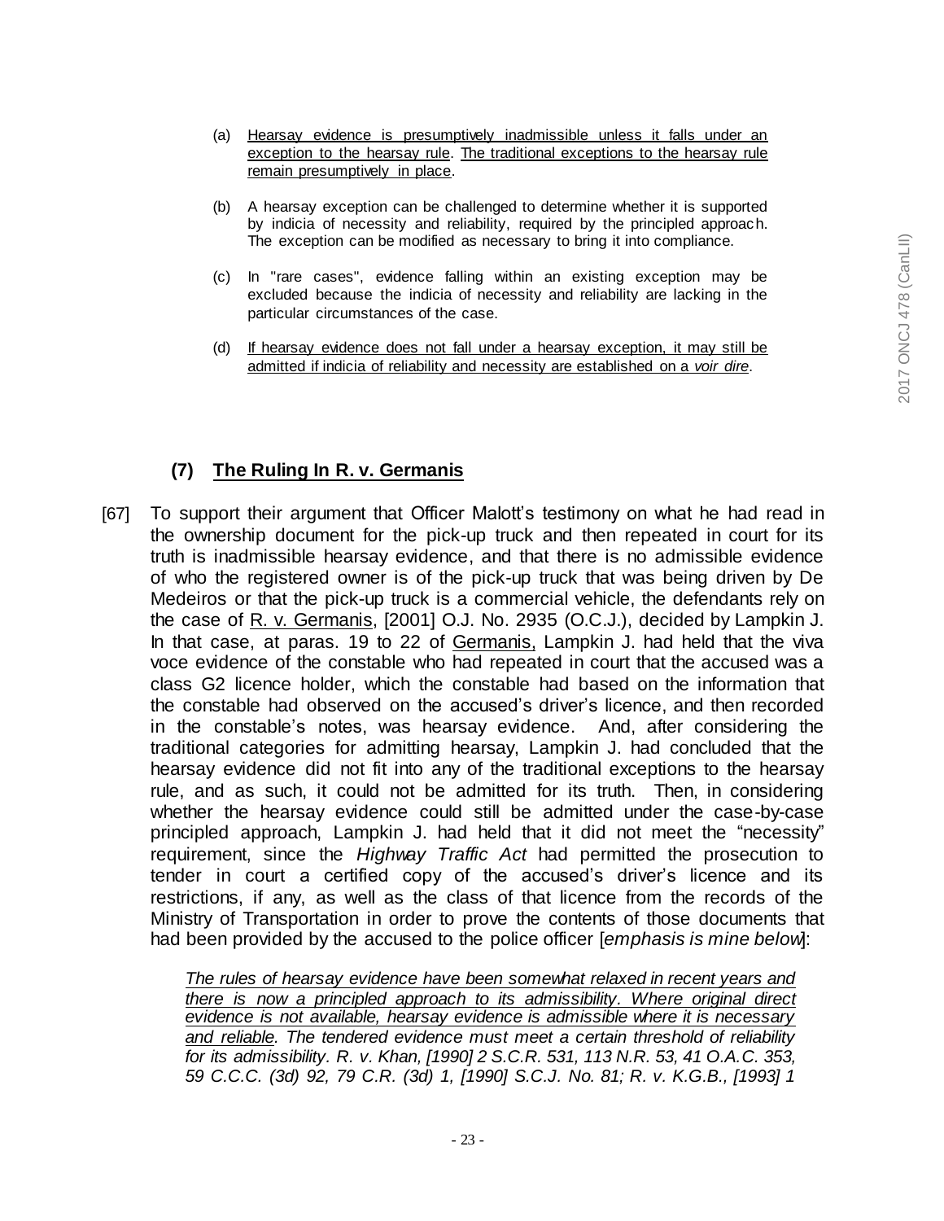(a) Hearsay evidence is presumptively inadmissible unless it falls under an exception to the hearsay rule. The traditional exceptions to the hearsay rule remain presumptively in place.

(b) A hearsay exception can be challenged to determine whether it is supported by indicia of necessity and reliability, required by the principled approach. The exception can be modified as necessary to bring it into compliance.

(c) In "rare cases", evidence falling within an existing exception may be excluded because the indicia of necessity and reliability are lacking in the particular circumstances of the case.

(d) If hearsay evidence does not fall under a hearsay exception, it may still be admitted if indicia of reliability and necessity are established on a *voir dire*.

### (7) The Ruling In R. v. Germanis

[67] To support their argument that Officer Malott's testimony on what he had read in the ownership document for the pick-up truck and then repeated in court for its truth is inadmissible hearsay evidence, and that there is no admissible evidence of who the registered owner is of the pick-up truck that was being driven by De Medeiros or that the pick-up truck is a commercial vehicle, the defendants rely on the case of R. v. Germanis, [2001] O.J. No. 2935 (O.C.J.), decided by Lampkin J. In that case, at paras. 19 to 22 of Germanis, Lampkin J. had held that the viva voce evidence of the constable who had repeated in court that the accused was a class G2 licence holder, which the constable had based on the information that the constable had observed on the accused's driver's licence, and then recorded in the constable's notes, was hearsay evidence. And, after considering the traditional categories for admitting hearsay, Lampkin J. had concluded that the hearsay evidence did not fit into any of the traditional exceptions to the hearsay rule, and as such, it could not be admitted for its truth. Then, in considering whether the hearsay evidence could still be admitted under the case-by-case principled approach, Lampkin J. had held that it did not meet the "necessity" requirement, since the *Highway Traffic Act* had permitted the prosecution to tender in court a certified copy of the accused's driver's licence and its restrictions, if any, as well as the class of that licence from the records of the Ministry of Transportation in order to prove the contents of those documents that had been provided by the accused to the police officer [*emphasis is mine below*]:

> *The rules of hearsay evidence have been somewhat relaxed in recent years and there is now a principled approach to its admissibility. Where original direct evidence is not available, hearsay evidence is admissible where it is necessary and reliable. The tendered evidence must meet a certain threshold of reliability for its admissibility. R. v. Khan, [1990] 2 S.C.R. 531, 113 N.R. 53, 41 O.A.C. 353, 59 C.C.C. (3d) 92, 79 C.R. (3d) 1, [1990] S.C.J. No. 81; R. v. K.G.B., [1993] 1*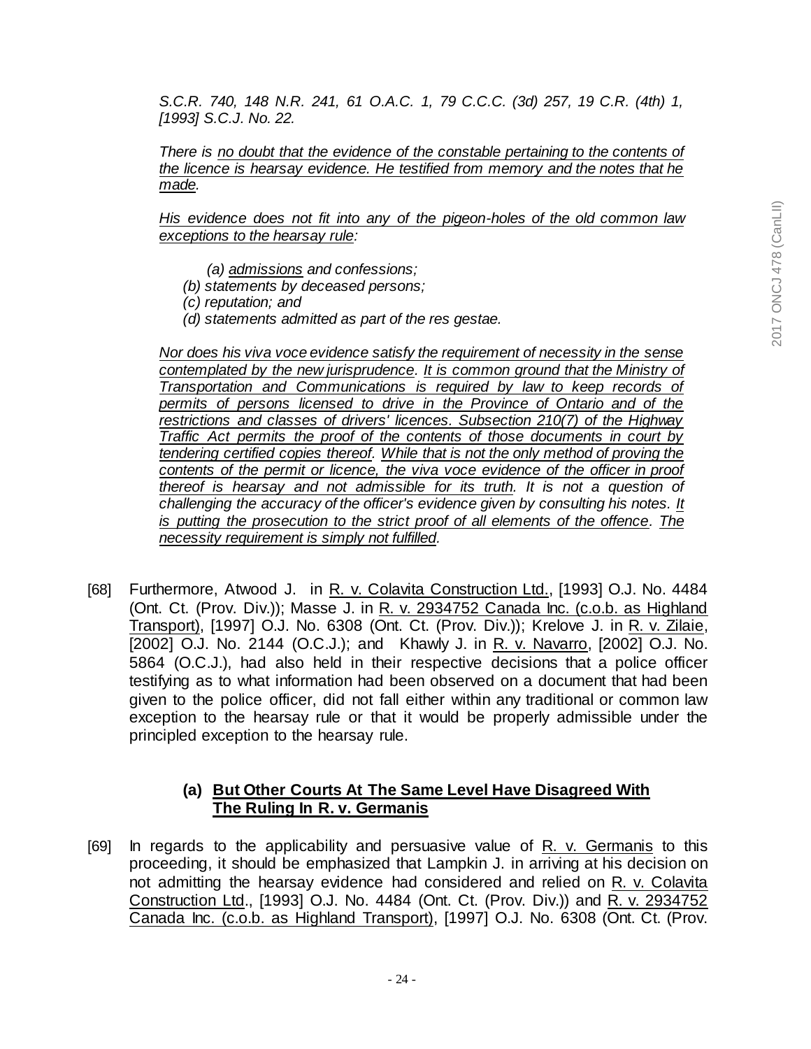*S.C.R. 740, 148 N.R. 241, 61 O.A.C. 1, 79 C.C.C. (3d) 257, 19 C.R. (4th) 1, [1993] S.C.J. No. 22.*

*There is no doubt that the evidence of the constable pertaining to the contents of the licence is hearsay evidence. He testified from memory and the notes that he made.*

*His evidence does not fit into any of the pigeon-holes of the old common law exceptions to the hearsay rule:*

> *(a) admissions and confessions;*
> *(b) statements by deceased persons;*
> *(c) reputation; and*
> *(d) statements admitted as part of the res gestae.*

*Nor does his viva voce evidence satisfy the requirement of necessity in the sense contemplated by the new jurisprudence. It is common ground that the Ministry of Transportation and Communications is required by law to keep records of permits of persons licensed to drive in the Province of Ontario and of the restrictions and classes of drivers' licences. Subsection 210(7) of the Highway Traffic Act permits the proof of the contents of those documents in court by tendering certified copies thereof. While that is not the only method of proving the contents of the permit or licence, the viva voce evidence of the officer in proof thereof is hearsay and not admissible for its truth. It is not a question of challenging the accuracy of the officer's evidence given by consulting his notes. It is putting the prosecution to the strict proof of all elements of the offence. The necessity requirement is simply not fulfilled.*

[68] Furthermore, Atwood J. in R. v. Colavita Construction Ltd., [1993] O.J. No. 4484 (Ont. Ct. (Prov. Div.)); Masse J. in R. v. 2934752 Canada Inc. (c.o.b. as Highland Transport), [1997] O.J. No. 6308 (Ont. Ct. (Prov. Div.)); Krelove J. in R. v. Zilaie, [2002] O.J. No. 2144 (O.C.J.); and Khawly J. in R. v. Navarro, [2002] O.J. No. 5864 (O.C.J.), had also held in their respective decisions that a police officer testifying as to what information had been observed on a document that had been given to the police officer, did not fall either within any traditional or common law exception to the hearsay rule or that it would be properly admissible under the principled exception to the hearsay rule.

### (a) But Other Courts At The Same Level Have Disagreed With The Ruling In R. v. Germanis

[69] In regards to the applicability and persuasive value of R. v. Germanis to this proceeding, it should be emphasized that Lampkin J. in arriving at his decision on not admitting the hearsay evidence had considered and relied on R. v. Colavita Construction Ltd., [1993] O.J. No. 4484 (Ont. Ct. (Prov. Div.)) and R. v. 2934752 Canada Inc. (c.o.b. as Highland Transport), [1997] O.J. No. 6308 (Ont. Ct. (Prov.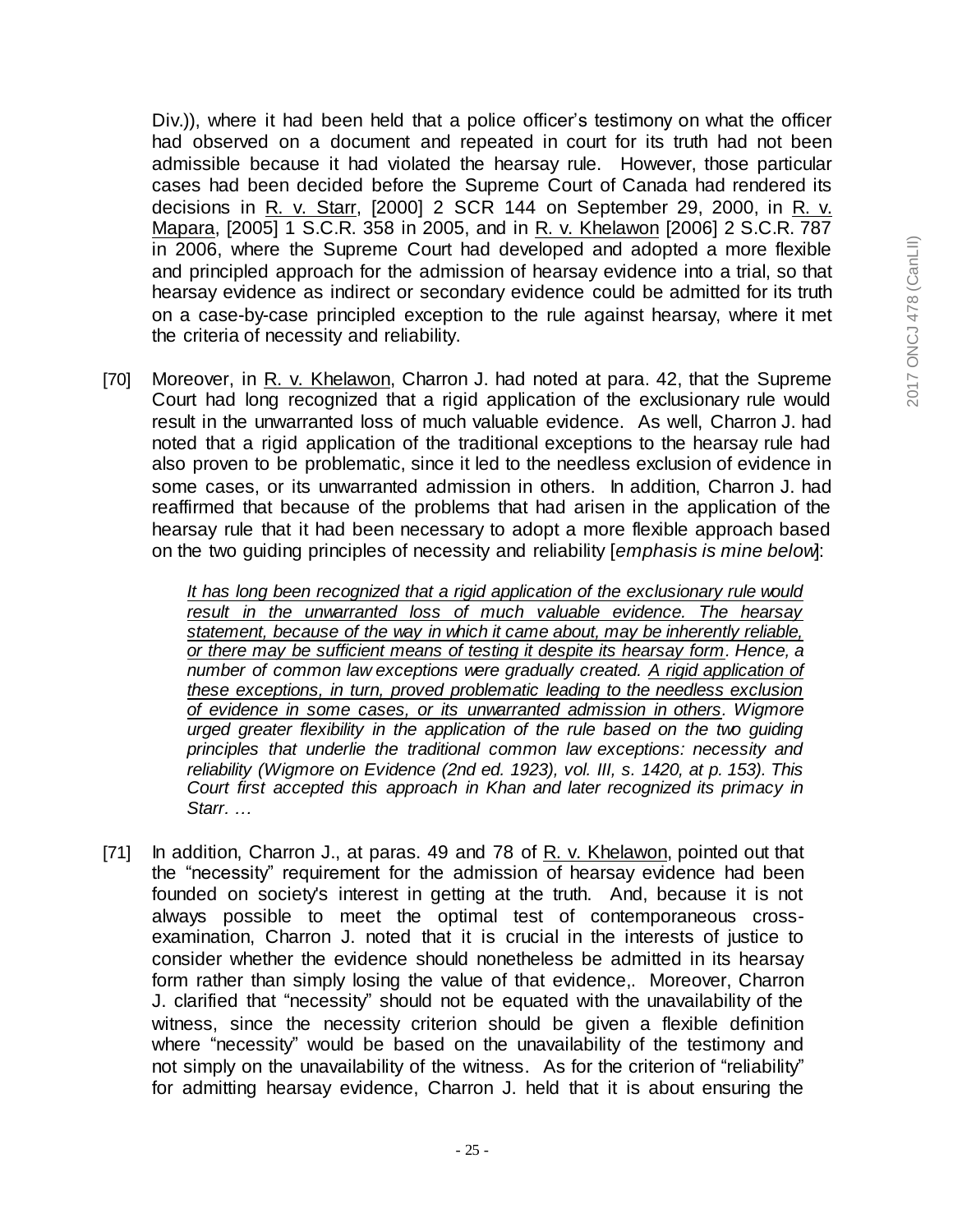Div.)), where it had been held that a police officer's testimony on what the officer had observed on a document and repeated in court for its truth had not been admissible because it had violated the hearsay rule. However, those particular cases had been decided before the Supreme Court of Canada had rendered its decisions in R. v. Starr, [2000] 2 SCR 144 on September 29, 2000, in R. v. Mapara, [2005] 1 S.C.R. 358 in 2005, and in R. v. Khelawon [2006] 2 S.C.R. 787 in 2006, where the Supreme Court had developed and adopted a more flexible and principled approach for the admission of hearsay evidence into a trial, so that hearsay evidence as indirect or secondary evidence could be admitted for its truth on a case-by-case principled exception to the rule against hearsay, where it met the criteria of necessity and reliability.

[70] Moreover, in R. v. Khelawon, Charron J. had noted at para. 42, that the Supreme Court had long recognized that a rigid application of the exclusionary rule would result in the unwarranted loss of much valuable evidence. As well, Charron J. had noted that a rigid application of the traditional exceptions to the hearsay rule had also proven to be problematic, since it led to the needless exclusion of evidence in some cases, or its unwarranted admission in others. In addition, Charron J. had reaffirmed that because of the problems that had arisen in the application of the hearsay rule that it had been necessary to adopt a more flexible approach based on the two guiding principles of necessity and reliability [*emphasis is mine below*]:

> *It has long been recognized that a rigid application of the exclusionary rule would result in the unwarranted loss of much valuable evidence. The hearsay statement, because of the way in which it came about, may be inherently reliable, or there may be sufficient means of testing it despite its hearsay form. Hence, a number of common law exceptions were gradually created. A rigid application of these exceptions, in turn, proved problematic leading to the needless exclusion of evidence in some cases, or its unwarranted admission in others. Wigmore urged greater flexibility in the application of the rule based on the two guiding principles that underlie the traditional common law exceptions: necessity and reliability (Wigmore on Evidence (2nd ed. 1923), vol. III, s. 1420, at p. 153). This Court first accepted this approach in Khan and later recognized its primacy in Starr. …*

[71] In addition, Charron J., at paras. 49 and 78 of R. v. Khelawon, pointed out that the "necessity" requirement for the admission of hearsay evidence had been founded on society's interest in getting at the truth. And, because it is not always possible to meet the optimal test of contemporaneous cross-examination, Charron J. noted that it is crucial in the interests of justice to consider whether the evidence should nonetheless be admitted in its hearsay form rather than simply losing the value of that evidence,. Moreover, Charron J. clarified that "necessity" should not be equated with the unavailability of the witness, since the necessity criterion should be given a flexible definition where "necessity" would be based on the unavailability of the testimony and not simply on the unavailability of the witness. As for the criterion of "reliability" for admitting hearsay evidence, Charron J. held that it is about ensuring the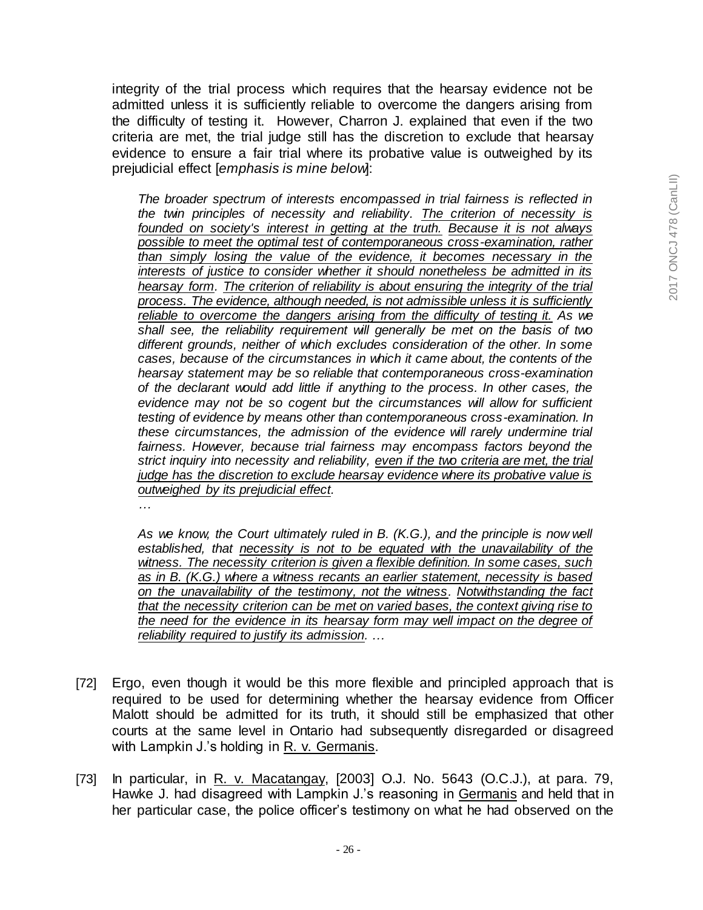integrity of the trial process which requires that the hearsay evidence not be admitted unless it is sufficiently reliable to overcome the dangers arising from the difficulty of testing it. However, Charron J. explained that even if the two criteria are met, the trial judge still has the discretion to exclude that hearsay evidence to ensure a fair trial where its probative value is outweighed by its prejudicial effect [*emphasis is mine below*]:

> *The broader spectrum of interests encompassed in trial fairness is reflected in the twin principles of necessity and reliability. <u>The criterion of necessity is founded on society's interest in getting at the truth.</u> <u>Because it is not always possible to meet the optimal test of contemporaneous cross-examination, rather than simply losing the value of the evidence, it becomes necessary in the interests of justice to consider whether it should nonetheless be admitted in its hearsay form</u>. <u>The criterion of reliability is about ensuring the integrity of the trial process. The evidence, although needed, is not admissible unless it is sufficiently reliable to overcome the dangers arising from the difficulty of testing it.</u> As we shall see, the reliability requirement will generally be met on the basis of two different grounds, neither of which excludes consideration of the other. In some cases, because of the circumstances in which it came about, the contents of the hearsay statement may be so reliable that contemporaneous cross-examination of the declarant would add little if anything to the process. In other cases, the evidence may not be so cogent but the circumstances will allow for sufficient testing of evidence by means other than contemporaneous cross-examination. In these circumstances, the admission of the evidence will rarely undermine trial fairness. However, because trial fairness may encompass factors beyond the strict inquiry into necessity and reliability, <u>even if the two criteria are met, the trial judge has the discretion to exclude hearsay evidence where its probative value is outweighed by its prejudicial effect</u>.*
>
> *…*
>
> *As we know, the Court ultimately ruled in B. (K.G.), and the principle is now well established, that <u>necessity is not to be equated with the unavailability of the witness. The necessity criterion is given a flexible definition. In some cases, such as in B. (K.G.) where a witness recants an earlier statement, necessity is based on the unavailability of the testimony, not the witness</u>. <u>Notwithstanding the fact that the necessity criterion can be met on varied bases, the context giving rise to the need for the evidence in its hearsay form may well impact on the degree of reliability required to justify its admission</u>. …*

[72] Ergo, even though it would be this more flexible and principled approach that is required to be used for determining whether the hearsay evidence from Officer Malott should be admitted for its truth, it should still be emphasized that other courts at the same level in Ontario had subsequently disregarded or disagreed with Lampkin J.'s holding in <u>R. v. Germanis</u>.

[73] In particular, in <u>R. v. Macatangay</u>, [2003] O.J. No. 5643 (O.C.J.), at para. 79, Hawke J. had disagreed with Lampkin J.'s reasoning in <u>Germanis</u> and held that in her particular case, the police officer's testimony on what he had observed on the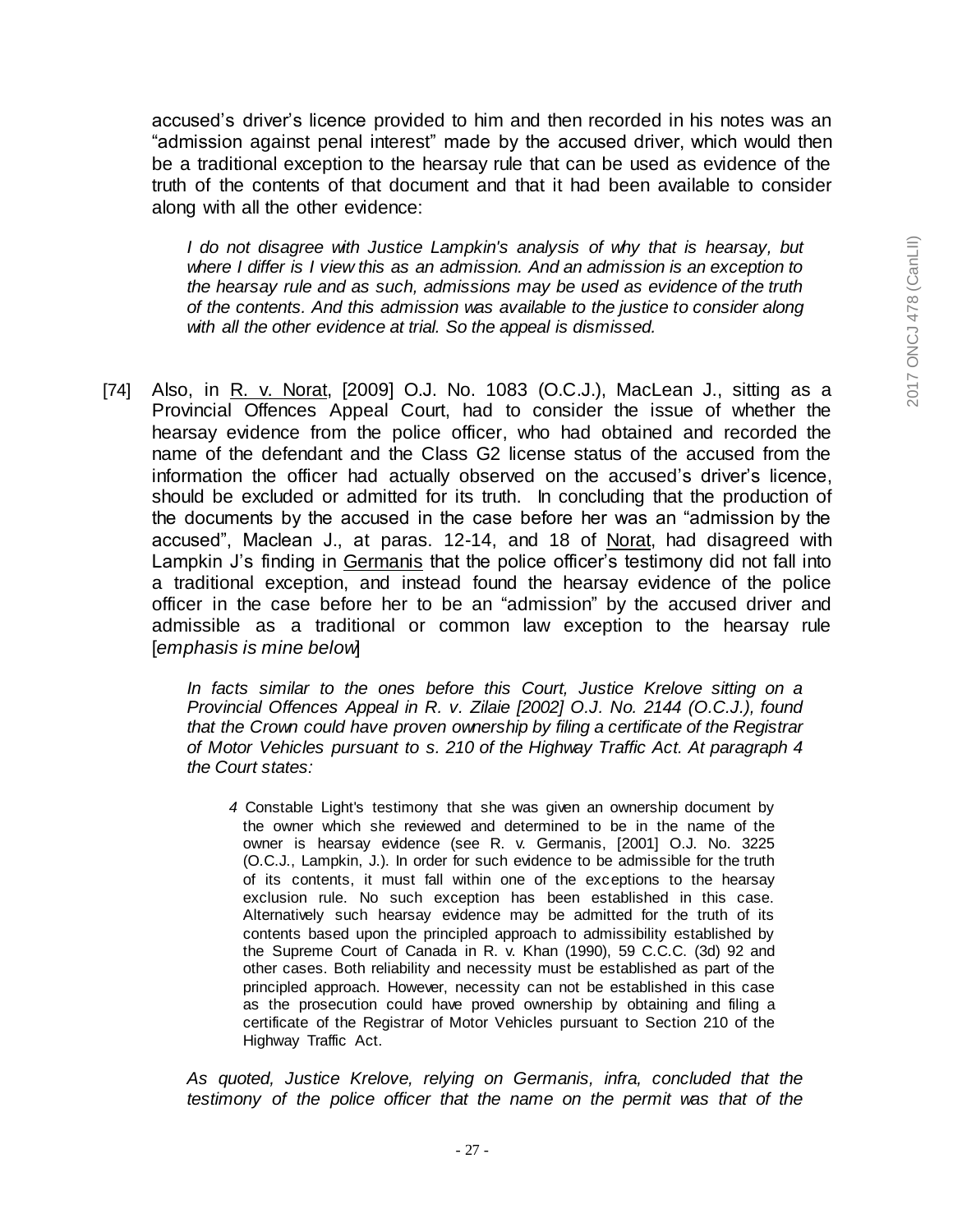accused's driver's licence provided to him and then recorded in his notes was an "admission against penal interest" made by the accused driver, which would then be a traditional exception to the hearsay rule that can be used as evidence of the truth of the contents of that document and that it had been available to consider along with all the other evidence:

> *I do not disagree with Justice Lampkin's analysis of why that is hearsay, but where I differ is I view this as an admission. And an admission is an exception to the hearsay rule and as such, admissions may be used as evidence of the truth of the contents. And this admission was available to the justice to consider along with all the other evidence at trial. So the appeal is dismissed.*

[74] Also, in R. v. Norat, [2009] O.J. No. 1083 (O.C.J.), MacLean J., sitting as a Provincial Offences Appeal Court, had to consider the issue of whether the hearsay evidence from the police officer, who had obtained and recorded the name of the defendant and the Class G2 license status of the accused from the information the officer had actually observed on the accused's driver's licence, should be excluded or admitted for its truth. In concluding that the production of the documents by the accused in the case before her was an "admission by the accused", Maclean J., at paras. 12-14, and 18 of Norat, had disagreed with Lampkin J's finding in Germanis that the police officer's testimony did not fall into a traditional exception, and instead found the hearsay evidence of the police officer in the case before her to be an "admission" by the accused driver and admissible as a traditional or common law exception to the hearsay rule [*emphasis is mine below*]

> *In facts similar to the ones before this Court, Justice Krelove sitting on a Provincial Offences Appeal in R. v. Zilaie [2002] O.J. No. 2144 (O.C.J.), found that the Crown could have proven ownership by filing a certificate of the Registrar of Motor Vehicles pursuant to s. 210 of the Highway Traffic Act. At paragraph 4 the Court states:*
>
> > *4* Constable Light's testimony that she was given an ownership document by the owner which she reviewed and determined to be in the name of the owner is hearsay evidence (see R. v. Germanis, [2001] O.J. No. 3225 (O.C.J., Lampkin, J.). In order for such evidence to be admissible for the truth of its contents, it must fall within one of the exceptions to the hearsay exclusion rule. No such exception has been established in this case. Alternatively such hearsay evidence may be admitted for the truth of its contents based upon the principled approach to admissibility established by the Supreme Court of Canada in R. v. Khan (1990), 59 C.C.C. (3d) 92 and other cases. Both reliability and necessity must be established as part of the principled approach. However, necessity can not be established in this case as the prosecution could have proved ownership by obtaining and filing a certificate of the Registrar of Motor Vehicles pursuant to Section 210 of the Highway Traffic Act.
>
> *As quoted, Justice Krelove, relying on Germanis, infra, concluded that the testimony of the police officer that the name on the permit was that of the*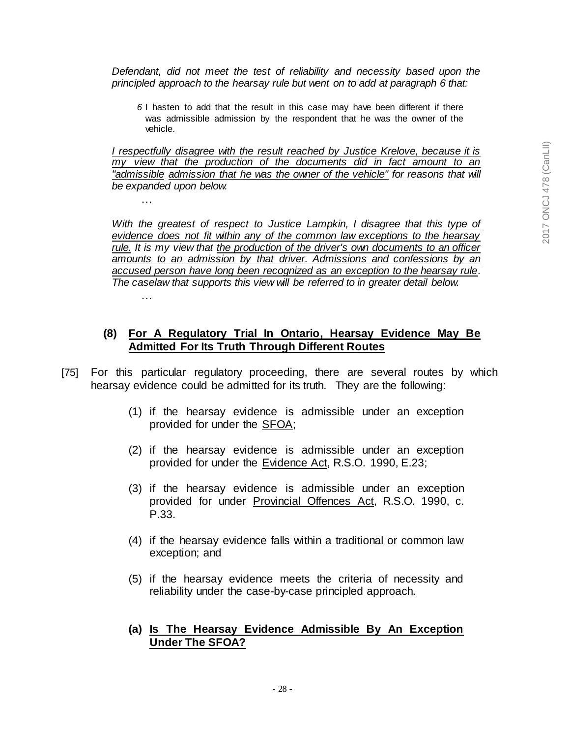*Defendant, did not meet the test of reliability and necessity based upon the principled approach to the hearsay rule but went on to add at paragraph 6 that:*

> *6* I hasten to add that the result in this case may have been different if there was admissible admission by the respondent that he was the owner of the vehicle.

*I respectfully disagree with the result reached by Justice Krelove, because it is my view that the production of the documents did in fact amount to an "admissible admission that he was the owner of the vehicle" for reasons that will be expanded upon below.*

…

*With the greatest of respect to Justice Lampkin, I disagree that this type of evidence does not fit within any of the common law exceptions to the hearsay rule. It is my view that the production of the driver's own documents to an officer amounts to an admission by that driver. Admissions and confessions by an accused person have long been recognized as an exception to the hearsay rule. The caselaw that supports this view will be referred to in greater detail below.*

…

### (8) For A Regulatory Trial In Ontario, Hearsay Evidence May Be Admitted For Its Truth Through Different Routes

[75] For this particular regulatory proceeding, there are several routes by which hearsay evidence could be admitted for its truth. They are the following:

(1) if the hearsay evidence is admissible under an exception provided for under the SFOA;

(2) if the hearsay evidence is admissible under an exception provided for under the Evidence Act, R.S.O. 1990, E.23;

(3) if the hearsay evidence is admissible under an exception provided for under Provincial Offences Act, R.S.O. 1990, c. P.33.

(4) if the hearsay evidence falls within a traditional or common law exception; and

(5) if the hearsay evidence meets the criteria of necessity and reliability under the case-by-case principled approach.

#### (a) Is The Hearsay Evidence Admissible By An Exception Under The SFOA?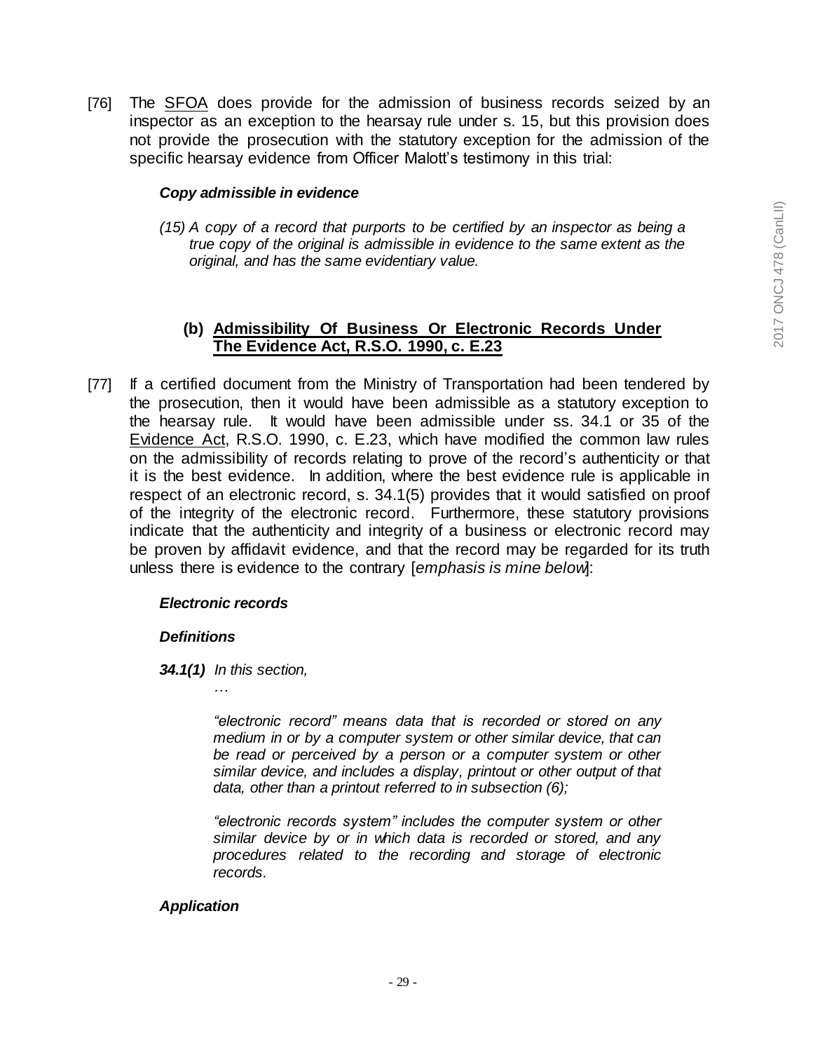[76] The SFOA does provide for the admission of business records seized by an inspector as an exception to the hearsay rule under s. 15, but this provision does not provide the prosecution with the statutory exception for the admission of the specific hearsay evidence from Officer Malott's testimony in this trial:

> ***Copy admissible in evidence***
>
> *(15) A copy of a record that purports to be certified by an inspector as being a true copy of the original is admissible in evidence to the same extent as the original, and has the same evidentiary value.*

### (b) Admissibility Of Business Or Electronic Records Under The Evidence Act, R.S.O. 1990, c. E.23

[77] If a certified document from the Ministry of Transportation had been tendered by the prosecution, then it would have been admissible as a statutory exception to the hearsay rule. It would have been admissible under ss. 34.1 or 35 of the Evidence Act, R.S.O. 1990, c. E.23, which have modified the common law rules on the admissibility of records relating to prove of the record's authenticity or that it is the best evidence. In addition, where the best evidence rule is applicable in respect of an electronic record, s. 34.1(5) provides that it would satisfied on proof of the integrity of the electronic record. Furthermore, these statutory provisions indicate that the authenticity and integrity of a business or electronic record may be proven by affidavit evidence, and that the record may be regarded for its truth unless there is evidence to the contrary [*emphasis is mine below*]:

> ***Electronic records***
>
> ***Definitions***
>
> ***34.1(1)*** *In this section,*
>
> *…*
>
> *"electronic record" means data that is recorded or stored on any medium in or by a computer system or other similar device, that can be read or perceived by a person or a computer system or other similar device, and includes a display, printout or other output of that data, other than a printout referred to in subsection (6);*
>
> *"electronic records system" includes the computer system or other similar device by or in which data is recorded or stored, and any procedures related to the recording and storage of electronic records.*
>
> ***Application***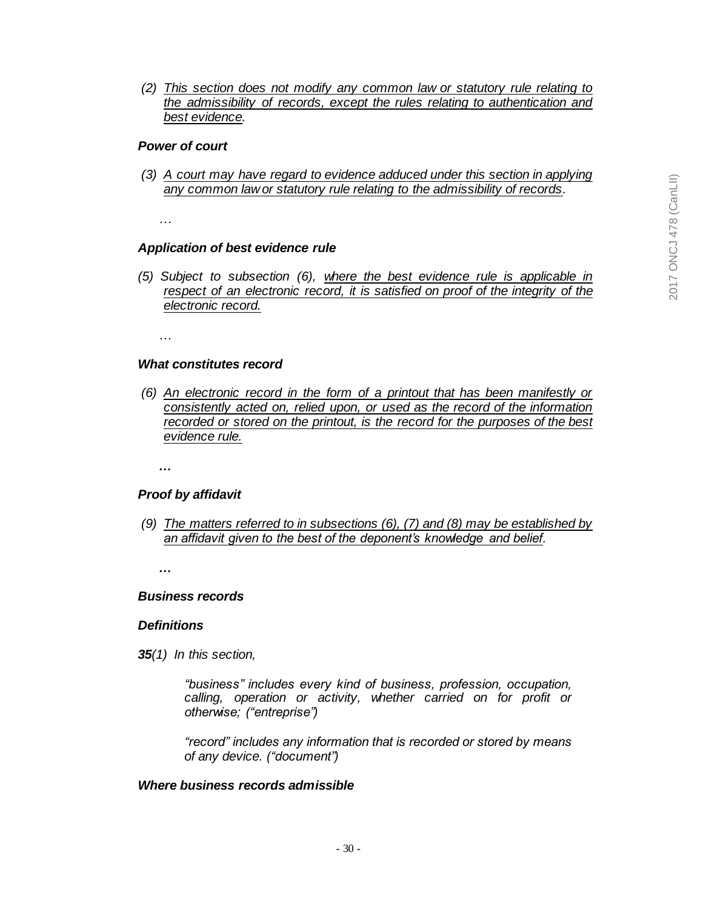*(2) <u>This section does not modify any common law or statutory rule relating to the admissibility of records, except the rules relating to authentication and best evidence</u>.*

***Power of court***

*(3) <u>A court may have regard to evidence adduced under this section in applying any common law or statutory rule relating to the admissibility of records</u>.*

*…*

***Application of best evidence rule***

*(5) Subject to subsection (6), <u>where the best evidence rule is applicable in respect of an electronic record, it is satisfied on proof of the integrity of the electronic record.</u>*

*…*

***What constitutes record***

*(6) <u>An electronic record in the form of a printout that has been manifestly or consistently acted on, relied upon, or used as the record of the information recorded or stored on the printout, is the record for the purposes of the best evidence rule.</u>*

***…***

***Proof by affidavit***

*(9) <u>The matters referred to in subsections (6), (7) and (8) may be established by an affidavit given to the best of the deponent's knowledge and belief.</u>*

***…***

***Business records***

***Definitions***

***35**(1) In this section,*

> *"business" includes every kind of business, profession, occupation, calling, operation or activity, whether carried on for profit or otherwise; ("entreprise")*
>
> *"record" includes any information that is recorded or stored by means of any device. ("document")*

***Where business records admissible***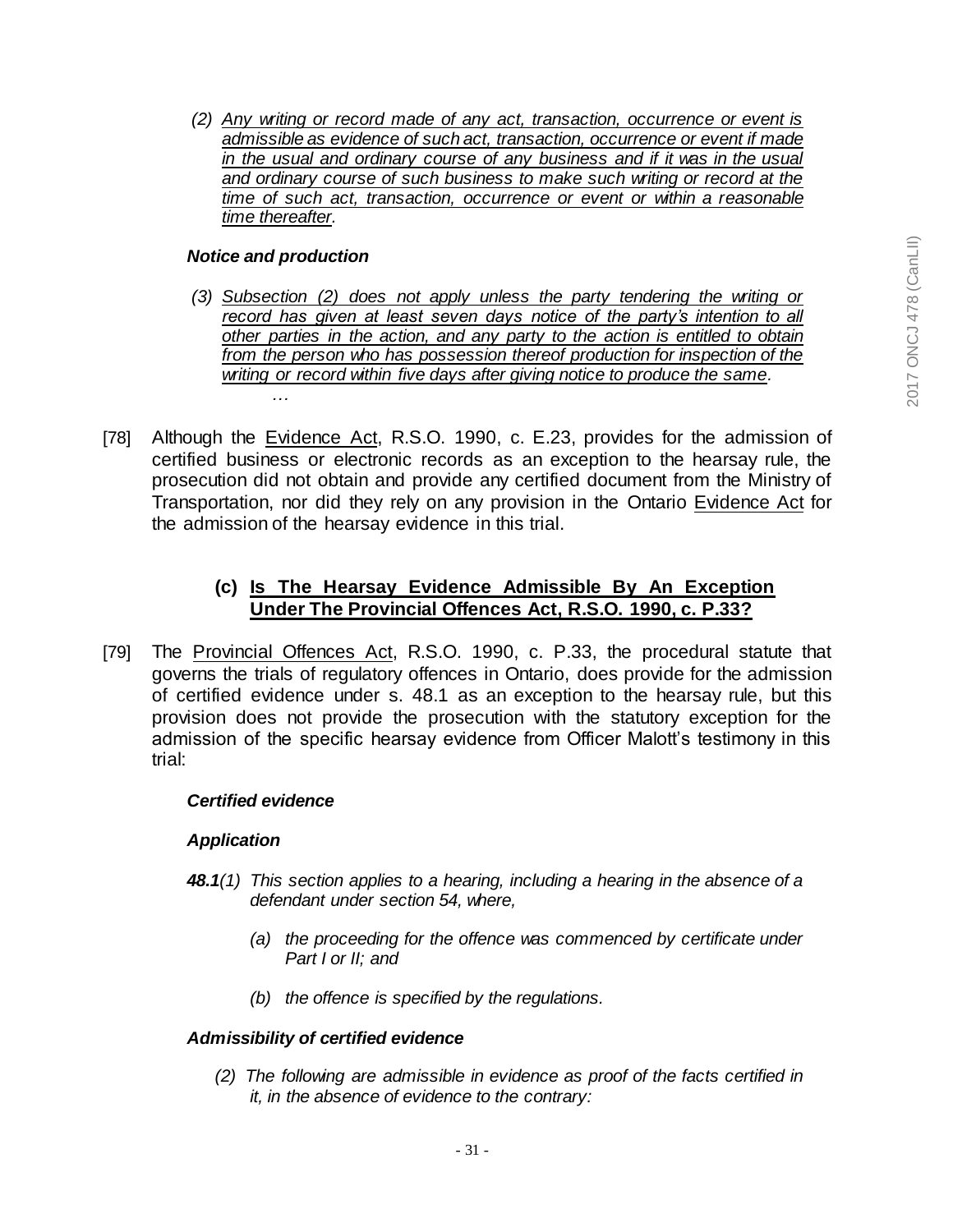*(2) Any writing or record made of any act, transaction, occurrence or event is admissible as evidence of such act, transaction, occurrence or event if made in the usual and ordinary course of any business and if it was in the usual and ordinary course of such business to make such writing or record at the time of such act, transaction, occurrence or event or within a reasonable time thereafter.*

***Notice and production***

*(3) Subsection (2) does not apply unless the party tendering the writing or record has given at least seven days notice of the party's intention to all other parties in the action, and any party to the action is entitled to obtain from the person who has possession thereof production for inspection of the writing or record within five days after giving notice to produce the same.*

…

[78] Although the Evidence Act, R.S.O. 1990, c. E.23, provides for the admission of certified business or electronic records as an exception to the hearsay rule, the prosecution did not obtain and provide any certified document from the Ministry of Transportation, nor did they rely on any provision in the Ontario Evidence Act for the admission of the hearsay evidence in this trial.

### (c) Is The Hearsay Evidence Admissible By An Exception Under The Provincial Offences Act, R.S.O. 1990, c. P.33?

[79] The Provincial Offences Act, R.S.O. 1990, c. P.33, the procedural statute that governs the trials of regulatory offences in Ontario, does provide for the admission of certified evidence under s. 48.1 as an exception to the hearsay rule, but this provision does not provide the prosecution with the statutory exception for the admission of the specific hearsay evidence from Officer Malott's testimony in this trial:

***Certified evidence***

***Application***

***48.1****(1) This section applies to a hearing, including a hearing in the absence of a defendant under section 54, where,*

*(a) the proceeding for the offence was commenced by certificate under Part I or II; and*

*(b) the offence is specified by the regulations.*

***Admissibility of certified evidence***

*(2) The following are admissible in evidence as proof of the facts certified in it, in the absence of evidence to the contrary:*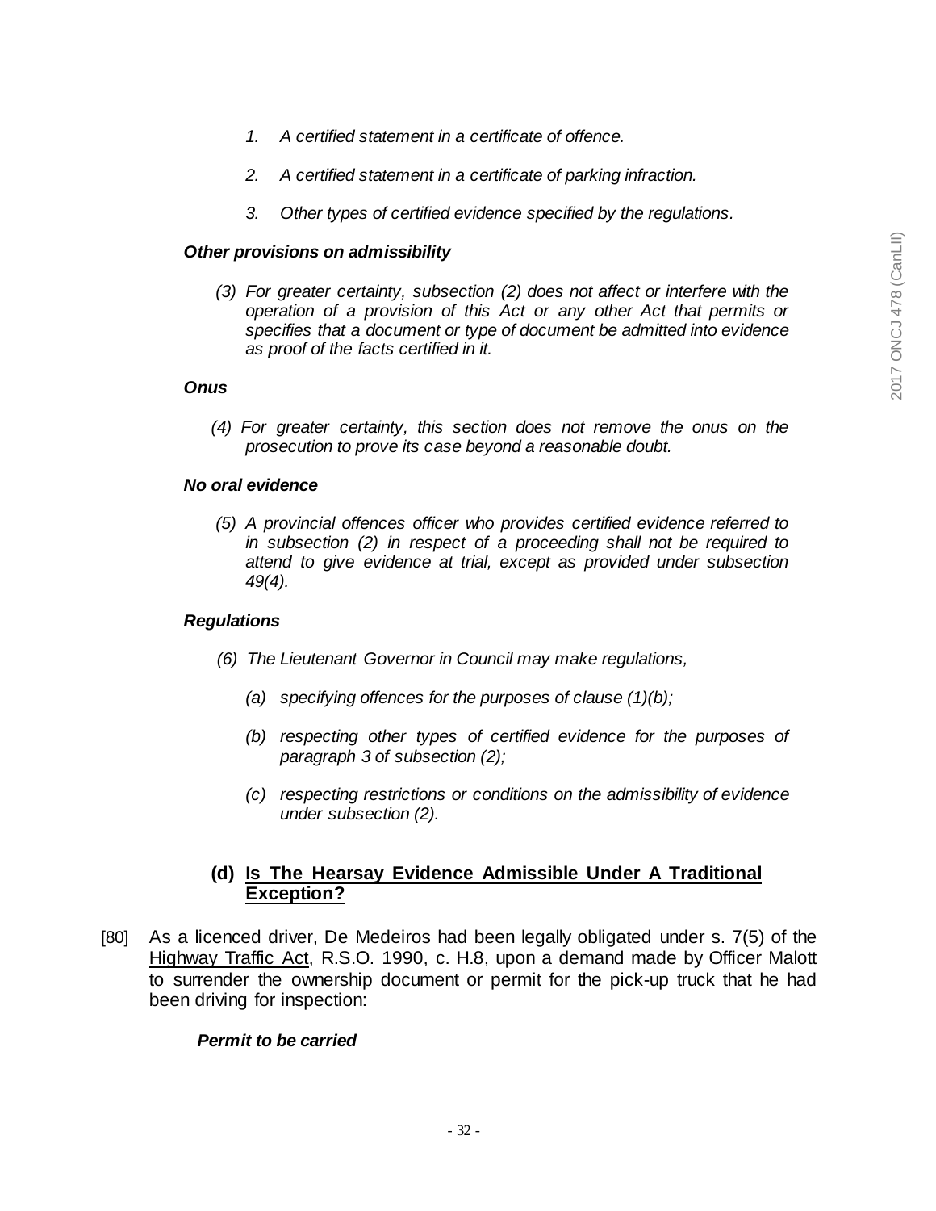*1. A certified statement in a certificate of offence.*

*2. A certified statement in a certificate of parking infraction.*

*3. Other types of certified evidence specified by the regulations.*

***Other provisions on admissibility***

*(3) For greater certainty, subsection (2) does not affect or interfere with the operation of a provision of this Act or any other Act that permits or specifies that a document or type of document be admitted into evidence as proof of the facts certified in it.*

***Onus***

*(4) For greater certainty, this section does not remove the onus on the prosecution to prove its case beyond a reasonable doubt.*

***No oral evidence***

*(5) A provincial offences officer who provides certified evidence referred to in subsection (2) in respect of a proceeding shall not be required to attend to give evidence at trial, except as provided under subsection 49(4).*

***Regulations***

*(6) The Lieutenant Governor in Council may make regulations,*

*(a) specifying offences for the purposes of clause (1)(b);*

*(b) respecting other types of certified evidence for the purposes of paragraph 3 of subsection (2);*

*(c) respecting restrictions or conditions on the admissibility of evidence under subsection (2).*

### (d) Is The Hearsay Evidence Admissible Under A Traditional Exception?

[80] As a licenced driver, De Medeiros had been legally obligated under s. 7(5) of the Highway Traffic Act, R.S.O. 1990, c. H.8, upon a demand made by Officer Malott to surrender the ownership document or permit for the pick-up truck that he had been driving for inspection:

***Permit to be carried***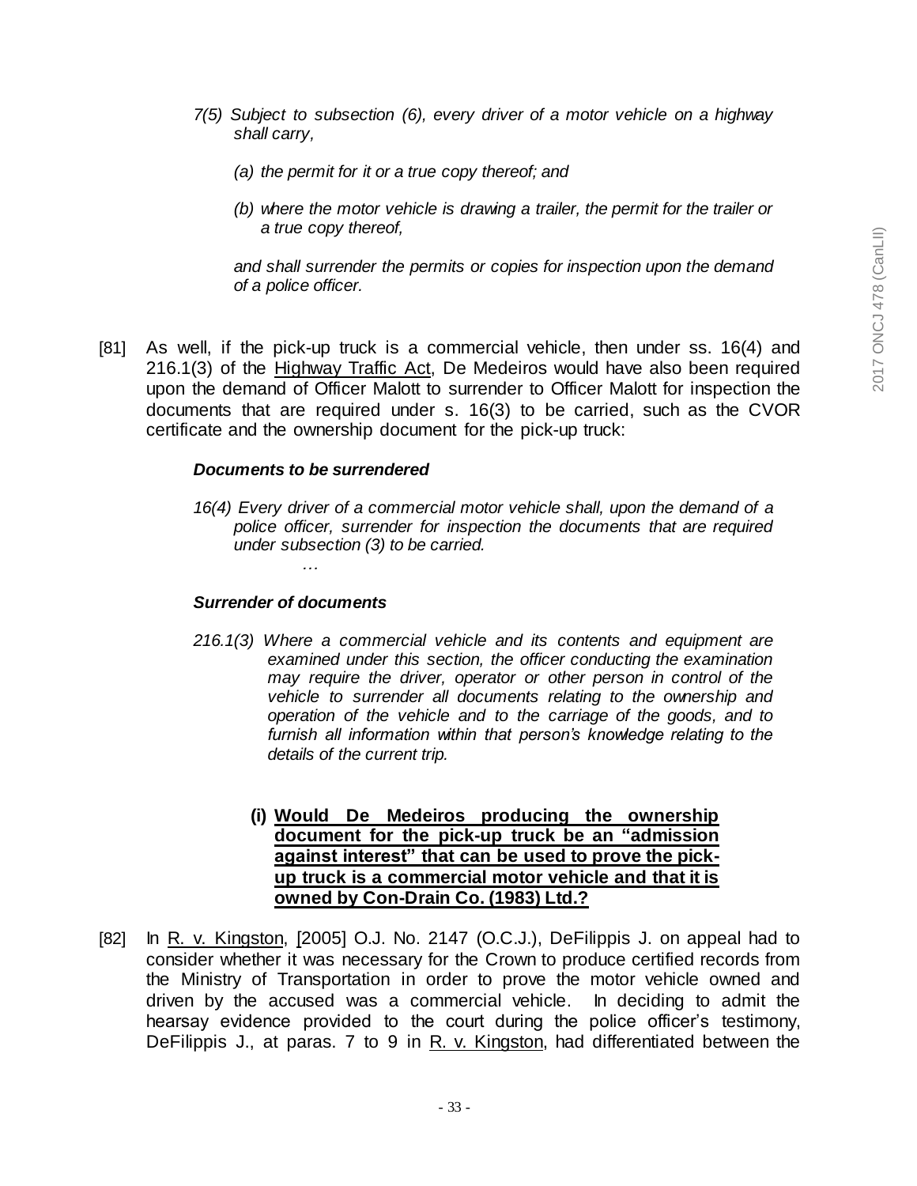*7(5) Subject to subsection (6), every driver of a motor vehicle on a highway shall carry,*

*(a) the permit for it or a true copy thereof; and*

*(b) where the motor vehicle is drawing a trailer, the permit for the trailer or a true copy thereof,*

*and shall surrender the permits or copies for inspection upon the demand of a police officer.*

[81] As well, if the pick-up truck is a commercial vehicle, then under ss. 16(4) and 216.1(3) of the Highway Traffic Act, De Medeiros would have also been required upon the demand of Officer Malott to surrender to Officer Malott for inspection the documents that are required under s. 16(3) to be carried, such as the CVOR certificate and the ownership document for the pick-up truck:

***Documents to be surrendered***

*16(4) Every driver of a commercial motor vehicle shall, upon the demand of a police officer, surrender for inspection the documents that are required under subsection (3) to be carried.*

*…*

***Surrender of documents***

*216.1(3) Where a commercial vehicle and its contents and equipment are examined under this section, the officer conducting the examination may require the driver, operator or other person in control of the vehicle to surrender all documents relating to the ownership and operation of the vehicle and to the carriage of the goods, and to furnish all information within that person's knowledge relating to the details of the current trip.*

**(i) Would De Medeiros producing the ownership document for the pick-up truck be an "admission against interest" that can be used to prove the pick-up truck is a commercial motor vehicle and that it is owned by Con-Drain Co. (1983) Ltd.?**

[82] In R. v. Kingston, [2005] O.J. No. 2147 (O.C.J.), DeFilippis J. on appeal had to consider whether it was necessary for the Crown to produce certified records from the Ministry of Transportation in order to prove the motor vehicle owned and driven by the accused was a commercial vehicle. In deciding to admit the hearsay evidence provided to the court during the police officer's testimony, DeFilippis J., at paras. 7 to 9 in R. v. Kingston, had differentiated between the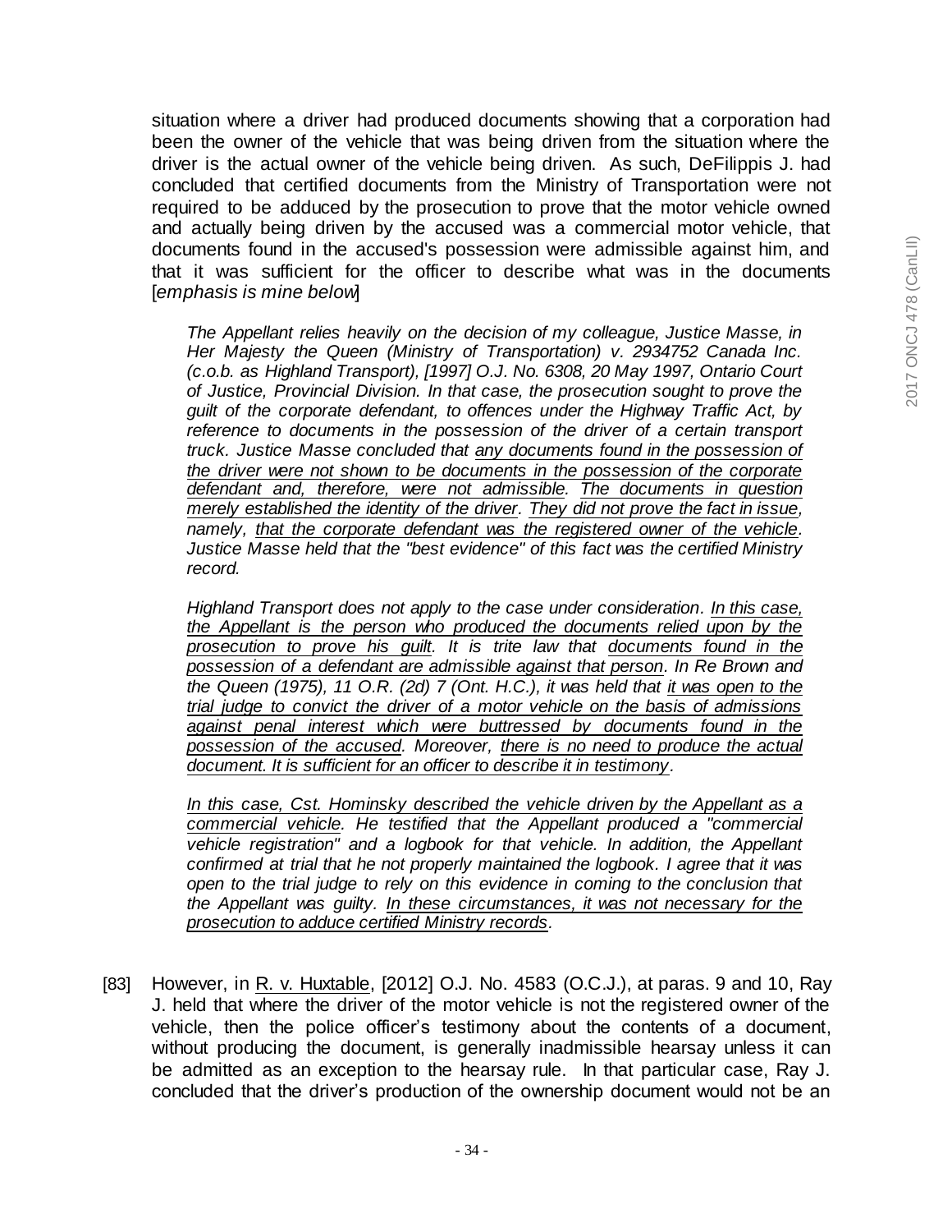situation where a driver had produced documents showing that a corporation had been the owner of the vehicle that was being driven from the situation where the driver is the actual owner of the vehicle being driven. As such, DeFilippis J. had concluded that certified documents from the Ministry of Transportation were not required to be adduced by the prosecution to prove that the motor vehicle owned and actually being driven by the accused was a commercial motor vehicle, that documents found in the accused's possession were admissible against him, and that it was sufficient for the officer to describe what was in the documents [*emphasis is mine below*]

> *The Appellant relies heavily on the decision of my colleague, Justice Masse, in Her Majesty the Queen (Ministry of Transportation) v. 2934752 Canada Inc. (c.o.b. as Highland Transport), [1997] O.J. No. 6308, 20 May 1997, Ontario Court of Justice, Provincial Division. In that case, the prosecution sought to prove the guilt of the corporate defendant, to offences under the Highway Traffic Act, by reference to documents in the possession of the driver of a certain transport truck. Justice Masse concluded that <u>any documents found in the possession of the driver were not shown to be documents in the possession of the corporate defendant and, therefore, were not admissible</u>. <u>The documents in question merely established the identity of the driver</u>. <u>They did not prove the fact in issue</u>, namely, <u>that the corporate defendant was the registered owner of the vehicle</u>. Justice Masse held that the "best evidence" of this fact was the certified Ministry record.*
>
> *Highland Transport does not apply to the case under consideration. <u>In this case, the Appellant is the person who produced the documents relied upon by the prosecution to prove his guilt</u>. It is trite law that <u>documents found in the possession of a defendant are admissible against that person</u>. In Re Brown and the Queen (1975), 11 O.R. (2d) 7 (Ont. H.C.), it was held that <u>it was open to the trial judge to convict the driver of a motor vehicle on the basis of admissions against penal interest which were buttressed by documents found in the possession of the accused</u>. Moreover, <u>there is no need to produce the actual document. It is sufficient for an officer to describe it in testimony</u>.*
>
> *<u>In this case, Cst. Hominsky described the vehicle driven by the Appellant as a commercial vehicle</u>. He testified that the Appellant produced a "commercial vehicle registration" and a logbook for that vehicle. In addition, the Appellant confirmed at trial that he not properly maintained the logbook. I agree that it was open to the trial judge to rely on this evidence in coming to the conclusion that the Appellant was guilty. <u>In these circumstances, it was not necessary for the prosecution to adduce certified Ministry records</u>.*

[83] However, in <u>R. v. Huxtable</u>, [2012] O.J. No. 4583 (O.C.J.), at paras. 9 and 10, Ray J. held that where the driver of the motor vehicle is not the registered owner of the vehicle, then the police officer's testimony about the contents of a document, without producing the document, is generally inadmissible hearsay unless it can be admitted as an exception to the hearsay rule. In that particular case, Ray J. concluded that the driver's production of the ownership document would not be an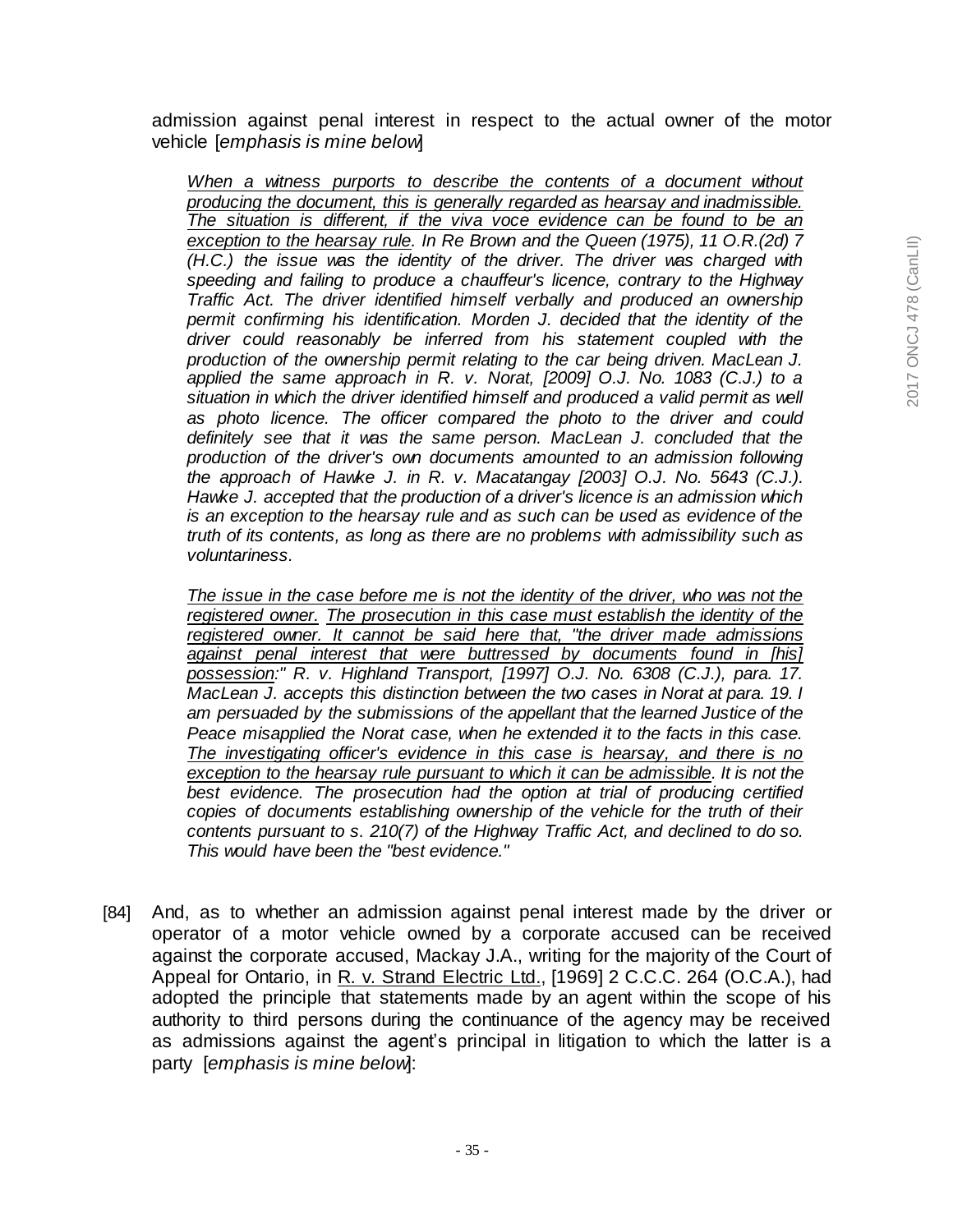admission against penal interest in respect to the actual owner of the motor vehicle [*emphasis is mine below*]

> *When a witness purports to describe the contents of a document without producing the document, this is generally regarded as hearsay and inadmissible. The situation is different, if the viva voce evidence can be found to be an exception to the hearsay rule. In Re Brown and the Queen (1975), 11 O.R.(2d) 7 (H.C.) the issue was the identity of the driver. The driver was charged with speeding and failing to produce a chauffeur's licence, contrary to the Highway Traffic Act. The driver identified himself verbally and produced an ownership permit confirming his identification. Morden J. decided that the identity of the driver could reasonably be inferred from his statement coupled with the production of the ownership permit relating to the car being driven. MacLean J. applied the same approach in R. v. Norat, [2009] O.J. No. 1083 (C.J.) to a situation in which the driver identified himself and produced a valid permit as well as photo licence. The officer compared the photo to the driver and could definitely see that it was the same person. MacLean J. concluded that the production of the driver's own documents amounted to an admission following the approach of Hawke J. in R. v. Macatangay [2003] O.J. No. 5643 (C.J.). Hawke J. accepted that the production of a driver's licence is an admission which is an exception to the hearsay rule and as such can be used as evidence of the truth of its contents, as long as there are no problems with admissibility such as voluntariness.*
>
> *The issue in the case before me is not the identity of the driver, who was not the registered owner. The prosecution in this case must establish the identity of the registered owner. It cannot be said here that, "the driver made admissions against penal interest that were buttressed by documents found in [his] possession:" R. v. Highland Transport, [1997] O.J. No. 6308 (C.J.), para. 17. MacLean J. accepts this distinction between the two cases in Norat at para. 19. I am persuaded by the submissions of the appellant that the learned Justice of the Peace misapplied the Norat case, when he extended it to the facts in this case. The investigating officer's evidence in this case is hearsay, and there is no exception to the hearsay rule pursuant to which it can be admissible. It is not the best evidence. The prosecution had the option at trial of producing certified copies of documents establishing ownership of the vehicle for the truth of their contents pursuant to s. 210(7) of the Highway Traffic Act, and declined to do so. This would have been the "best evidence."*

[84] And, as to whether an admission against penal interest made by the driver or operator of a motor vehicle owned by a corporate accused can be received against the corporate accused, Mackay J.A., writing for the majority of the Court of Appeal for Ontario, in R. v. Strand Electric Ltd., [1969] 2 C.C.C. 264 (O.C.A.), had adopted the principle that statements made by an agent within the scope of his authority to third persons during the continuance of the agency may be received as admissions against the agent's principal in litigation to which the latter is a party [*emphasis is mine below*]: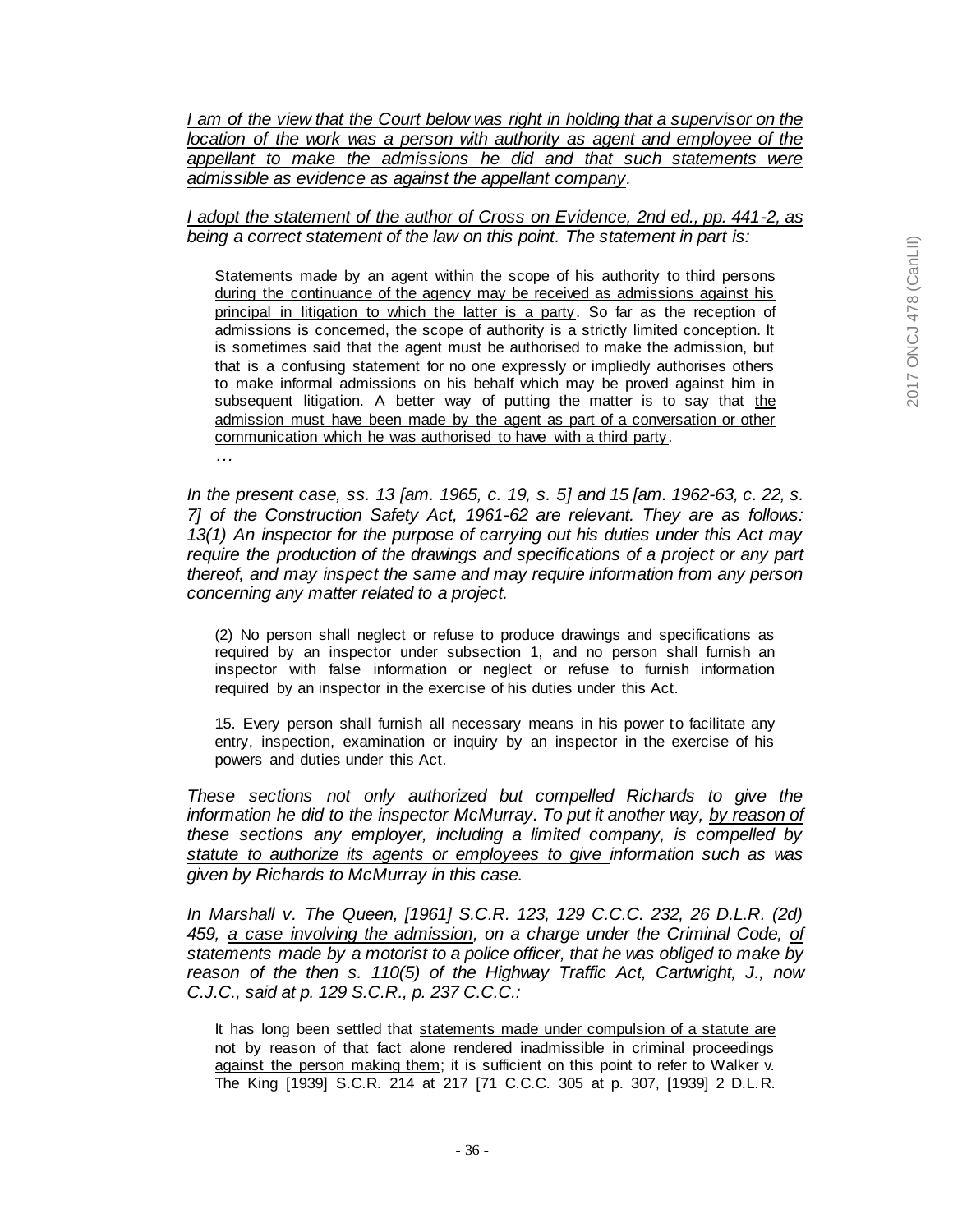*I am of the view that the Court below was right in holding that a supervisor on the location of the work was a person with authority as agent and employee of the appellant to make the admissions he did and that such statements were admissible as evidence as against the appellant company.*

*I adopt the statement of the author of Cross on Evidence, 2nd ed., pp. 441-2, as being a correct statement of the law on this point. The statement in part is:*

> Statements made by an agent within the scope of his authority to third persons during the continuance of the agency may be received as admissions against his principal in litigation to which the latter is a party. So far as the reception of admissions is concerned, the scope of authority is a strictly limited conception. It is sometimes said that the agent must be authorised to make the admission, but that is a confusing statement for no one expressly or impliedly authorises others to make informal admissions on his behalf which may be proved against him in subsequent litigation. A better way of putting the matter is to say that the admission must have been made by the agent as part of a conversation or other communication which he was authorised to have with a third party.
>
> …

*In the present case, ss. 13 [am. 1965, c. 19, s. 5] and 15 [am. 1962-63, c. 22, s. 7] of the Construction Safety Act, 1961-62 are relevant. They are as follows: 13(1) An inspector for the purpose of carrying out his duties under this Act may require the production of the drawings and specifications of a project or any part thereof, and may inspect the same and may require information from any person concerning any matter related to a project.*

> (2) No person shall neglect or refuse to produce drawings and specifications as required by an inspector under subsection 1, and no person shall furnish an inspector with false information or neglect or refuse to furnish information required by an inspector in the exercise of his duties under this Act.
>
> 15. Every person shall furnish all necessary means in his power to facilitate any entry, inspection, examination or inquiry by an inspector in the exercise of his powers and duties under this Act.

*These sections not only authorized but compelled Richards to give the information he did to the inspector McMurray. To put it another way, by reason of these sections any employer, including a limited company, is compelled by statute to authorize its agents or employees to give information such as was given by Richards to McMurray in this case.*

*In Marshall v. The Queen, [1961] S.C.R. 123, 129 C.C.C. 232, 26 D.L.R. (2d) 459, a case involving the admission, on a charge under the Criminal Code, of statements made by a motorist to a police officer, that he was obliged to make by reason of the then s. 110(5) of the Highway Traffic Act, Cartwright, J., now C.J.C., said at p. 129 S.C.R., p. 237 C.C.C.:*

> It has long been settled that statements made under compulsion of a statute are not by reason of that fact alone rendered inadmissible in criminal proceedings against the person making them; it is sufficient on this point to refer to Walker v. The King [1939] S.C.R. 214 at 217 [71 C.C.C. 305 at p. 307, [1939] 2 D.L.R.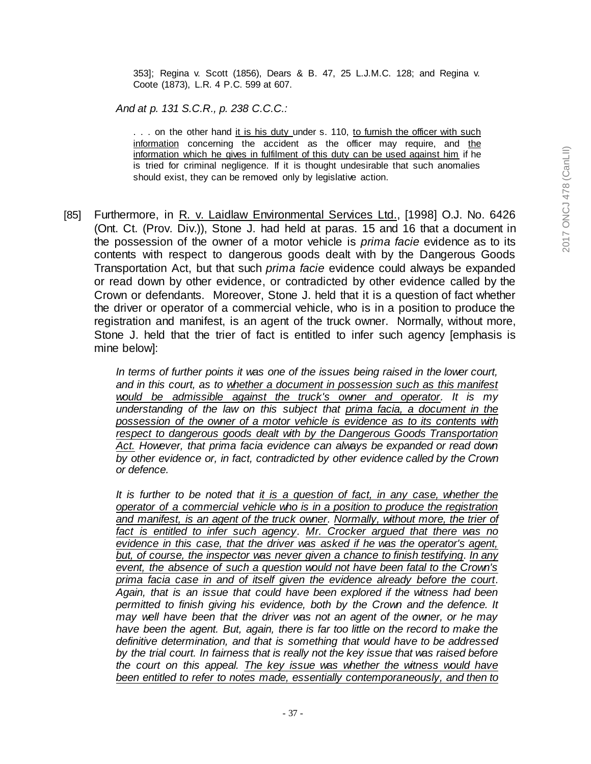353]; Regina v. Scott (1856), Dears & B. 47, 25 L.J.M.C. 128; and Regina v. Coote (1873), L.R. 4 P.C. 599 at 607.

*And at p. 131 S.C.R., p. 238 C.C.C.:*

> . . . on the other hand it is his duty under s. 110, to furnish the officer with such information concerning the accident as the officer may require, and the information which he gives in fulfilment of this duty can be used against him if he is tried for criminal negligence. If it is thought undesirable that such anomalies should exist, they can be removed only by legislative action.

[85] Furthermore, in R. v. Laidlaw Environmental Services Ltd., [1998] O.J. No. 6426 (Ont. Ct. (Prov. Div.)), Stone J. had held at paras. 15 and 16 that a document in the possession of the owner of a motor vehicle is *prima facie* evidence as to its contents with respect to dangerous goods dealt with by the Dangerous Goods Transportation Act, but that such *prima facie* evidence could always be expanded or read down by other evidence, or contradicted by other evidence called by the Crown or defendants. Moreover, Stone J. held that it is a question of fact whether the driver or operator of a commercial vehicle, who is in a position to produce the registration and manifest, is an agent of the truck owner. Normally, without more, Stone J. held that the trier of fact is entitled to infer such agency [emphasis is mine below]:

> *In terms of further points it was one of the issues being raised in the lower court, and in this court, as to whether a document in possession such as this manifest would be admissible against the truck's owner and operator. It is my understanding of the law on this subject that prima facia, a document in the possession of the owner of a motor vehicle is evidence as to its contents with respect to dangerous goods dealt with by the Dangerous Goods Transportation Act. However, that prima facia evidence can always be expanded or read down by other evidence or, in fact, contradicted by other evidence called by the Crown or defence.*
>
> *It is further to be noted that it is a question of fact, in any case, whether the operator of a commercial vehicle who is in a position to produce the registration and manifest, is an agent of the truck owner. Normally, without more, the trier of fact is entitled to infer such agency. Mr. Crocker argued that there was no evidence in this case, that the driver was asked if he was the operator's agent, but, of course, the inspector was never given a chance to finish testifying. In any event, the absence of such a question would not have been fatal to the Crown's prima facia case in and of itself given the evidence already before the court. Again, that is an issue that could have been explored if the witness had been permitted to finish giving his evidence, both by the Crown and the defence. It may well have been that the driver was not an agent of the owner, or he may have been the agent. But, again, there is far too little on the record to make the definitive determination, and that is something that would have to be addressed by the trial court. In fairness that is really not the key issue that was raised before the court on this appeal. The key issue was whether the witness would have been entitled to refer to notes made, essentially contemporaneously, and then to*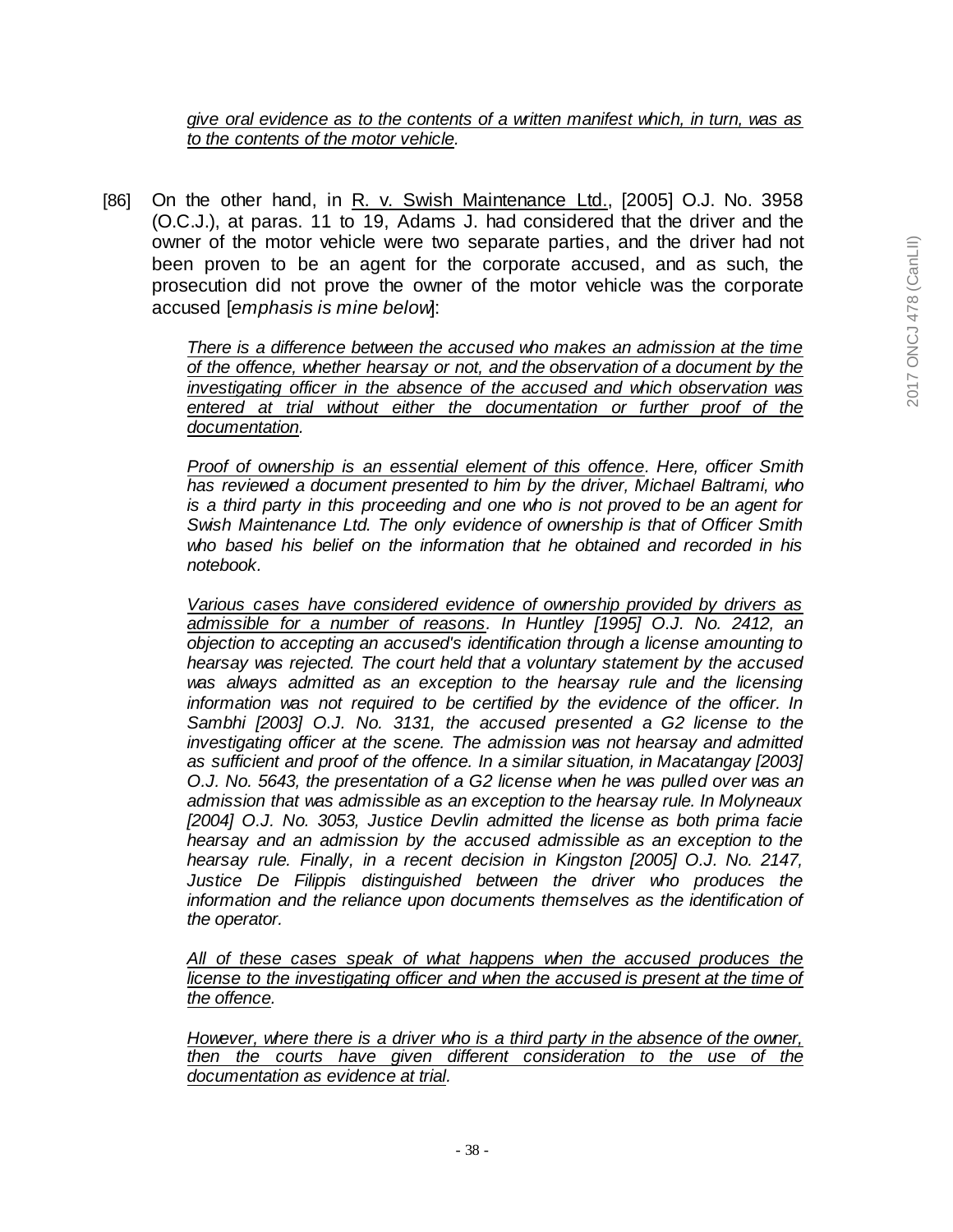> *give oral evidence as to the contents of a written manifest which, in turn, was as to the contents of the motor vehicle.*

[86] On the other hand, in R. v. Swish Maintenance Ltd., [2005] O.J. No. 3958 (O.C.J.), at paras. 11 to 19, Adams J. had considered that the driver and the owner of the motor vehicle were two separate parties, and the driver had not been proven to be an agent for the corporate accused, and as such, the prosecution did not prove the owner of the motor vehicle was the corporate accused [*emphasis is mine below*]:

> *There is a difference between the accused who makes an admission at the time of the offence, whether hearsay or not, and the observation of a document by the investigating officer in the absence of the accused and which observation was entered at trial without either the documentation or further proof of the documentation.*
>
> *Proof of ownership is an essential element of this offence. Here, officer Smith has reviewed a document presented to him by the driver, Michael Baltrami, who is a third party in this proceeding and one who is not proved to be an agent for Swish Maintenance Ltd. The only evidence of ownership is that of Officer Smith who based his belief on the information that he obtained and recorded in his notebook.*
>
> *Various cases have considered evidence of ownership provided by drivers as admissible for a number of reasons. In Huntley [1995] O.J. No. 2412, an objection to accepting an accused's identification through a license amounting to hearsay was rejected. The court held that a voluntary statement by the accused was always admitted as an exception to the hearsay rule and the licensing information was not required to be certified by the evidence of the officer. In Sambhi [2003] O.J. No. 3131, the accused presented a G2 license to the investigating officer at the scene. The admission was not hearsay and admitted as sufficient and proof of the offence. In a similar situation, in Macatangay [2003] O.J. No. 5643, the presentation of a G2 license when he was pulled over was an admission that was admissible as an exception to the hearsay rule. In Molyneaux [2004] O.J. No. 3053, Justice Devlin admitted the license as both prima facie hearsay and an admission by the accused admissible as an exception to the hearsay rule. Finally, in a recent decision in Kingston [2005] O.J. No. 2147, Justice De Filippis distinguished between the driver who produces the information and the reliance upon documents themselves as the identification of the operator.*
>
> *All of these cases speak of what happens when the accused produces the license to the investigating officer and when the accused is present at the time of the offence.*
>
> *However, where there is a driver who is a third party in the absence of the owner, then the courts have given different consideration to the use of the documentation as evidence at trial.*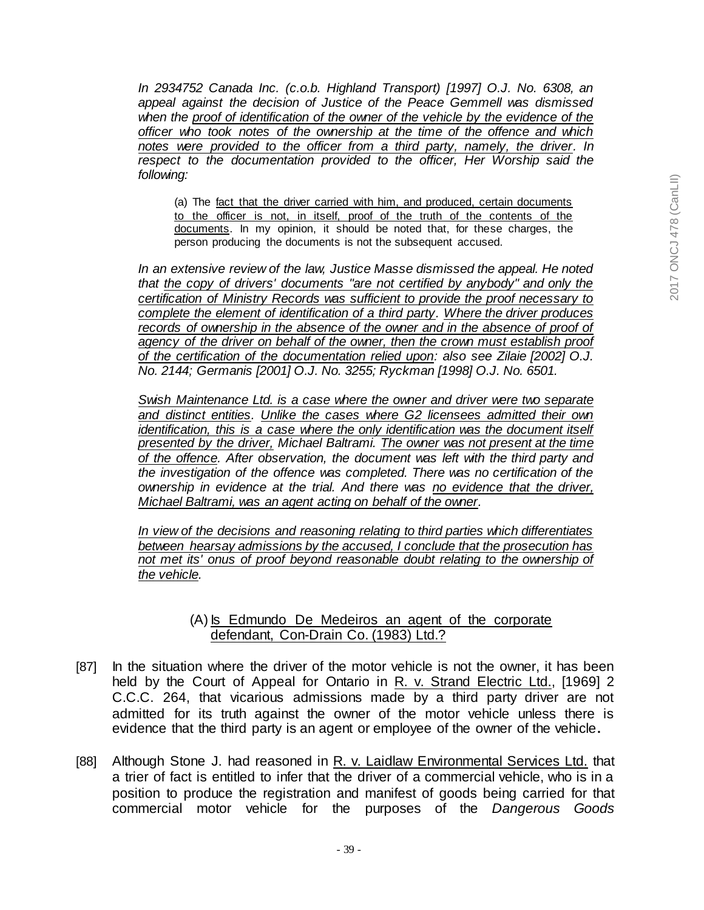*In 2934752 Canada Inc. (c.o.b. Highland Transport) [1997] O.J. No. 6308, an appeal against the decision of Justice of the Peace Gemmell was dismissed when the proof of identification of the owner of the vehicle by the evidence of the officer who took notes of the ownership at the time of the offence and which notes were provided to the officer from a third party, namely, the driver. In respect to the documentation provided to the officer, Her Worship said the following:*

> (a) The fact that the driver carried with him, and produced, certain documents to the officer is not, in itself, proof of the truth of the contents of the documents. In my opinion, it should be noted that, for these charges, the person producing the documents is not the subsequent accused.

*In an extensive review of the law, Justice Masse dismissed the appeal. He noted that the copy of drivers' documents "are not certified by anybody" and only the certification of Ministry Records was sufficient to provide the proof necessary to complete the element of identification of a third party. Where the driver produces records of ownership in the absence of the owner and in the absence of proof of agency of the driver on behalf of the owner, then the crown must establish proof of the certification of the documentation relied upon: also see Zilaie [2002] O.J. No. 2144; Germanis [2001] O.J. No. 3255; Ryckman [1998] O.J. No. 6501.*

*Swish Maintenance Ltd. is a case where the owner and driver were two separate and distinct entities. Unlike the cases where G2 licensees admitted their own identification, this is a case where the only identification was the document itself presented by the driver, Michael Baltrami. The owner was not present at the time of the offence. After observation, the document was left with the third party and the investigation of the offence was completed. There was no certification of the ownership in evidence at the trial. And there was no evidence that the driver, Michael Baltrami, was an agent acting on behalf of the owner.*

*In view of the decisions and reasoning relating to third parties which differentiates between hearsay admissions by the accused, I conclude that the prosecution has not met its' onus of proof beyond reasonable doubt relating to the ownership of the vehicle.*

### (A) Is Edmundo De Medeiros an agent of the corporate defendant, Con-Drain Co. (1983) Ltd.?

[87] In the situation where the driver of the motor vehicle is not the owner, it has been held by the Court of Appeal for Ontario in R. v. Strand Electric Ltd., [1969] 2 C.C.C. 264, that vicarious admissions made by a third party driver are not admitted for its truth against the owner of the motor vehicle unless there is evidence that the third party is an agent or employee of the owner of the vehicle.

[88] Although Stone J. had reasoned in R. v. Laidlaw Environmental Services Ltd. that a trier of fact is entitled to infer that the driver of a commercial vehicle, who is in a position to produce the registration and manifest of goods being carried for that commercial motor vehicle for the purposes of the *Dangerous Goods*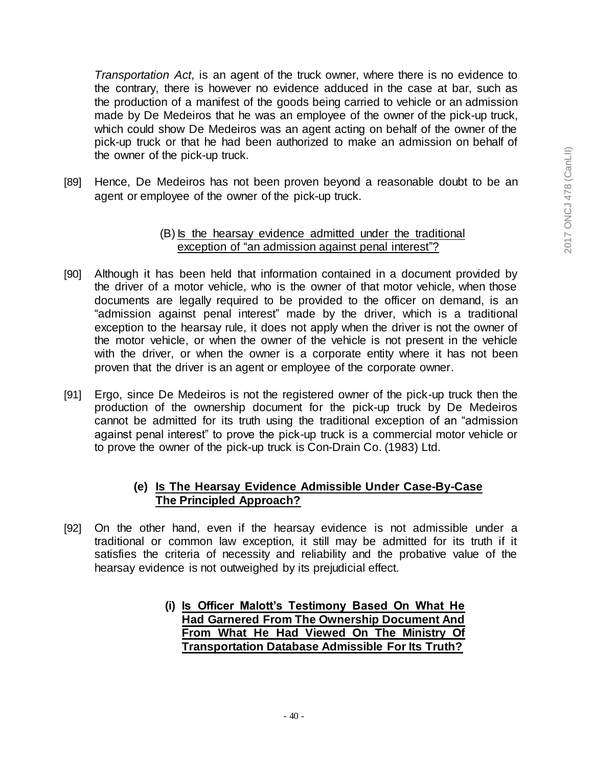*Transportation Act*, is an agent of the truck owner, where there is no evidence to the contrary, there is however no evidence adduced in the case at bar, such as the production of a manifest of the goods being carried to vehicle or an admission made by De Medeiros that he was an employee of the owner of the pick-up truck, which could show De Medeiros was an agent acting on behalf of the owner of the pick-up truck or that he had been authorized to make an admission on behalf of the owner of the pick-up truck.

[89] Hence, De Medeiros has not been proven beyond a reasonable doubt to be an agent or employee of the owner of the pick-up truck.

(B) Is the hearsay evidence admitted under the traditional exception of "an admission against penal interest"?

[90] Although it has been held that information contained in a document provided by the driver of a motor vehicle, who is the owner of that motor vehicle, when those documents are legally required to be provided to the officer on demand, is an "admission against penal interest" made by the driver, which is a traditional exception to the hearsay rule, it does not apply when the driver is not the owner of the motor vehicle, or when the owner of the vehicle is not present in the vehicle with the driver, or when the owner is a corporate entity where it has not been proven that the driver is an agent or employee of the corporate owner.

[91] Ergo, since De Medeiros is not the registered owner of the pick-up truck then the production of the ownership document for the pick-up truck by De Medeiros cannot be admitted for its truth using the traditional exception of an "admission against penal interest" to prove the pick-up truck is a commercial motor vehicle or to prove the owner of the pick-up truck is Con-Drain Co. (1983) Ltd.

#### (e) Is The Hearsay Evidence Admissible Under Case-By-Case The Principled Approach?

[92] On the other hand, even if the hearsay evidence is not admissible under a traditional or common law exception, it still may be admitted for its truth if it satisfies the criteria of necessity and reliability and the probative value of the hearsay evidence is not outweighed by its prejudicial effect.

##### (i) Is Officer Malott's Testimony Based On What He Had Garnered From The Ownership Document And From What He Had Viewed On The Ministry Of Transportation Database Admissible For Its Truth?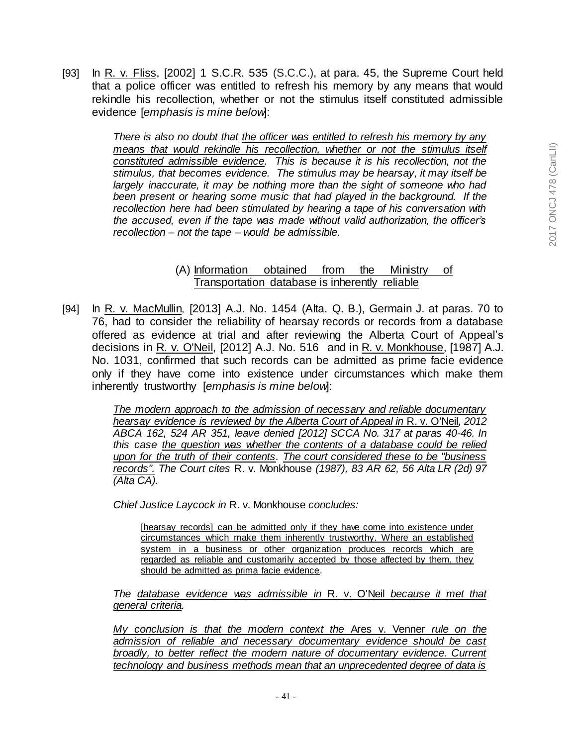[93] In R. v. Fliss, [2002] 1 S.C.R. 535 (S.C.C.), at para. 45, the Supreme Court held that a police officer was entitled to refresh his memory by any means that would rekindle his recollection, whether or not the stimulus itself constituted admissible evidence [*emphasis is mine below*]:

> *There is also no doubt that <u>the officer was entitled to refresh his memory by any means that would rekindle his recollection, whether or not the stimulus itself constituted admissible evidence</u>. This is because it is his recollection, not the stimulus, that becomes evidence. The stimulus may be hearsay, it may itself be largely inaccurate, it may be nothing more than the sight of someone who had been present or hearing some music that had played in the background. If the recollection here had been stimulated by hearing a tape of his conversation with the accused, even if the tape was made without valid authorization, the officer's recollection – not the tape – would be admissible.*

### (A) Information obtained from the Ministry of Transportation database is inherently reliable

[94] In R. v. MacMullin, [2013] A.J. No. 1454 (Alta. Q. B.), Germain J. at paras. 70 to 76, had to consider the reliability of hearsay records or records from a database offered as evidence at trial and after reviewing the Alberta Court of Appeal's decisions in R. v. O'Neil, [2012] A.J. No. 516 and in R. v. Monkhouse, [1987] A.J. No. 1031, confirmed that such records can be admitted as prime facie evidence only if they have come into existence under circumstances which make them inherently trustworthy [*emphasis is mine below*]:

> *<u>The modern approach to the admission of necessary and reliable documentary hearsay evidence is reviewed by the Alberta Court of Appeal in</u> R. v. O'Neil, 2012 ABCA 162, 524 AR 351, leave denied [2012] SCCA No. 317 at paras 40-46. In this case <u>the question was whether the contents of a database could be relied upon for the truth of their contents</u>. <u>The court considered these to be "business records".</u> The Court cites R. v. Monkhouse (1987), 83 AR 62, 56 Alta LR (2d) 97 (Alta CA).*
>
> *Chief Justice Laycock in R. v. Monkhouse concludes:*
>
> > <u>[hearsay records] can be admitted only if they have come into existence under circumstances which make them inherently trustworthy. Where an established system in a business or other organization produces records which are regarded as reliable and customarily accepted by those affected by them, they should be admitted as prima facie evidence</u>.
>
> *The <u>database evidence was admissible in R. v. O'Neil because it met that general criteria</u>.*
>
> *<u>My conclusion is that the modern context the Ares v. Venner rule on the admission of reliable and necessary documentary evidence should be cast broadly, to better reflect the modern nature of documentary evidence. Current technology and business methods mean that an unprecedented degree of data is</u>*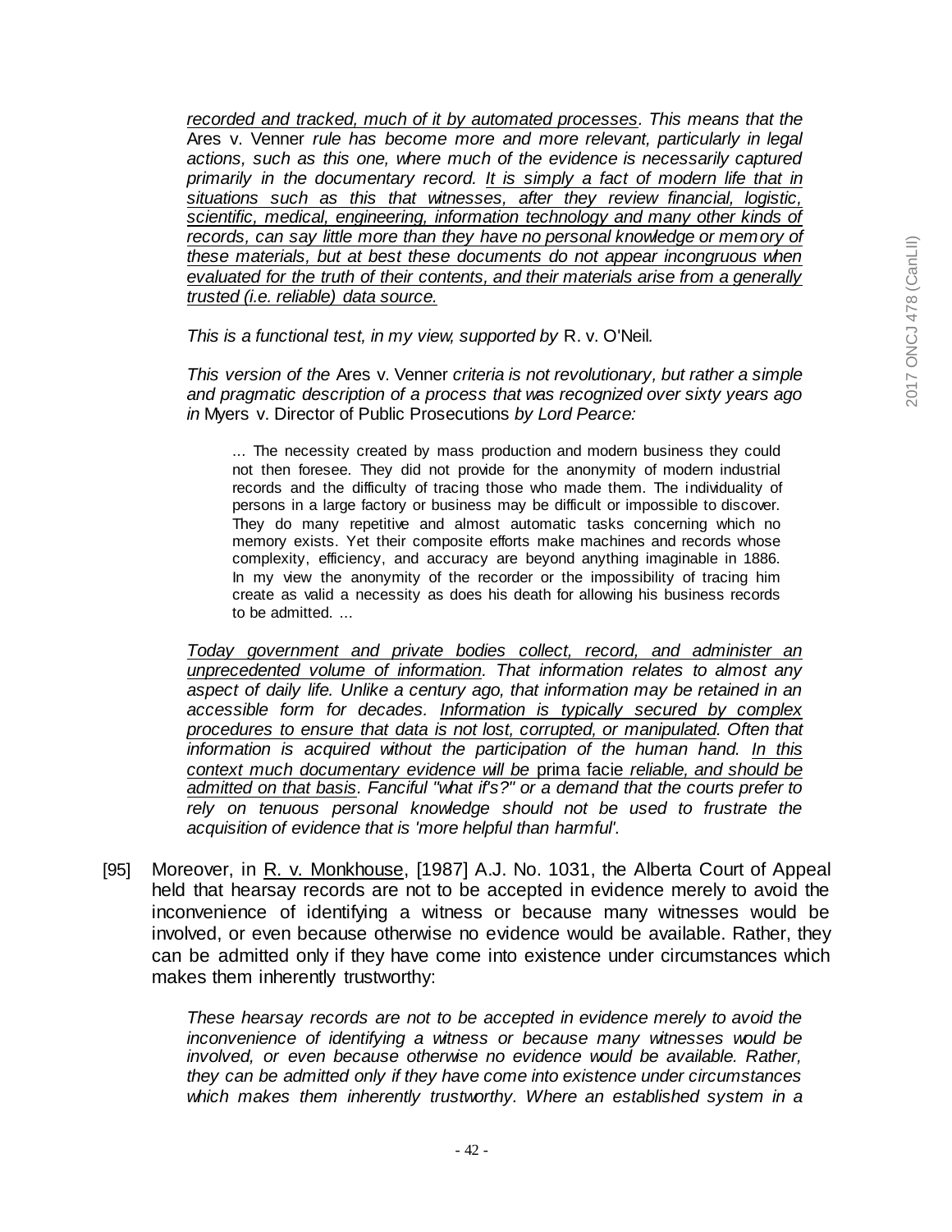> *recorded and tracked, much of it by automated processes. This means that the* Ares v. Venner *rule has become more and more relevant, particularly in legal actions, such as this one, where much of the evidence is necessarily captured primarily in the documentary record. It is simply a fact of modern life that in situations such as this that witnesses, after they review financial, logistic, scientific, medical, engineering, information technology and many other kinds of records, can say little more than they have no personal knowledge or memory of these materials, but at best these documents do not appear incongruous when evaluated for the truth of their contents, and their materials arise from a generally trusted (i.e. reliable) data source.*
>
> *This is a functional test, in my view, supported by* R. v. O'Neil.
>
> *This version of the* Ares v. Venner *criteria is not revolutionary, but rather a simple and pragmatic description of a process that was recognized over sixty years ago in* Myers v. Director of Public Prosecutions *by Lord Pearce:*
>
> > ... The necessity created by mass production and modern business they could not then foresee. They did not provide for the anonymity of modern industrial records and the difficulty of tracing those who made them. The individuality of persons in a large factory or business may be difficult or impossible to discover. They do many repetitive and almost automatic tasks concerning which no memory exists. Yet their composite efforts make machines and records whose complexity, efficiency, and accuracy are beyond anything imaginable in 1886. In my view the anonymity of the recorder or the impossibility of tracing him create as valid a necessity as does his death for allowing his business records to be admitted. ...
>
> *Today government and private bodies collect, record, and administer an unprecedented volume of information. That information relates to almost any aspect of daily life. Unlike a century ago, that information may be retained in an accessible form for decades. Information is typically secured by complex procedures to ensure that data is not lost, corrupted, or manipulated. Often that information is acquired without the participation of the human hand. In this context much documentary evidence will be* prima facie *reliable, and should be admitted on that basis. Fanciful "what if's?" or a demand that the courts prefer to rely on tenuous personal knowledge should not be used to frustrate the acquisition of evidence that is 'more helpful than harmful'.*

[95] Moreover, in R. v. Monkhouse, [1987] A.J. No. 1031, the Alberta Court of Appeal held that hearsay records are not to be accepted in evidence merely to avoid the inconvenience of identifying a witness or because many witnesses would be involved, or even because otherwise no evidence would be available. Rather, they can be admitted only if they have come into existence under circumstances which makes them inherently trustworthy:

> *These hearsay records are not to be accepted in evidence merely to avoid the inconvenience of identifying a witness or because many witnesses would be involved, or even because otherwise no evidence would be available. Rather, they can be admitted only if they have come into existence under circumstances which makes them inherently trustworthy. Where an established system in a*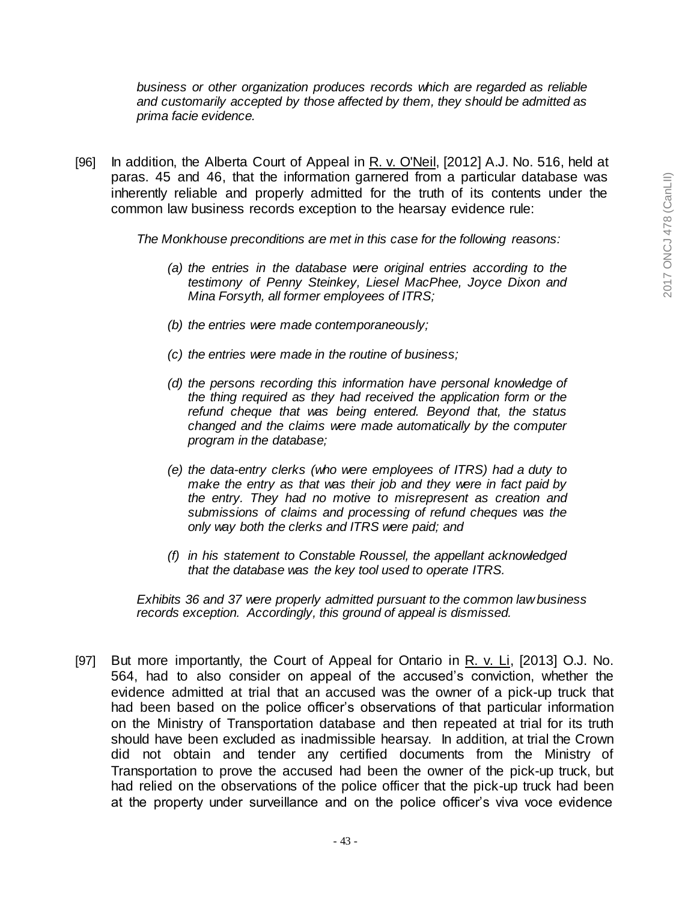*business or other organization produces records which are regarded as reliable and customarily accepted by those affected by them, they should be admitted as prima facie evidence.*

[96] In addition, the Alberta Court of Appeal in R. v. O'Neil, [2012] A.J. No. 516, held at paras. 45 and 46, that the information garnered from a particular database was inherently reliable and properly admitted for the truth of its contents under the common law business records exception to the hearsay evidence rule:

> *The Monkhouse preconditions are met in this case for the following reasons:*
>
> *(a) the entries in the database were original entries according to the testimony of Penny Steinkey, Liesel MacPhee, Joyce Dixon and Mina Forsyth, all former employees of ITRS;*
>
> *(b) the entries were made contemporaneously;*
>
> *(c) the entries were made in the routine of business;*
>
> *(d) the persons recording this information have personal knowledge of the thing required as they had received the application form or the refund cheque that was being entered. Beyond that, the status changed and the claims were made automatically by the computer program in the database;*
>
> *(e) the data-entry clerks (who were employees of ITRS) had a duty to make the entry as that was their job and they were in fact paid by the entry. They had no motive to misrepresent as creation and submissions of claims and processing of refund cheques was the only way both the clerks and ITRS were paid; and*
>
> *(f) in his statement to Constable Roussel, the appellant acknowledged that the database was the key tool used to operate ITRS.*
>
> *Exhibits 36 and 37 were properly admitted pursuant to the common law business records exception. Accordingly, this ground of appeal is dismissed.*

[97] But more importantly, the Court of Appeal for Ontario in R. v. Li, [2013] O.J. No. 564, had to also consider on appeal of the accused's conviction, whether the evidence admitted at trial that an accused was the owner of a pick-up truck that had been based on the police officer's observations of that particular information on the Ministry of Transportation database and then repeated at trial for its truth should have been excluded as inadmissible hearsay. In addition, at trial the Crown did not obtain and tender any certified documents from the Ministry of Transportation to prove the accused had been the owner of the pick-up truck, but had relied on the observations of the police officer that the pick-up truck had been at the property under surveillance and on the police officer's viva voce evidence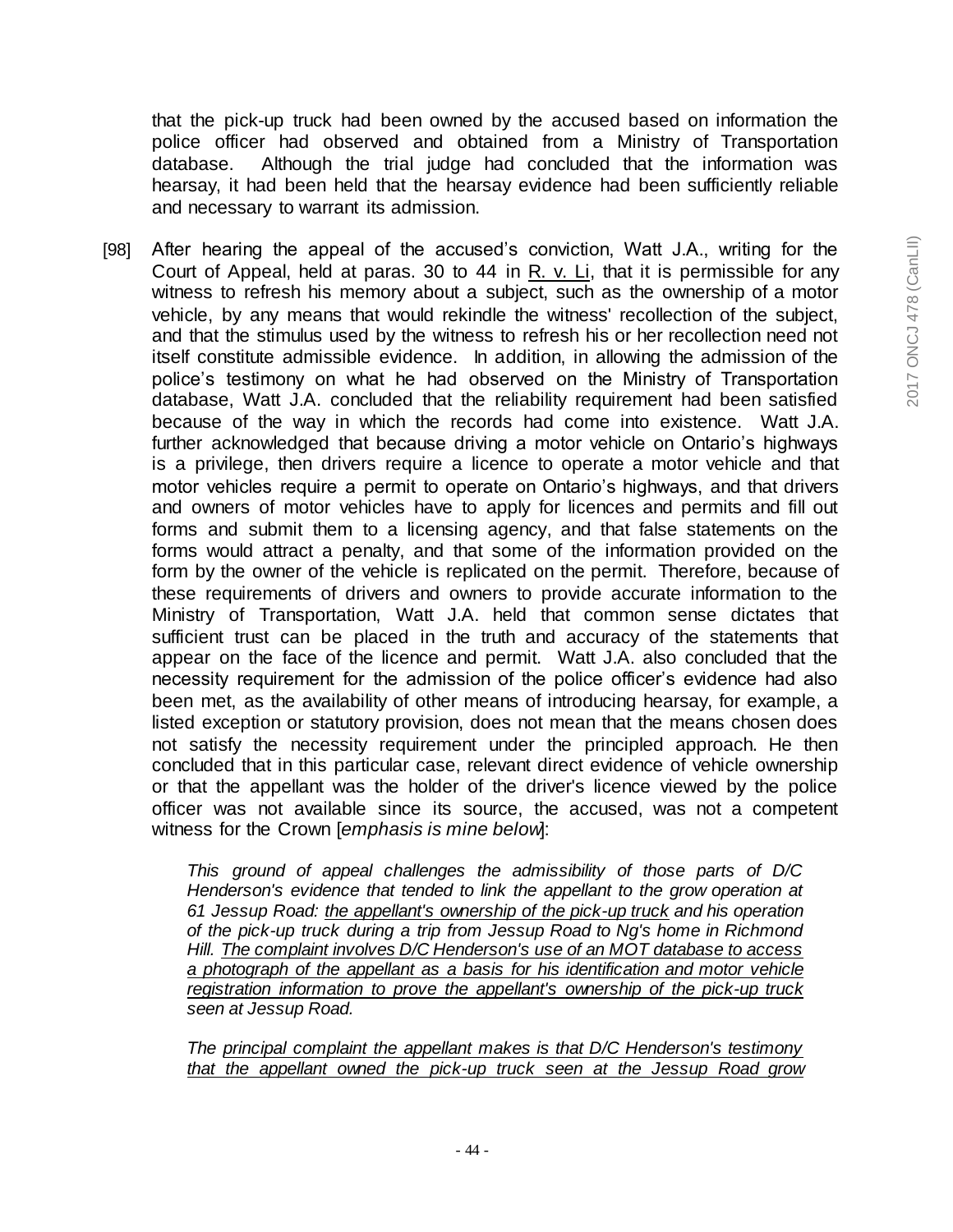that the pick-up truck had been owned by the accused based on information the police officer had observed and obtained from a Ministry of Transportation database. Although the trial judge had concluded that the information was hearsay, it had been held that the hearsay evidence had been sufficiently reliable and necessary to warrant its admission.

[98] After hearing the appeal of the accused's conviction, Watt J.A., writing for the Court of Appeal, held at paras. 30 to 44 in R. v. Li, that it is permissible for any witness to refresh his memory about a subject, such as the ownership of a motor vehicle, by any means that would rekindle the witness' recollection of the subject, and that the stimulus used by the witness to refresh his or her recollection need not itself constitute admissible evidence. In addition, in allowing the admission of the police's testimony on what he had observed on the Ministry of Transportation database, Watt J.A. concluded that the reliability requirement had been satisfied because of the way in which the records had come into existence. Watt J.A. further acknowledged that because driving a motor vehicle on Ontario's highways is a privilege, then drivers require a licence to operate a motor vehicle and that motor vehicles require a permit to operate on Ontario's highways, and that drivers and owners of motor vehicles have to apply for licences and permits and fill out forms and submit them to a licensing agency, and that false statements on the forms would attract a penalty, and that some of the information provided on the form by the owner of the vehicle is replicated on the permit. Therefore, because of these requirements of drivers and owners to provide accurate information to the Ministry of Transportation, Watt J.A. held that common sense dictates that sufficient trust can be placed in the truth and accuracy of the statements that appear on the face of the licence and permit. Watt J.A. also concluded that the necessity requirement for the admission of the police officer's evidence had also been met, as the availability of other means of introducing hearsay, for example, a listed exception or statutory provision, does not mean that the means chosen does not satisfy the necessity requirement under the principled approach. He then concluded that in this particular case, relevant direct evidence of vehicle ownership or that the appellant was the holder of the driver's licence viewed by the police officer was not available since its source, the accused, was not a competent witness for the Crown [*emphasis is mine below*]:

> *This ground of appeal challenges the admissibility of those parts of D/C Henderson's evidence that tended to link the appellant to the grow operation at 61 Jessup Road: <u>the appellant's ownership of the pick-up truck</u> and his operation of the pick-up truck during a trip from Jessup Road to Ng's home in Richmond Hill. <u>The complaint involves D/C Henderson's use of an MOT database to access a photograph of the appellant as a basis for his identification and motor vehicle registration information to prove the appellant's ownership of the pick-up truck</u> seen at Jessup Road.*
>
> *The <u>principal complaint the appellant makes is that D/C Henderson's testimony that the appellant owned the pick-up truck seen at the Jessup Road grow</u>*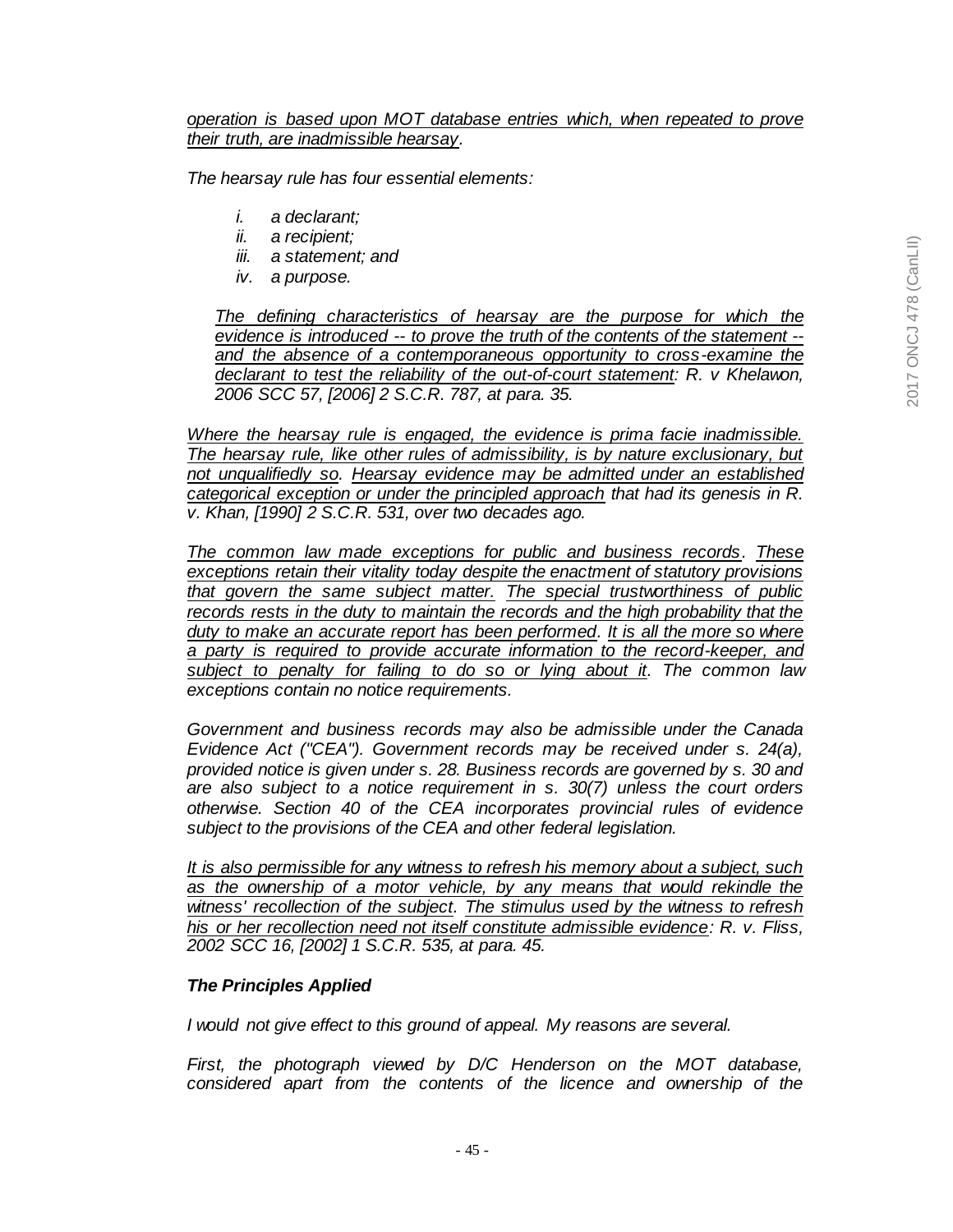*operation is based upon MOT database entries which, when repeated to prove their truth, are inadmissible hearsay.*

*The hearsay rule has four essential elements:*

*i. a declarant;*
*ii. a recipient;*
*iii. a statement; and*
*iv. a purpose.*

> *The defining characteristics of hearsay are the purpose for which the evidence is introduced -- to prove the truth of the contents of the statement -- and the absence of a contemporaneous opportunity to cross-examine the declarant to test the reliability of the out-of-court statement: R. v Khelawon, 2006 SCC 57, [2006] 2 S.C.R. 787, at para. 35.*

*Where the hearsay rule is engaged, the evidence is prima facie inadmissible. The hearsay rule, like other rules of admissibility, is by nature exclusionary, but not unqualifiedly so. Hearsay evidence may be admitted under an established categorical exception or under the principled approach that had its genesis in R. v. Khan, [1990] 2 S.C.R. 531, over two decades ago.*

*The common law made exceptions for public and business records. These exceptions retain their vitality today despite the enactment of statutory provisions that govern the same subject matter. The special trustworthiness of public records rests in the duty to maintain the records and the high probability that the duty to make an accurate report has been performed. It is all the more so where a party is required to provide accurate information to the record-keeper, and subject to penalty for failing to do so or lying about it. The common law exceptions contain no notice requirements.*

*Government and business records may also be admissible under the Canada Evidence Act ("CEA"). Government records may be received under s. 24(a), provided notice is given under s. 28. Business records are governed by s. 30 and are also subject to a notice requirement in s. 30(7) unless the court orders otherwise. Section 40 of the CEA incorporates provincial rules of evidence subject to the provisions of the CEA and other federal legislation.*

*It is also permissible for any witness to refresh his memory about a subject, such as the ownership of a motor vehicle, by any means that would rekindle the witness' recollection of the subject. The stimulus used by the witness to refresh his or her recollection need not itself constitute admissible evidence: R. v. Fliss, 2002 SCC 16, [2002] 1 S.C.R. 535, at para. 45.*

***The Principles Applied***

*I would not give effect to this ground of appeal. My reasons are several.*

*First, the photograph viewed by D/C Henderson on the MOT database, considered apart from the contents of the licence and ownership of the*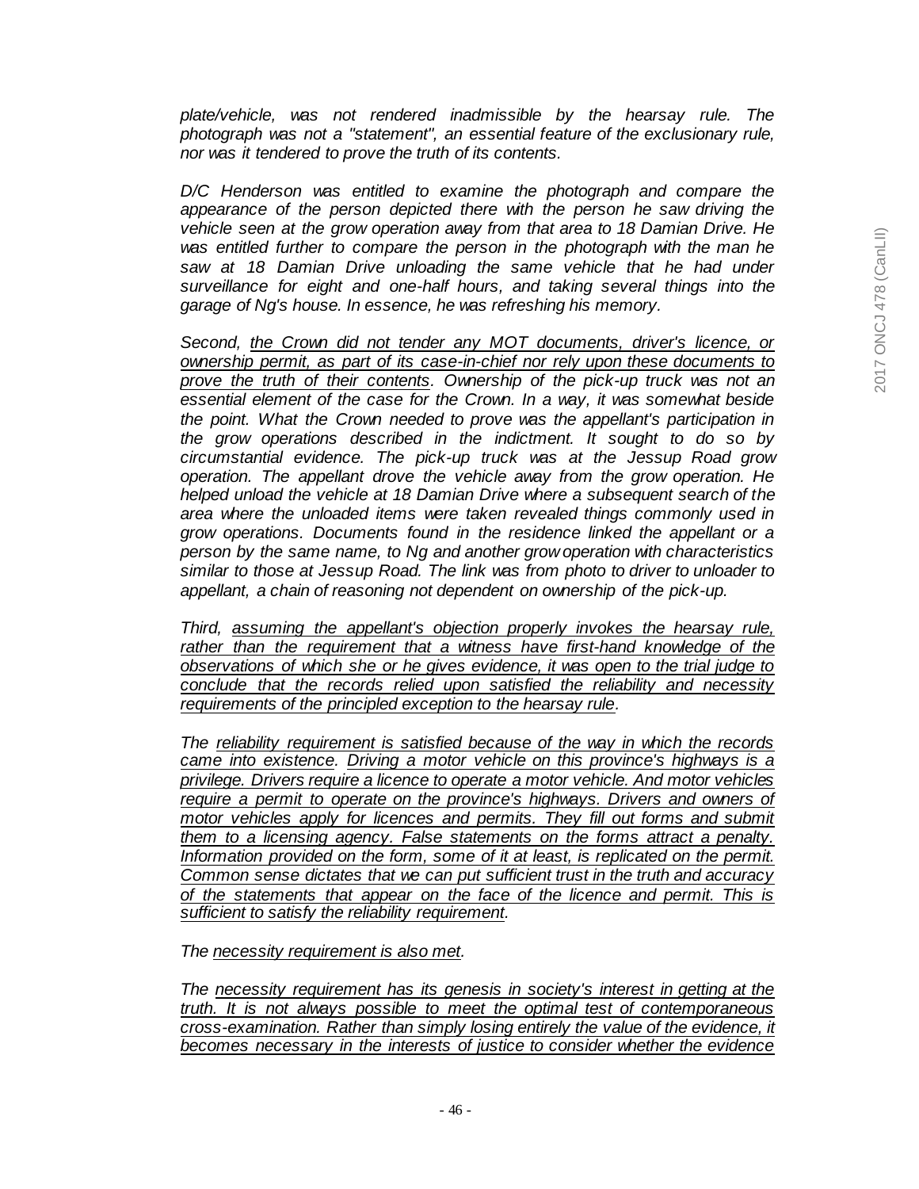*plate/vehicle, was not rendered inadmissible by the hearsay rule. The photograph was not a "statement", an essential feature of the exclusionary rule, nor was it tendered to prove the truth of its contents.*

*D/C Henderson was entitled to examine the photograph and compare the appearance of the person depicted there with the person he saw driving the vehicle seen at the grow operation away from that area to 18 Damian Drive. He was entitled further to compare the person in the photograph with the man he saw at 18 Damian Drive unloading the same vehicle that he had under surveillance for eight and one-half hours, and taking several things into the garage of Ng's house. In essence, he was refreshing his memory.*

*Second, <u>the Crown did not tender any MOT documents, driver's licence, or ownership permit, as part of its case-in-chief nor rely upon these documents to prove the truth of their contents</u>. Ownership of the pick-up truck was not an essential element of the case for the Crown. In a way, it was somewhat beside the point. What the Crown needed to prove was the appellant's participation in the grow operations described in the indictment. It sought to do so by circumstantial evidence. The pick-up truck was at the Jessup Road grow operation. The appellant drove the vehicle away from the grow operation. He helped unload the vehicle at 18 Damian Drive where a subsequent search of the area where the unloaded items were taken revealed things commonly used in grow operations. Documents found in the residence linked the appellant or a person by the same name, to Ng and another grow operation with characteristics similar to those at Jessup Road. The link was from photo to driver to unloader to appellant, a chain of reasoning not dependent on ownership of the pick-up.*

*Third, <u>assuming the appellant's objection properly invokes the hearsay rule, rather than the requirement that a witness have first-hand knowledge of the observations of which she or he gives evidence, it was open to the trial judge to conclude that the records relied upon satisfied the reliability and necessity requirements of the principled exception to the hearsay rule</u>.*

*The <u>reliability requirement is satisfied because of the way in which the records came into existence</u>. <u>Driving a motor vehicle on this province's highways is a privilege. Drivers require a licence to operate a motor vehicle. And motor vehicles require a permit to operate on the province's highways. Drivers and owners of motor vehicles apply for licences and permits. They fill out forms and submit them to a licensing agency. False statements on the forms attract a penalty. Information provided on the form, some of it at least, is replicated on the permit. Common sense dictates that we can put sufficient trust in the truth and accuracy of the statements that appear on the face of the licence and permit. This is sufficient to satisfy the reliability requirement</u>.*

*The <u>necessity requirement is also met</u>.*

*The <u>necessity requirement has its genesis in society's interest in getting at the truth. It is not always possible to meet the optimal test of contemporaneous cross-examination. Rather than simply losing entirely the value of the evidence, it becomes necessary in the interests of justice to consider whether the evidence</u>*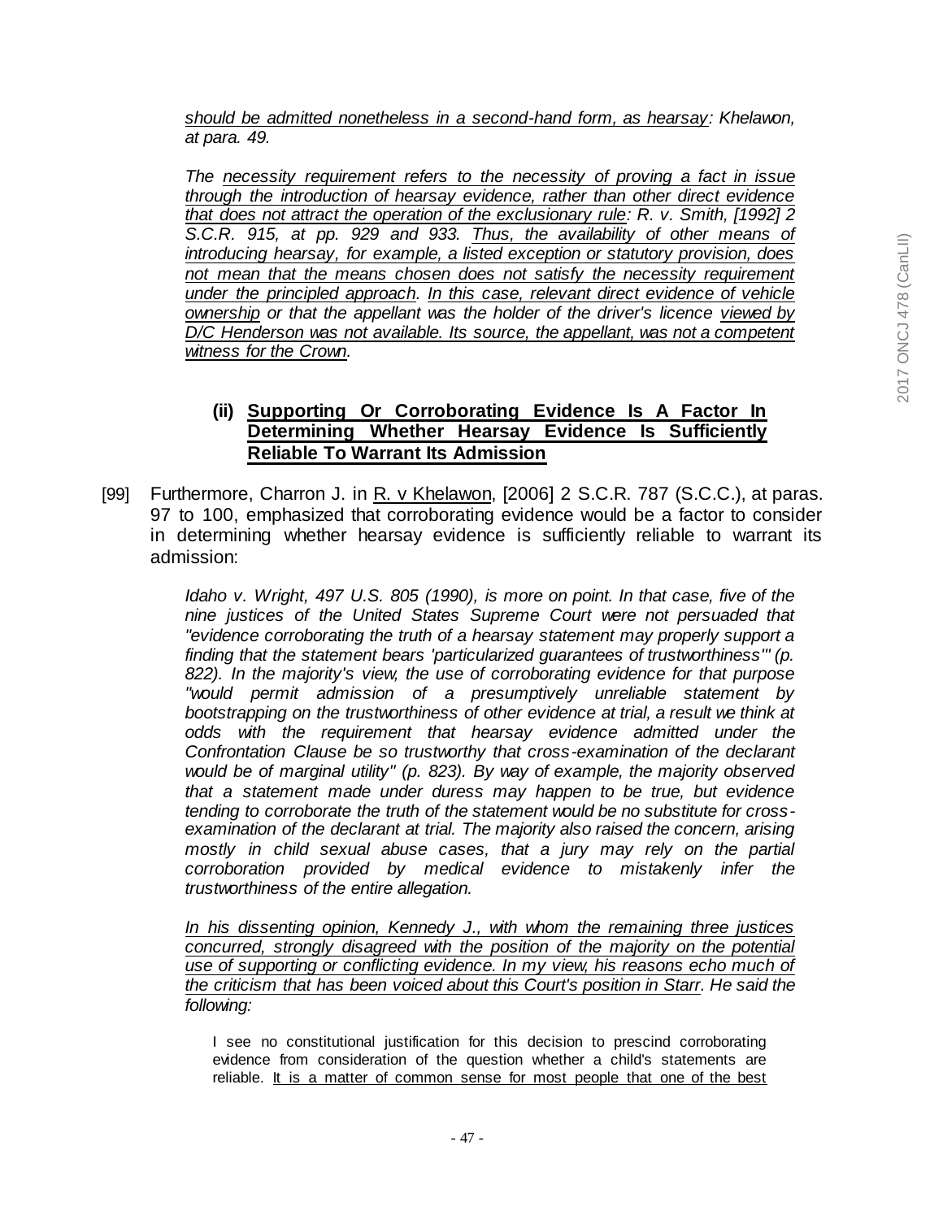*should be admitted nonetheless in a second-hand form, as hearsay: Khelawon, at para. 49.*

*The necessity requirement refers to the necessity of proving a fact in issue through the introduction of hearsay evidence, rather than other direct evidence that does not attract the operation of the exclusionary rule: R. v. Smith, [1992] 2 S.C.R. 915, at pp. 929 and 933. Thus, the availability of other means of introducing hearsay, for example, a listed exception or statutory provision, does not mean that the means chosen does not satisfy the necessity requirement under the principled approach. In this case, relevant direct evidence of vehicle ownership or that the appellant was the holder of the driver's licence viewed by D/C Henderson was not available. Its source, the appellant, was not a competent witness for the Crown.*

### (ii) Supporting Or Corroborating Evidence Is A Factor In Determining Whether Hearsay Evidence Is Sufficiently Reliable To Warrant Its Admission

[99] Furthermore, Charron J. in R. v Khelawon, [2006] 2 S.C.R. 787 (S.C.C.), at paras. 97 to 100, emphasized that corroborating evidence would be a factor to consider in determining whether hearsay evidence is sufficiently reliable to warrant its admission:

> *Idaho v. Wright, 497 U.S. 805 (1990), is more on point. In that case, five of the nine justices of the United States Supreme Court were not persuaded that "evidence corroborating the truth of a hearsay statement may properly support a finding that the statement bears 'particularized guarantees of trustworthiness'" (p. 822). In the majority's view, the use of corroborating evidence for that purpose "would permit admission of a presumptively unreliable statement by bootstrapping on the trustworthiness of other evidence at trial, a result we think at odds with the requirement that hearsay evidence admitted under the Confrontation Clause be so trustworthy that cross-examination of the declarant would be of marginal utility" (p. 823). By way of example, the majority observed that a statement made under duress may happen to be true, but evidence tending to corroborate the truth of the statement would be no substitute for cross-examination of the declarant at trial. The majority also raised the concern, arising mostly in child sexual abuse cases, that a jury may rely on the partial corroboration provided by medical evidence to mistakenly infer the trustworthiness of the entire allegation.*
>
> *In his dissenting opinion, Kennedy J., with whom the remaining three justices concurred, strongly disagreed with the position of the majority on the potential use of supporting or conflicting evidence. In my view, his reasons echo much of the criticism that has been voiced about this Court's position in Starr. He said the following:*
>
> > I see no constitutional justification for this decision to prescind corroborating evidence from consideration of the question whether a child's statements are reliable. It is a matter of common sense for most people that one of the best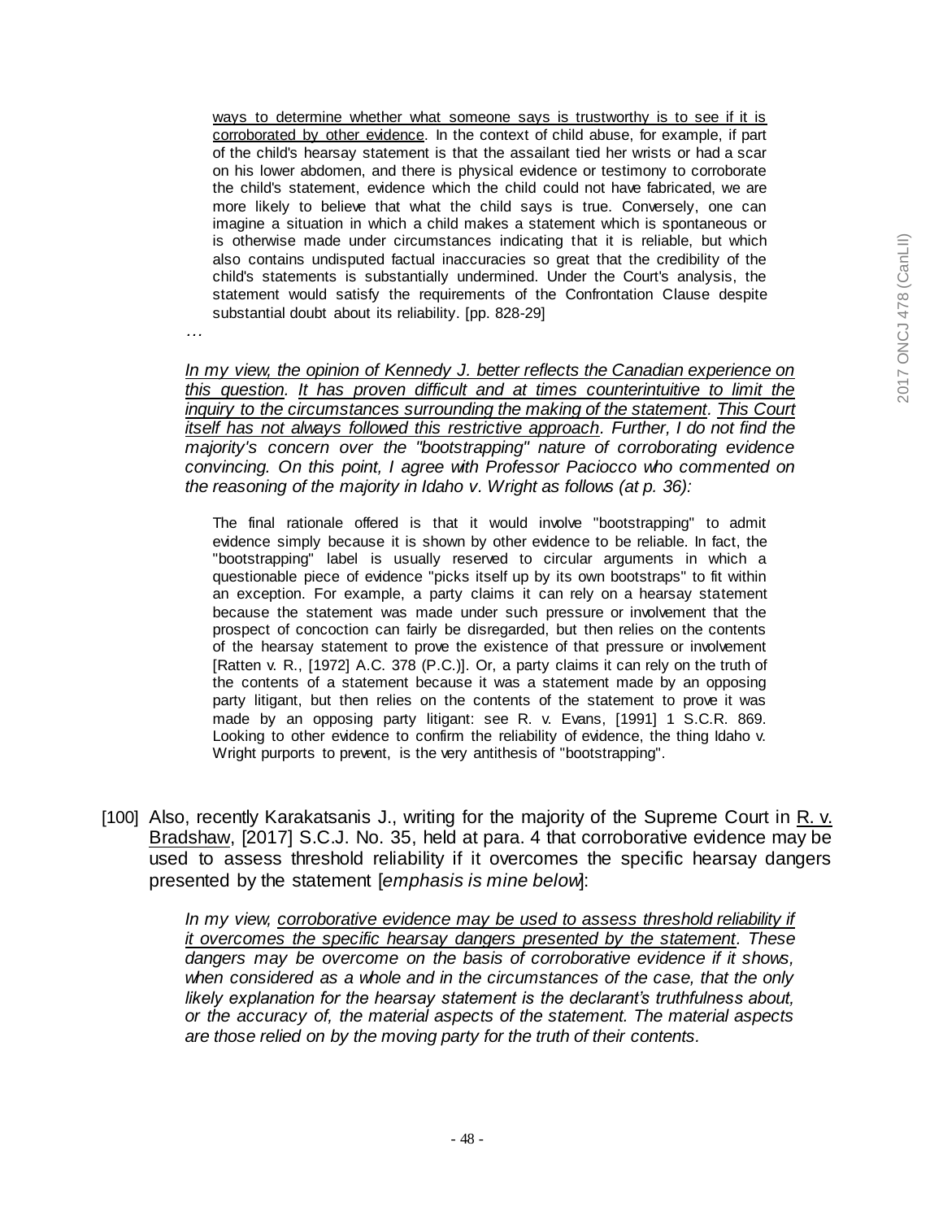> > <u>ways to determine whether what someone says is trustworthy is to see if it is corroborated by other evidence</u>. In the context of child abuse, for example, if part of the child's hearsay statement is that the assailant tied her wrists or had a scar on his lower abdomen, and there is physical evidence or testimony to corroborate the child's statement, evidence which the child could not have fabricated, we are more likely to believe that what the child says is true. Conversely, one can imagine a situation in which a child makes a statement which is spontaneous or is otherwise made under circumstances indicating that it is reliable, but which also contains undisputed factual inaccuracies so great that the credibility of the child's statements is substantially undermined. Under the Court's analysis, the statement would satisfy the requirements of the Confrontation Clause despite substantial doubt about its reliability. [pp. 828-29]
>
> …
>
> *<u>In my view, the opinion of Kennedy J. better reflects the Canadian experience on this question</u>. <u>It has proven difficult and at times counterintuitive to limit the inquiry to the circumstances surrounding the making of the statement</u>. <u>This Court itself has not always followed this restrictive approach</u>. Further, I do not find the majority's concern over the "bootstrapping" nature of corroborating evidence convincing. On this point, I agree with Professor Paciocco who commented on the reasoning of the majority in Idaho v. Wright as follows (at p. 36):*
>
> > The final rationale offered is that it would involve "bootstrapping" to admit evidence simply because it is shown by other evidence to be reliable. In fact, the "bootstrapping" label is usually reserved to circular arguments in which a questionable piece of evidence "picks itself up by its own bootstraps" to fit within an exception. For example, a party claims it can rely on a hearsay statement because the statement was made under such pressure or involvement that the prospect of concoction can fairly be disregarded, but then relies on the contents of the hearsay statement to prove the existence of that pressure or involvement [Ratten v. R., [1972] A.C. 378 (P.C.)]. Or, a party claims it can rely on the truth of the contents of a statement because it was a statement made by an opposing party litigant, but then relies on the contents of the statement to prove it was made by an opposing party litigant: see R. v. Evans, [1991] 1 S.C.R. 869. Looking to other evidence to confirm the reliability of evidence, the thing Idaho v. Wright purports to prevent, is the very antithesis of "bootstrapping".

[100] Also, recently Karakatsanis J., writing for the majority of the Supreme Court in <u>R. v. Bradshaw</u>, [2017] S.C.J. No. 35, held at para. 4 that corroborative evidence may be used to assess threshold reliability if it overcomes the specific hearsay dangers presented by the statement [*emphasis is mine below*]:

> *In my view, <u>corroborative evidence may be used to assess threshold reliability if it overcomes the specific hearsay dangers presented by the statement</u>. These dangers may be overcome on the basis of corroborative evidence if it shows, when considered as a whole and in the circumstances of the case, that the only likely explanation for the hearsay statement is the declarant's truthfulness about, or the accuracy of, the material aspects of the statement. The material aspects are those relied on by the moving party for the truth of their contents.*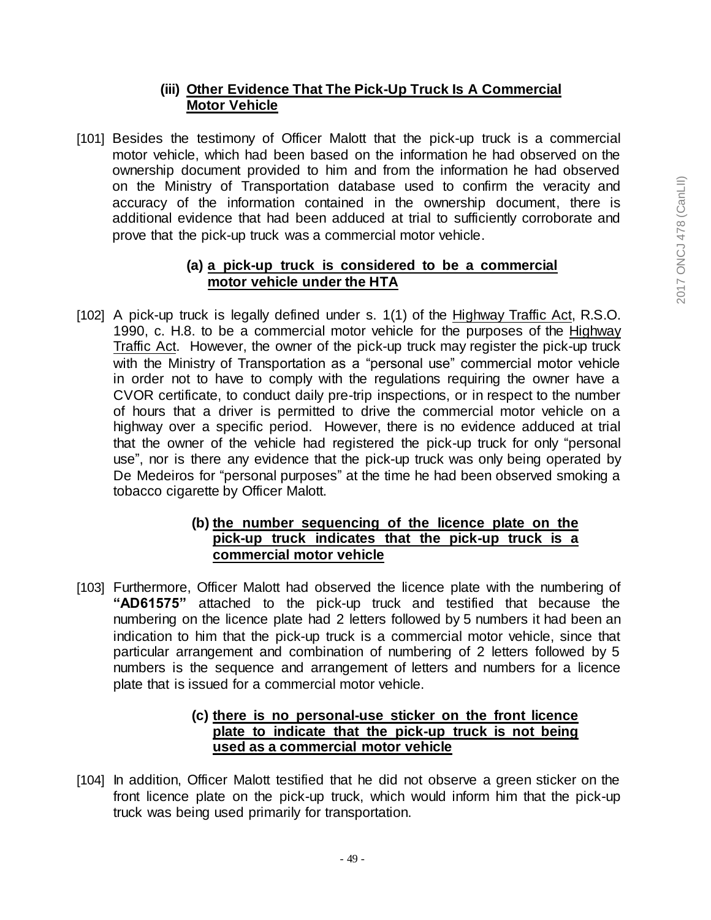### (iii) Other Evidence That The Pick-Up Truck Is A Commercial Motor Vehicle

[101] Besides the testimony of Officer Malott that the pick-up truck is a commercial motor vehicle, which had been based on the information he had observed on the ownership document provided to him and from the information he had observed on the Ministry of Transportation database used to confirm the veracity and accuracy of the information contained in the ownership document, there is additional evidence that had been adduced at trial to sufficiently corroborate and prove that the pick-up truck was a commercial motor vehicle.

#### (a) a pick-up truck is considered to be a commercial motor vehicle under the HTA

[102] A pick-up truck is legally defined under s. 1(1) of the Highway Traffic Act, R.S.O. 1990, c. H.8. to be a commercial motor vehicle for the purposes of the Highway Traffic Act. However, the owner of the pick-up truck may register the pick-up truck with the Ministry of Transportation as a "personal use" commercial motor vehicle in order not to have to comply with the regulations requiring the owner have a CVOR certificate, to conduct daily pre-trip inspections, or in respect to the number of hours that a driver is permitted to drive the commercial motor vehicle on a highway over a specific period. However, there is no evidence adduced at trial that the owner of the vehicle had registered the pick-up truck for only "personal use", nor is there any evidence that the pick-up truck was only being operated by De Medeiros for "personal purposes" at the time he had been observed smoking a tobacco cigarette by Officer Malott.

#### (b) the number sequencing of the licence plate on the pick-up truck indicates that the pick-up truck is a commercial motor vehicle

[103] Furthermore, Officer Malott had observed the licence plate with the numbering of **"AD61575"** attached to the pick-up truck and testified that because the numbering on the licence plate had 2 letters followed by 5 numbers it had been an indication to him that the pick-up truck is a commercial motor vehicle, since that particular arrangement and combination of numbering of 2 letters followed by 5 numbers is the sequence and arrangement of letters and numbers for a licence plate that is issued for a commercial motor vehicle.

#### (c) there is no personal-use sticker on the front licence plate to indicate that the pick-up truck is not being used as a commercial motor vehicle

[104] In addition, Officer Malott testified that he did not observe a green sticker on the front licence plate on the pick-up truck, which would inform him that the pick-up truck was being used primarily for transportation.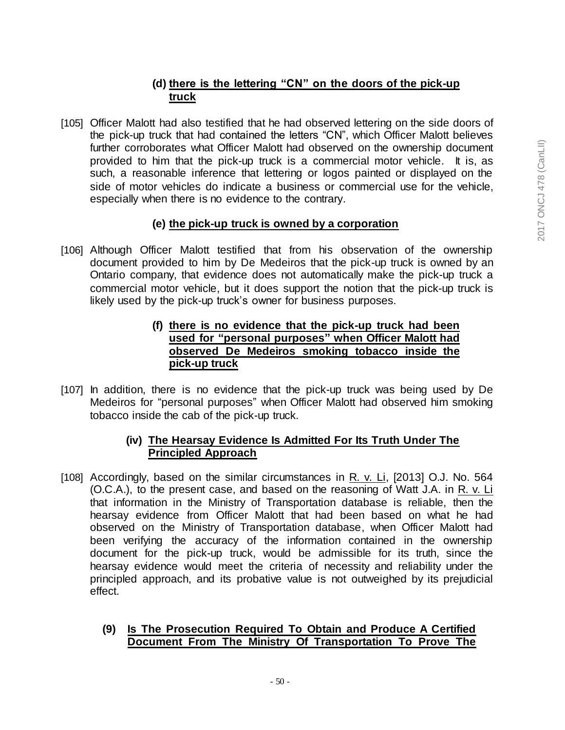**(d) <u>there is the lettering "CN" on the doors of the pick-up truck</u>**

[105] Officer Malott had also testified that he had observed lettering on the side doors of the pick-up truck that had contained the letters "CN", which Officer Malott believes further corroborates what Officer Malott had observed on the ownership document provided to him that the pick-up truck is a commercial motor vehicle. It is, as such, a reasonable inference that lettering or logos painted or displayed on the side of motor vehicles do indicate a business or commercial use for the vehicle, especially when there is no evidence to the contrary.

**(e) <u>the pick-up truck is owned by a corporation</u>**

[106] Although Officer Malott testified that from his observation of the ownership document provided to him by De Medeiros that the pick-up truck is owned by an Ontario company, that evidence does not automatically make the pick-up truck a commercial motor vehicle, but it does support the notion that the pick-up truck is likely used by the pick-up truck's owner for business purposes.

**(f) <u>there is no evidence that the pick-up truck had been used for "personal purposes" when Officer Malott had observed De Medeiros smoking tobacco inside the pick-up truck</u>**

[107] In addition, there is no evidence that the pick-up truck was being used by De Medeiros for "personal purposes" when Officer Malott had observed him smoking tobacco inside the cab of the pick-up truck.

**(iv) <u>The Hearsay Evidence Is Admitted For Its Truth Under The Principled Approach</u>**

[108] Accordingly, based on the similar circumstances in <u>R. v. Li</u>, [2013] O.J. No. 564 (O.C.A.), to the present case, and based on the reasoning of Watt J.A. in <u>R. v. Li</u> that information in the Ministry of Transportation database is reliable, then the hearsay evidence from Officer Malott that had been based on what he had observed on the Ministry of Transportation database, when Officer Malott had been verifying the accuracy of the information contained in the ownership document for the pick-up truck, would be admissible for its truth, since the hearsay evidence would meet the criteria of necessity and reliability under the principled approach, and its probative value is not outweighed by its prejudicial effect.

**(9) <u>Is The Prosecution Required To Obtain and Produce A Certified Document From The Ministry Of Transportation To Prove The</u>**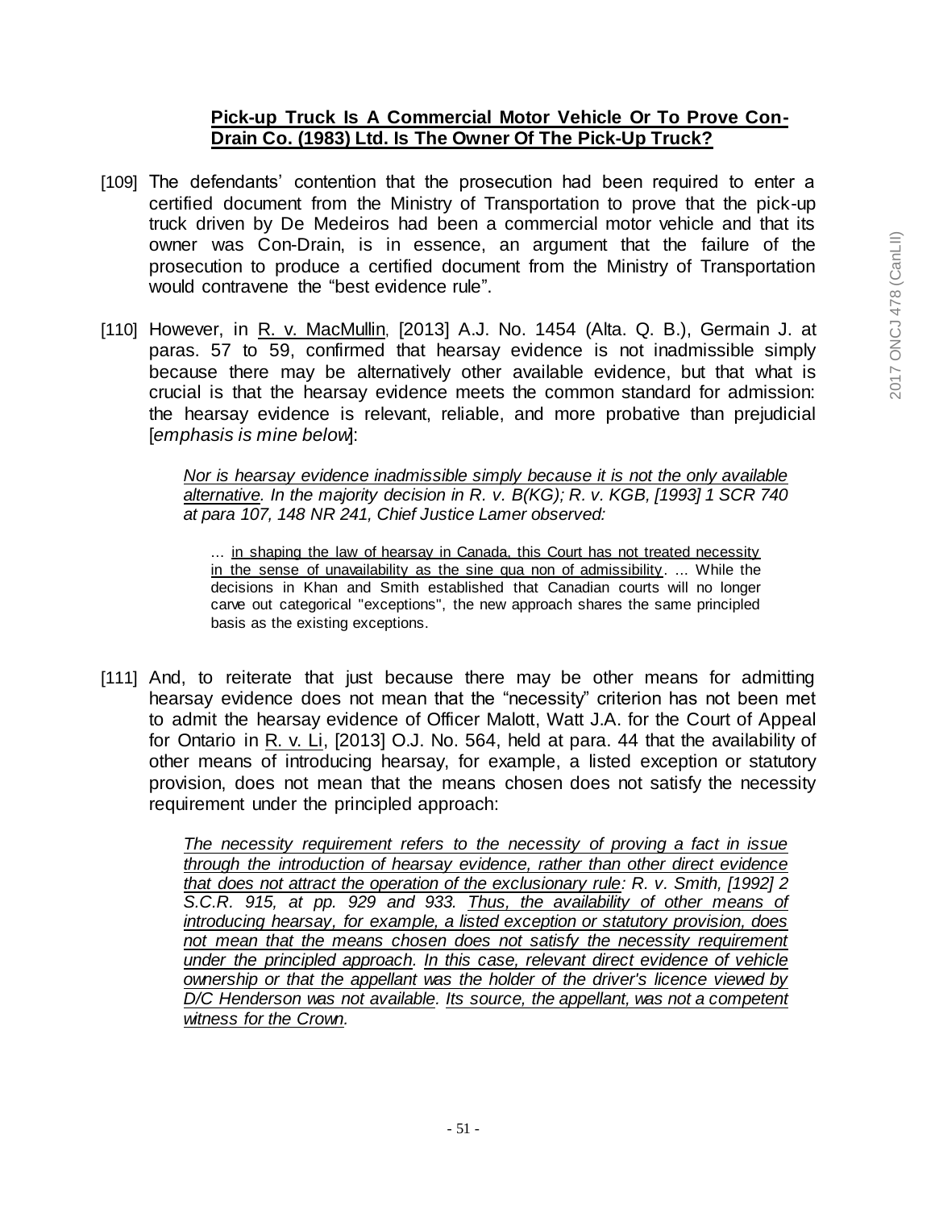## Pick-up Truck Is A Commercial Motor Vehicle Or To Prove Con-Drain Co. (1983) Ltd. Is The Owner Of The Pick-Up Truck?

[109] The defendants' contention that the prosecution had been required to enter a certified document from the Ministry of Transportation to prove that the pick-up truck driven by De Medeiros had been a commercial motor vehicle and that its owner was Con-Drain, is in essence, an argument that the failure of the prosecution to produce a certified document from the Ministry of Transportation would contravene the "best evidence rule".

[110] However, in R. v. MacMullin, [2013] A.J. No. 1454 (Alta. Q. B.), Germain J. at paras. 57 to 59, confirmed that hearsay evidence is not inadmissible simply because there may be alternatively other available evidence, but that what is crucial is that the hearsay evidence meets the common standard for admission: the hearsay evidence is relevant, reliable, and more probative than prejudicial [*emphasis is mine below*]:

> *Nor is hearsay evidence inadmissible simply because it is not the only available alternative. In the majority decision in R. v. B(KG); R. v. KGB, [1993] 1 SCR 740 at para 107, 148 NR 241, Chief Justice Lamer observed:*
>
> > ... in shaping the law of hearsay in Canada, this Court has not treated necessity in the sense of unavailability as the sine qua non of admissibility. ... While the decisions in Khan and Smith established that Canadian courts will no longer carve out categorical "exceptions", the new approach shares the same principled basis as the existing exceptions.

[111] And, to reiterate that just because there may be other means for admitting hearsay evidence does not mean that the "necessity" criterion has not been met to admit the hearsay evidence of Officer Malott, Watt J.A. for the Court of Appeal for Ontario in R. v. Li, [2013] O.J. No. 564, held at para. 44 that the availability of other means of introducing hearsay, for example, a listed exception or statutory provision, does not mean that the means chosen does not satisfy the necessity requirement under the principled approach:

> *The necessity requirement refers to the necessity of proving a fact in issue through the introduction of hearsay evidence, rather than other direct evidence that does not attract the operation of the exclusionary rule: R. v. Smith, [1992] 2 S.C.R. 915, at pp. 929 and 933. Thus, the availability of other means of introducing hearsay, for example, a listed exception or statutory provision, does not mean that the means chosen does not satisfy the necessity requirement under the principled approach. In this case, relevant direct evidence of vehicle ownership or that the appellant was the holder of the driver's licence viewed by D/C Henderson was not available. Its source, the appellant, was not a competent witness for the Crown.*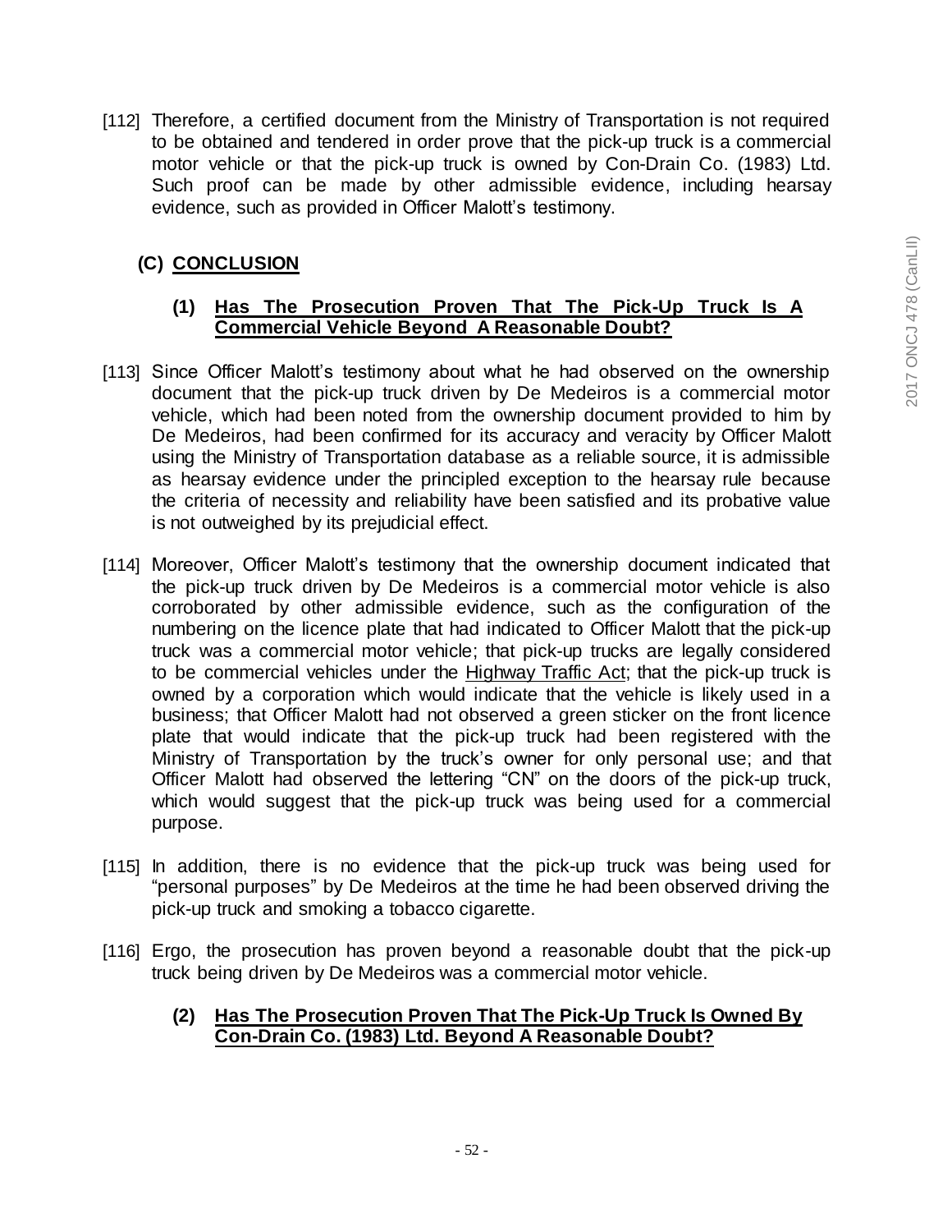[112] Therefore, a certified document from the Ministry of Transportation is not required to be obtained and tendered in order prove that the pick-up truck is a commercial motor vehicle or that the pick-up truck is owned by Con-Drain Co. (1983) Ltd. Such proof can be made by other admissible evidence, including hearsay evidence, such as provided in Officer Malott's testimony.

## (C) CONCLUSION

### (1) Has The Prosecution Proven That The Pick-Up Truck Is A Commercial Vehicle Beyond A Reasonable Doubt?

[113] Since Officer Malott's testimony about what he had observed on the ownership document that the pick-up truck driven by De Medeiros is a commercial motor vehicle, which had been noted from the ownership document provided to him by De Medeiros, had been confirmed for its accuracy and veracity by Officer Malott using the Ministry of Transportation database as a reliable source, it is admissible as hearsay evidence under the principled exception to the hearsay rule because the criteria of necessity and reliability have been satisfied and its probative value is not outweighed by its prejudicial effect.

[114] Moreover, Officer Malott's testimony that the ownership document indicated that the pick-up truck driven by De Medeiros is a commercial motor vehicle is also corroborated by other admissible evidence, such as the configuration of the numbering on the licence plate that had indicated to Officer Malott that the pick-up truck was a commercial motor vehicle; that pick-up trucks are legally considered to be commercial vehicles under the Highway Traffic Act; that the pick-up truck is owned by a corporation which would indicate that the vehicle is likely used in a business; that Officer Malott had not observed a green sticker on the front licence plate that would indicate that the pick-up truck had been registered with the Ministry of Transportation by the truck's owner for only personal use; and that Officer Malott had observed the lettering "CN" on the doors of the pick-up truck, which would suggest that the pick-up truck was being used for a commercial purpose.

[115] In addition, there is no evidence that the pick-up truck was being used for "personal purposes" by De Medeiros at the time he had been observed driving the pick-up truck and smoking a tobacco cigarette.

[116] Ergo, the prosecution has proven beyond a reasonable doubt that the pick-up truck being driven by De Medeiros was a commercial motor vehicle.

### (2) Has The Prosecution Proven That The Pick-Up Truck Is Owned By Con-Drain Co. (1983) Ltd. Beyond A Reasonable Doubt?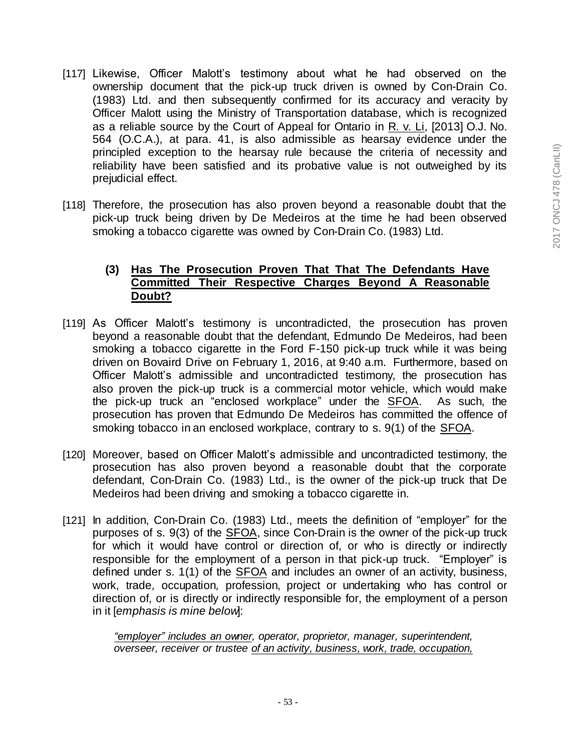[117] Likewise, Officer Malott's testimony about what he had observed on the ownership document that the pick-up truck driven is owned by Con-Drain Co. (1983) Ltd. and then subsequently confirmed for its accuracy and veracity by Officer Malott using the Ministry of Transportation database, which is recognized as a reliable source by the Court of Appeal for Ontario in R. v. Li, [2013] O.J. No. 564 (O.C.A.), at para. 41, is also admissible as hearsay evidence under the principled exception to the hearsay rule because the criteria of necessity and reliability have been satisfied and its probative value is not outweighed by its prejudicial effect.

[118] Therefore, the prosecution has also proven beyond a reasonable doubt that the pick-up truck being driven by De Medeiros at the time he had been observed smoking a tobacco cigarette was owned by Con-Drain Co. (1983) Ltd.

### (3) Has The Prosecution Proven That That The Defendants Have Committed Their Respective Charges Beyond A Reasonable Doubt?

[119] As Officer Malott's testimony is uncontradicted, the prosecution has proven beyond a reasonable doubt that the defendant, Edmundo De Medeiros, had been smoking a tobacco cigarette in the Ford F-150 pick-up truck while it was being driven on Bovaird Drive on February 1, 2016, at 9:40 a.m. Furthermore, based on Officer Malott's admissible and uncontradicted testimony, the prosecution has also proven the pick-up truck is a commercial motor vehicle, which would make the pick-up truck an "enclosed workplace" under the SFOA. As such, the prosecution has proven that Edmundo De Medeiros has committed the offence of smoking tobacco in an enclosed workplace, contrary to s. 9(1) of the SFOA.

[120] Moreover, based on Officer Malott's admissible and uncontradicted testimony, the prosecution has also proven beyond a reasonable doubt that the corporate defendant, Con-Drain Co. (1983) Ltd., is the owner of the pick-up truck that De Medeiros had been driving and smoking a tobacco cigarette in.

[121] In addition, Con-Drain Co. (1983) Ltd., meets the definition of "employer" for the purposes of s. 9(3) of the SFOA, since Con-Drain is the owner of the pick-up truck for which it would have control or direction of, or who is directly or indirectly responsible for the employment of a person in that pick-up truck. "Employer" is defined under s. 1(1) of the SFOA and includes an owner of an activity, business, work, trade, occupation, profession, project or undertaking who has control or direction of, or is directly or indirectly responsible for, the employment of a person in it [*emphasis is mine below*]:

> *"employer" includes an owner, operator, proprietor, manager, superintendent, overseer, receiver or trustee of an activity, business, work, trade, occupation,*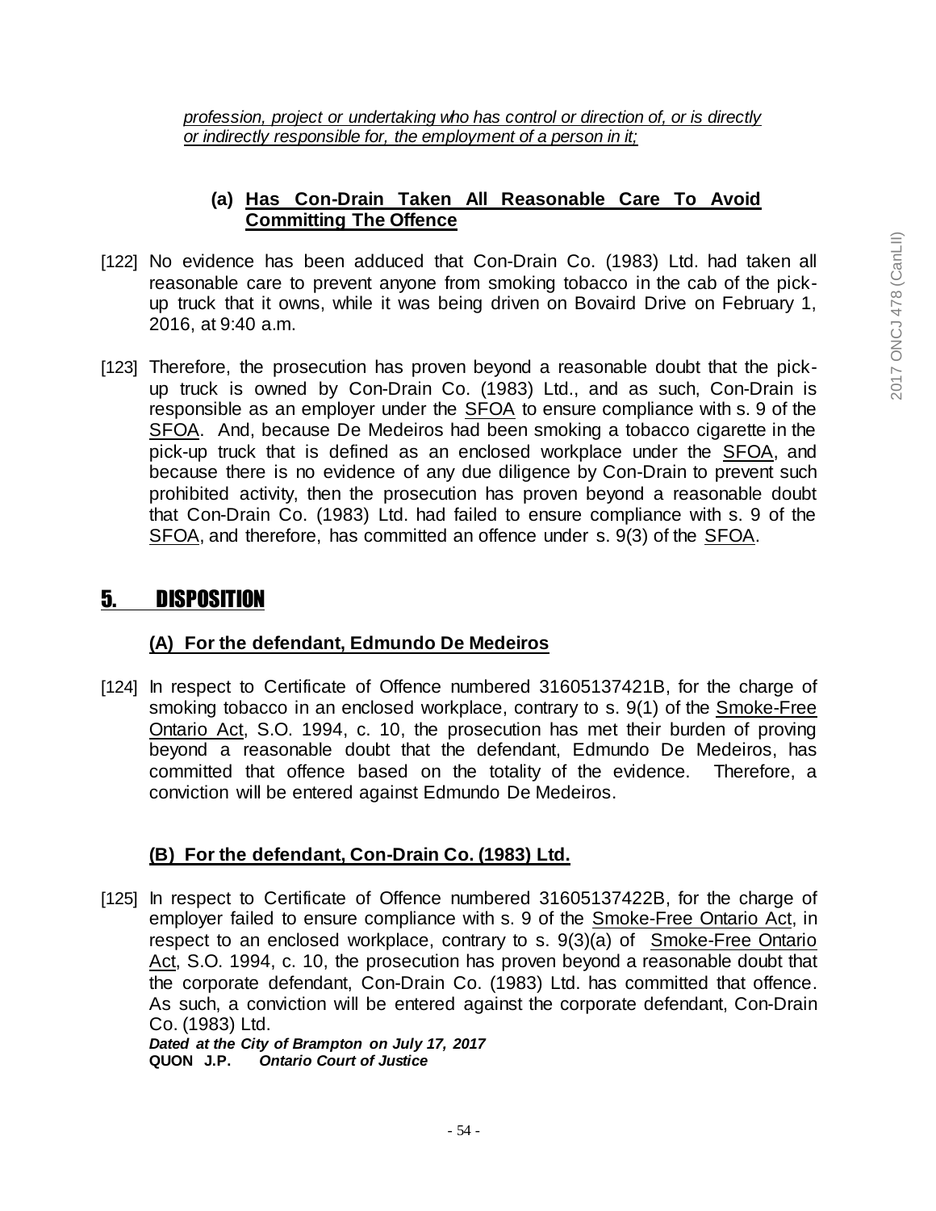*profession, project or undertaking who has control or direction of, or is directly or indirectly responsible for, the employment of a person in it;*

#### (a) Has Con-Drain Taken All Reasonable Care To Avoid Committing The Offence

[122] No evidence has been adduced that Con-Drain Co. (1983) Ltd. had taken all reasonable care to prevent anyone from smoking tobacco in the cab of the pick-up truck that it owns, while it was being driven on Bovaird Drive on February 1, 2016, at 9:40 a.m.

[123] Therefore, the prosecution has proven beyond a reasonable doubt that the pick-up truck is owned by Con-Drain Co. (1983) Ltd., and as such, Con-Drain is responsible as an employer under the SFOA to ensure compliance with s. 9 of the SFOA. And, because De Medeiros had been smoking a tobacco cigarette in the pick-up truck that is defined as an enclosed workplace under the SFOA, and because there is no evidence of any due diligence by Con-Drain to prevent such prohibited activity, then the prosecution has proven beyond a reasonable doubt that Con-Drain Co. (1983) Ltd. had failed to ensure compliance with s. 9 of the SFOA, and therefore, has committed an offence under s. 9(3) of the SFOA.

## 5. DISPOSITION

### (A) For the defendant, Edmundo De Medeiros

[124] In respect to Certificate of Offence numbered 31605137421B, for the charge of smoking tobacco in an enclosed workplace, contrary to s. 9(1) of the Smoke-Free Ontario Act, S.O. 1994, c. 10, the prosecution has met their burden of proving beyond a reasonable doubt that the defendant, Edmundo De Medeiros, has committed that offence based on the totality of the evidence. Therefore, a conviction will be entered against Edmundo De Medeiros.

### (B) For the defendant, Con-Drain Co. (1983) Ltd.

[125] In respect to Certificate of Offence numbered 31605137422B, for the charge of employer failed to ensure compliance with s. 9 of the Smoke-Free Ontario Act, in respect to an enclosed workplace, contrary to s. 9(3)(a) of Smoke-Free Ontario Act, S.O. 1994, c. 10, the prosecution has proven beyond a reasonable doubt that the corporate defendant, Con-Drain Co. (1983) Ltd. has committed that offence. As such, a conviction will be entered against the corporate defendant, Con-Drain Co. (1983) Ltd.

***Dated at the City of Brampton on July 17, 2017***
**QUON J.P.** ***Ontario Court of Justice***